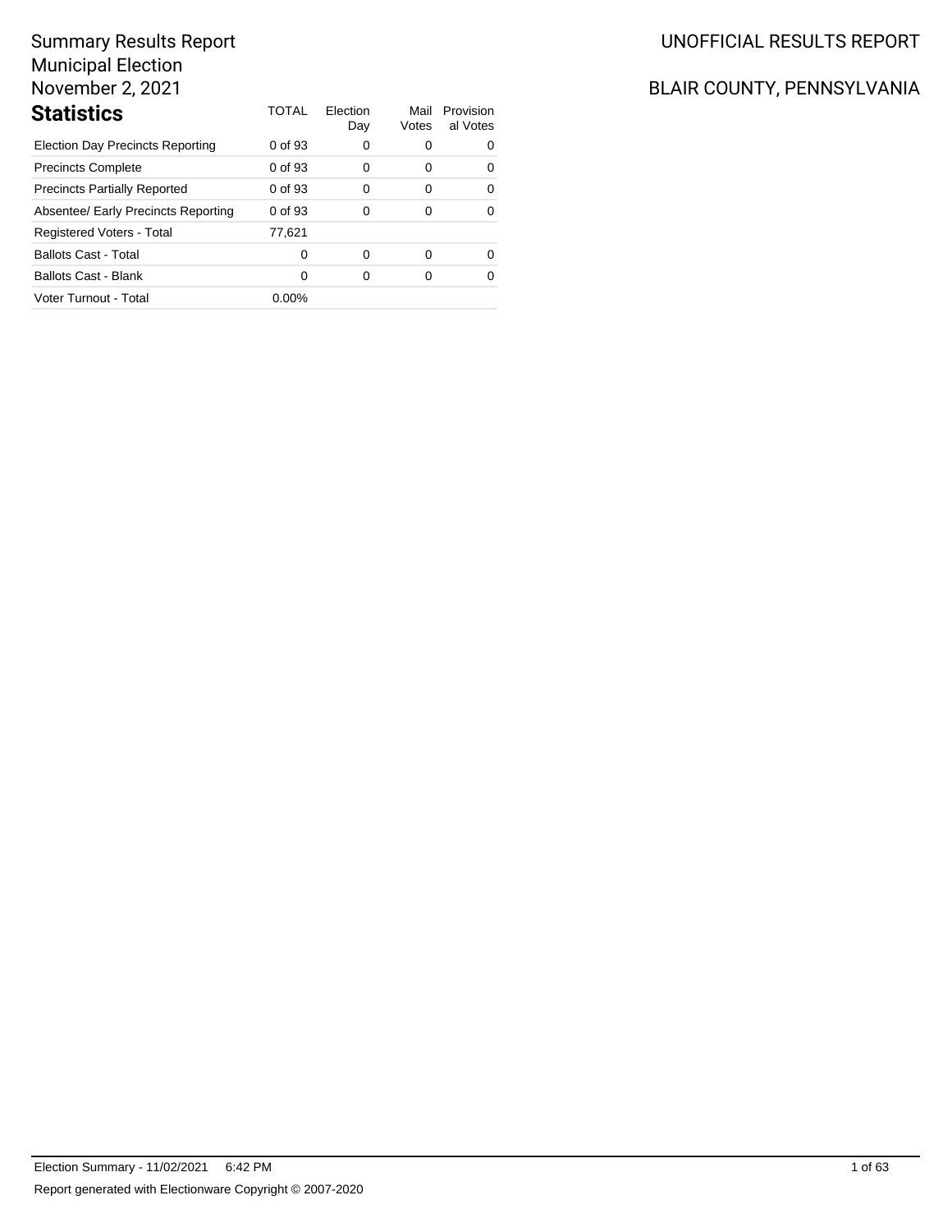Summary Results Report
Municipal Election
November 2, 2021

UNOFFICIAL RESULTS REPORT

BLAIR COUNTY, PENNSYLVANIA

## Statistics

| Statistics | TOTAL | Election Day | Mail Votes | Provisional Votes |
|---|---|---|---|---|
| Election Day Precincts Reporting | 0 of 93 | 0 | 0 | 0 |
| Precincts Complete | 0 of 93 | 0 | 0 | 0 |
| Precincts Partially Reported | 0 of 93 | 0 | 0 | 0 |
| Absentee/ Early Precincts Reporting | 0 of 93 | 0 | 0 | 0 |
| Registered Voters - Total | 77,621 | | | |
| Ballots Cast - Total | 0 | 0 | 0 | 0 |
| Ballots Cast - Blank | 0 | 0 | 0 | 0 |
| Voter Turnout - Total | 0.00% | | | |

Election Summary - 11/02/2021 6:42 PM

Report generated with Electionware Copyright © 2007-2020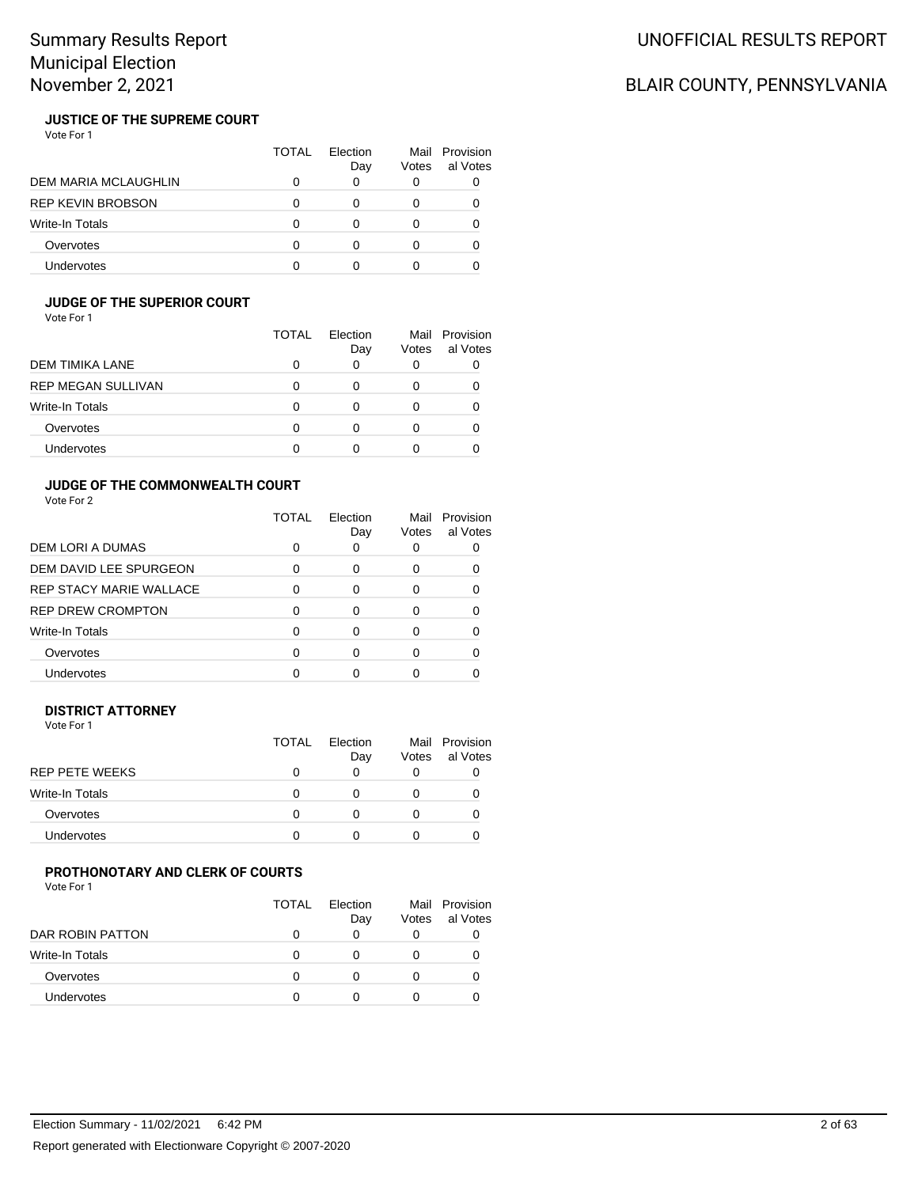# Summary Results Report
## Municipal Election
## November 2, 2021

UNOFFICIAL RESULTS REPORT

BLAIR COUNTY, PENNSYLVANIA

### JUSTICE OF THE SUPREME COURT

Vote For 1

| | TOTAL | Election Day | Mail Votes | Provisional Votes |
|---|---|---|---|---|
| DEM MARIA MCLAUGHLIN | 0 | 0 | 0 | 0 |
| REP KEVIN BROBSON | 0 | 0 | 0 | 0 |
| Write-In Totals | 0 | 0 | 0 | 0 |
| Overvotes | 0 | 0 | 0 | 0 |
| Undervotes | 0 | 0 | 0 | 0 |

### JUDGE OF THE SUPERIOR COURT

Vote For 1

| | TOTAL | Election Day | Mail Votes | Provisional Votes |
|---|---|---|---|---|
| DEM TIMIKA LANE | 0 | 0 | 0 | 0 |
| REP MEGAN SULLIVAN | 0 | 0 | 0 | 0 |
| Write-In Totals | 0 | 0 | 0 | 0 |
| Overvotes | 0 | 0 | 0 | 0 |
| Undervotes | 0 | 0 | 0 | 0 |

### JUDGE OF THE COMMONWEALTH COURT

Vote For 2

| | TOTAL | Election Day | Mail Votes | Provisional Votes |
|---|---|---|---|---|
| DEM LORI A DUMAS | 0 | 0 | 0 | 0 |
| DEM DAVID LEE SPURGEON | 0 | 0 | 0 | 0 |
| REP STACY MARIE WALLACE | 0 | 0 | 0 | 0 |
| REP DREW CROMPTON | 0 | 0 | 0 | 0 |
| Write-In Totals | 0 | 0 | 0 | 0 |
| Overvotes | 0 | 0 | 0 | 0 |
| Undervotes | 0 | 0 | 0 | 0 |

### DISTRICT ATTORNEY

Vote For 1

| | TOTAL | Election Day | Mail Votes | Provisional Votes |
|---|---|---|---|---|
| REP PETE WEEKS | 0 | 0 | 0 | 0 |
| Write-In Totals | 0 | 0 | 0 | 0 |
| Overvotes | 0 | 0 | 0 | 0 |
| Undervotes | 0 | 0 | 0 | 0 |

### PROTHONOTARY AND CLERK OF COURTS

Vote For 1

| | TOTAL | Election Day | Mail Votes | Provisional Votes |
|---|---|---|---|---|
| DAR ROBIN PATTON | 0 | 0 | 0 | 0 |
| Write-In Totals | 0 | 0 | 0 | 0 |
| Overvotes | 0 | 0 | 0 | 0 |
| Undervotes | 0 | 0 | 0 | 0 |

Election Summary - 11/02/2021 6:42 PM

Report generated with Electionware Copyright © 2007-2020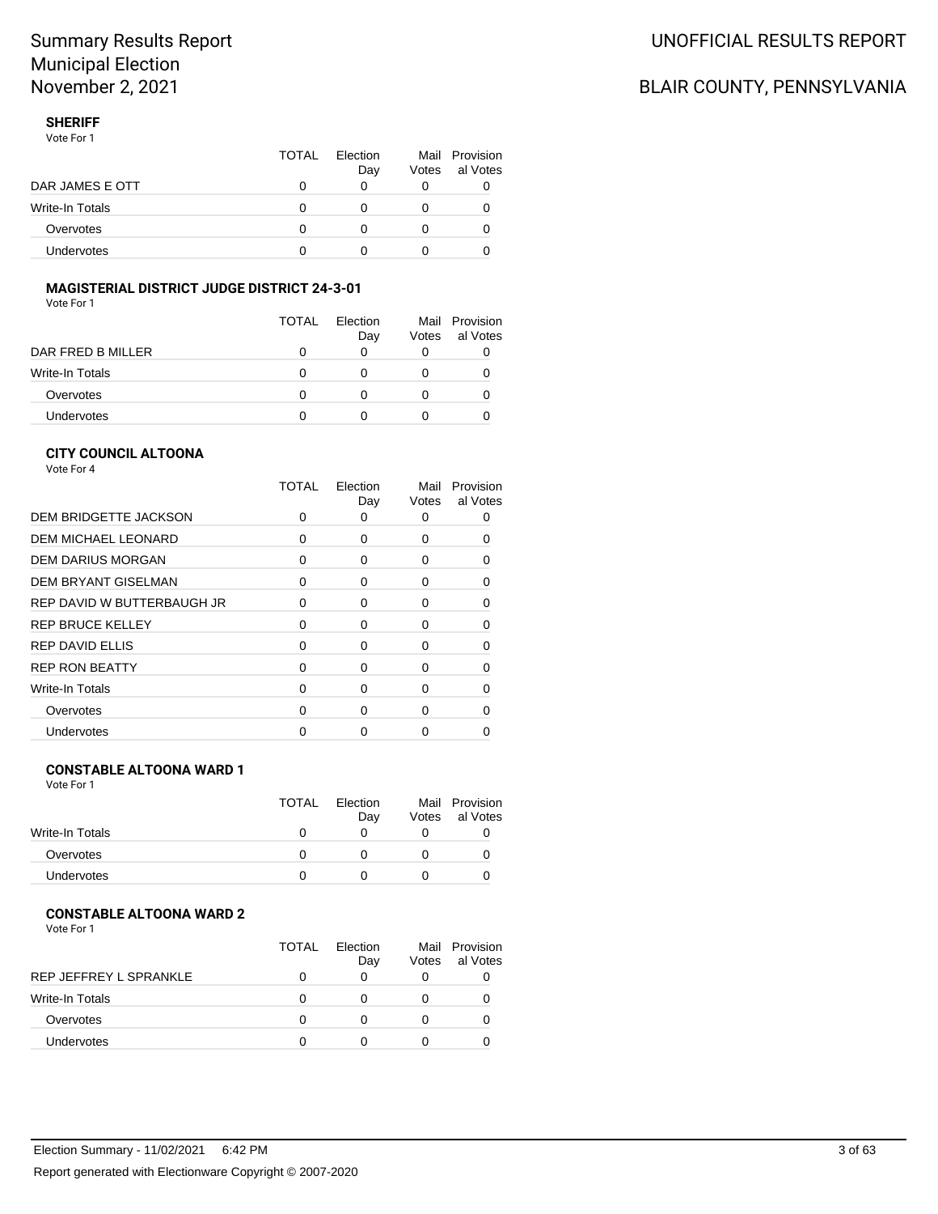# Summary Results Report
# Municipal Election
# November 2, 2021

UNOFFICIAL RESULTS REPORT

BLAIR COUNTY, PENNSYLVANIA

### SHERIFF

Vote For 1

| | TOTAL | Election Day | Mail Votes | Provisional Votes |
|---|---|---|---|---|
| DAR JAMES E OTT | 0 | 0 | 0 | 0 |
| Write-In Totals | 0 | 0 | 0 | 0 |
| Overvotes | 0 | 0 | 0 | 0 |
| Undervotes | 0 | 0 | 0 | 0 |

### MAGISTERIAL DISTRICT JUDGE DISTRICT 24-3-01

Vote For 1

| | TOTAL | Election Day | Mail Votes | Provisional Votes |
|---|---|---|---|---|
| DAR FRED B MILLER | 0 | 0 | 0 | 0 |
| Write-In Totals | 0 | 0 | 0 | 0 |
| Overvotes | 0 | 0 | 0 | 0 |
| Undervotes | 0 | 0 | 0 | 0 |

### CITY COUNCIL ALTOONA

Vote For 4

| | TOTAL | Election Day | Mail Votes | Provisional Votes |
|---|---|---|---|---|
| DEM BRIDGETTE JACKSON | 0 | 0 | 0 | 0 |
| DEM MICHAEL LEONARD | 0 | 0 | 0 | 0 |
| DEM DARIUS MORGAN | 0 | 0 | 0 | 0 |
| DEM BRYANT GISELMAN | 0 | 0 | 0 | 0 |
| REP DAVID W BUTTERBAUGH JR | 0 | 0 | 0 | 0 |
| REP BRUCE KELLEY | 0 | 0 | 0 | 0 |
| REP DAVID ELLIS | 0 | 0 | 0 | 0 |
| REP RON BEATTY | 0 | 0 | 0 | 0 |
| Write-In Totals | 0 | 0 | 0 | 0 |
| Overvotes | 0 | 0 | 0 | 0 |
| Undervotes | 0 | 0 | 0 | 0 |

### CONSTABLE ALTOONA WARD 1

Vote For 1

| | TOTAL | Election Day | Mail Votes | Provisional Votes |
|---|---|---|---|---|
| Write-In Totals | 0 | 0 | 0 | 0 |
| Overvotes | 0 | 0 | 0 | 0 |
| Undervotes | 0 | 0 | 0 | 0 |

### CONSTABLE ALTOONA WARD 2

Vote For 1

| | TOTAL | Election Day | Mail Votes | Provisional Votes |
|---|---|---|---|---|
| REP JEFFREY L SPRANKLE | 0 | 0 | 0 | 0 |
| Write-In Totals | 0 | 0 | 0 | 0 |
| Overvotes | 0 | 0 | 0 | 0 |
| Undervotes | 0 | 0 | 0 | 0 |

Election Summary - 11/02/2021 6:42 PM

Report generated with Electionware Copyright © 2007-2020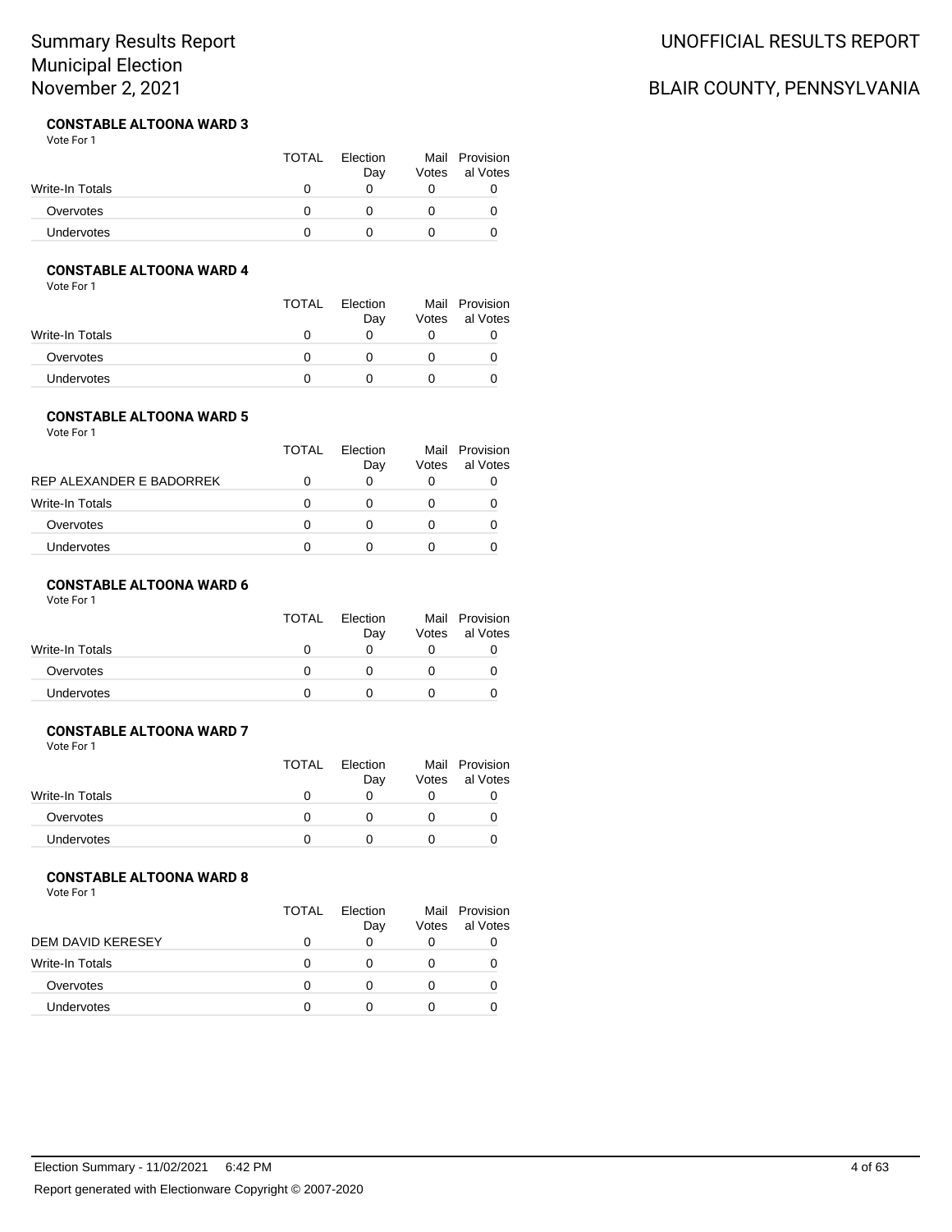### CONSTABLE ALTOONA WARD 3

Vote For 1

| | TOTAL | Election Day | Mail Votes | Provisional Votes |
|---|---|---|---|---|
| Write-In Totals | 0 | 0 | 0 | 0 |
| Overvotes | 0 | 0 | 0 | 0 |
| Undervotes | 0 | 0 | 0 | 0 |

### CONSTABLE ALTOONA WARD 4

Vote For 1

| | TOTAL | Election Day | Mail Votes | Provisional Votes |
|---|---|---|---|---|
| Write-In Totals | 0 | 0 | 0 | 0 |
| Overvotes | 0 | 0 | 0 | 0 |
| Undervotes | 0 | 0 | 0 | 0 |

### CONSTABLE ALTOONA WARD 5

Vote For 1

| | TOTAL | Election Day | Mail Votes | Provisional Votes |
|---|---|---|---|---|
| REP ALEXANDER E BADORREK | 0 | 0 | 0 | 0 |
| Write-In Totals | 0 | 0 | 0 | 0 |
| Overvotes | 0 | 0 | 0 | 0 |
| Undervotes | 0 | 0 | 0 | 0 |

### CONSTABLE ALTOONA WARD 6

Vote For 1

| | TOTAL | Election Day | Mail Votes | Provisional Votes |
|---|---|---|---|---|
| Write-In Totals | 0 | 0 | 0 | 0 |
| Overvotes | 0 | 0 | 0 | 0 |
| Undervotes | 0 | 0 | 0 | 0 |

### CONSTABLE ALTOONA WARD 7

Vote For 1

| | TOTAL | Election Day | Mail Votes | Provisional Votes |
|---|---|---|---|---|
| Write-In Totals | 0 | 0 | 0 | 0 |
| Overvotes | 0 | 0 | 0 | 0 |
| Undervotes | 0 | 0 | 0 | 0 |

### CONSTABLE ALTOONA WARD 8

Vote For 1

| | TOTAL | Election Day | Mail Votes | Provisional Votes |
|---|---|---|---|---|
| DEM DAVID KERESEY | 0 | 0 | 0 | 0 |
| Write-In Totals | 0 | 0 | 0 | 0 |
| Overvotes | 0 | 0 | 0 | 0 |
| Undervotes | 0 | 0 | 0 | 0 |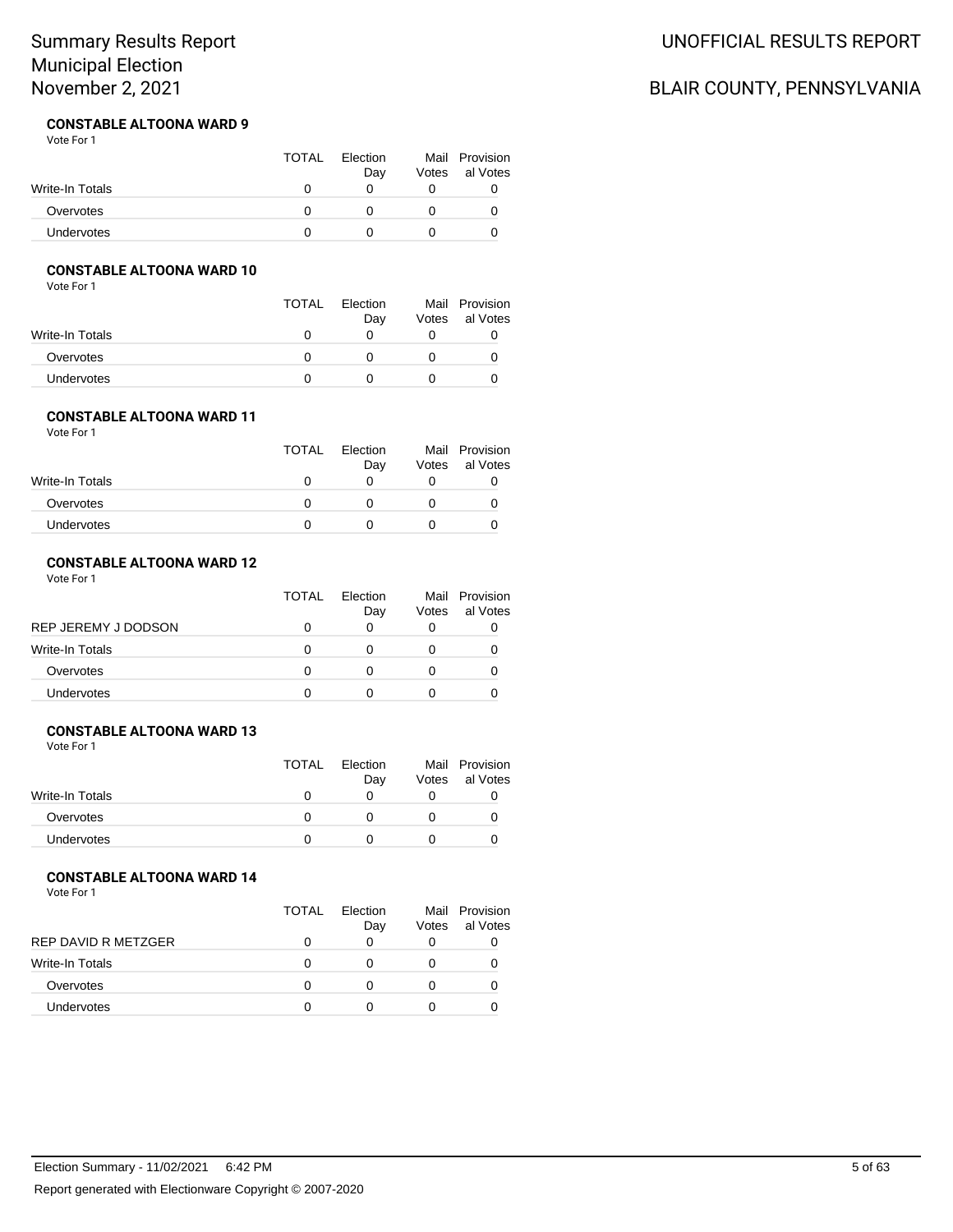### CONSTABLE ALTOONA WARD 9

Vote For 1

| | TOTAL | Election Day | Mail Votes | Provisional Votes |
|---|---|---|---|---|
| Write-In Totals | 0 | 0 | 0 | 0 |
| Overvotes | 0 | 0 | 0 | 0 |
| Undervotes | 0 | 0 | 0 | 0 |

### CONSTABLE ALTOONA WARD 10

Vote For 1

| | TOTAL | Election Day | Mail Votes | Provisional Votes |
|---|---|---|---|---|
| Write-In Totals | 0 | 0 | 0 | 0 |
| Overvotes | 0 | 0 | 0 | 0 |
| Undervotes | 0 | 0 | 0 | 0 |

### CONSTABLE ALTOONA WARD 11

Vote For 1

| | TOTAL | Election Day | Mail Votes | Provisional Votes |
|---|---|---|---|---|
| Write-In Totals | 0 | 0 | 0 | 0 |
| Overvotes | 0 | 0 | 0 | 0 |
| Undervotes | 0 | 0 | 0 | 0 |

### CONSTABLE ALTOONA WARD 12

Vote For 1

| | TOTAL | Election Day | Mail Votes | Provisional Votes |
|---|---|---|---|---|
| REP JEREMY J DODSON | 0 | 0 | 0 | 0 |
| Write-In Totals | 0 | 0 | 0 | 0 |
| Overvotes | 0 | 0 | 0 | 0 |
| Undervotes | 0 | 0 | 0 | 0 |

### CONSTABLE ALTOONA WARD 13

Vote For 1

| | TOTAL | Election Day | Mail Votes | Provisional Votes |
|---|---|---|---|---|
| Write-In Totals | 0 | 0 | 0 | 0 |
| Overvotes | 0 | 0 | 0 | 0 |
| Undervotes | 0 | 0 | 0 | 0 |

### CONSTABLE ALTOONA WARD 14

Vote For 1

| | TOTAL | Election Day | Mail Votes | Provisional Votes |
|---|---|---|---|---|
| REP DAVID R METZGER | 0 | 0 | 0 | 0 |
| Write-In Totals | 0 | 0 | 0 | 0 |
| Overvotes | 0 | 0 | 0 | 0 |
| Undervotes | 0 | 0 | 0 | 0 |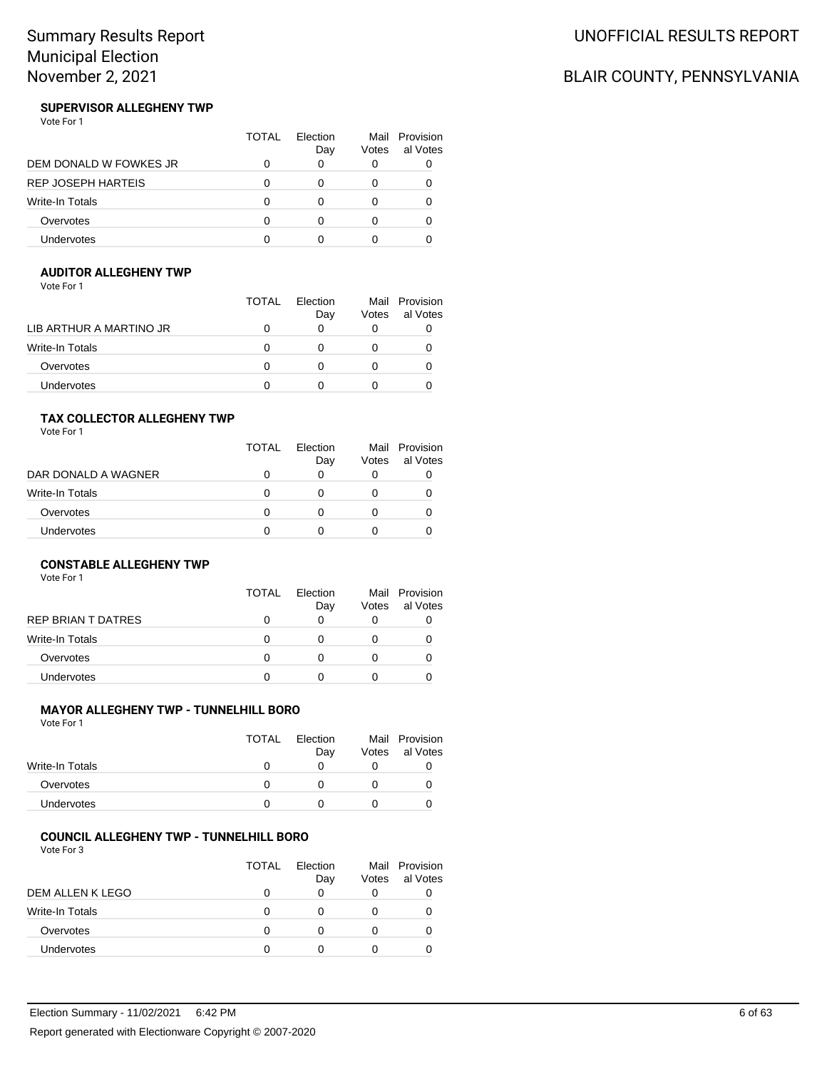# Summary Results Report
## Municipal Election
## November 2, 2021

UNOFFICIAL RESULTS REPORT

BLAIR COUNTY, PENNSYLVANIA

### SUPERVISOR ALLEGHENY TWP

Vote For 1

| | TOTAL | Election Day | Mail Votes | Provisional Votes |
|---|---|---|---|---|
| DEM DONALD W FOWKES JR | 0 | 0 | 0 | 0 |
| REP JOSEPH HARTEIS | 0 | 0 | 0 | 0 |
| Write-In Totals | 0 | 0 | 0 | 0 |
| Overvotes | 0 | 0 | 0 | 0 |
| Undervotes | 0 | 0 | 0 | 0 |

### AUDITOR ALLEGHENY TWP

Vote For 1

| | TOTAL | Election Day | Mail Votes | Provisional Votes |
|---|---|---|---|---|
| LIB ARTHUR A MARTINO JR | 0 | 0 | 0 | 0 |
| Write-In Totals | 0 | 0 | 0 | 0 |
| Overvotes | 0 | 0 | 0 | 0 |
| Undervotes | 0 | 0 | 0 | 0 |

### TAX COLLECTOR ALLEGHENY TWP

Vote For 1

| | TOTAL | Election Day | Mail Votes | Provisional Votes |
|---|---|---|---|---|
| DAR DONALD A WAGNER | 0 | 0 | 0 | 0 |
| Write-In Totals | 0 | 0 | 0 | 0 |
| Overvotes | 0 | 0 | 0 | 0 |
| Undervotes | 0 | 0 | 0 | 0 |

### CONSTABLE ALLEGHENY TWP

Vote For 1

| | TOTAL | Election Day | Mail Votes | Provisional Votes |
|---|---|---|---|---|
| REP BRIAN T DATRES | 0 | 0 | 0 | 0 |
| Write-In Totals | 0 | 0 | 0 | 0 |
| Overvotes | 0 | 0 | 0 | 0 |
| Undervotes | 0 | 0 | 0 | 0 |

### MAYOR ALLEGHENY TWP - TUNNELHILL BORO

Vote For 1

| | TOTAL | Election Day | Mail Votes | Provisional Votes |
|---|---|---|---|---|
| Write-In Totals | 0 | 0 | 0 | 0 |
| Overvotes | 0 | 0 | 0 | 0 |
| Undervotes | 0 | 0 | 0 | 0 |

### COUNCIL ALLEGHENY TWP - TUNNELHILL BORO

Vote For 3

| | TOTAL | Election Day | Mail Votes | Provisional Votes |
|---|---|---|---|---|
| DEM ALLEN K LEGO | 0 | 0 | 0 | 0 |
| Write-In Totals | 0 | 0 | 0 | 0 |
| Overvotes | 0 | 0 | 0 | 0 |
| Undervotes | 0 | 0 | 0 | 0 |

Election Summary - 11/02/2021 6:42 PM

Report generated with Electionware Copyright © 2007-2020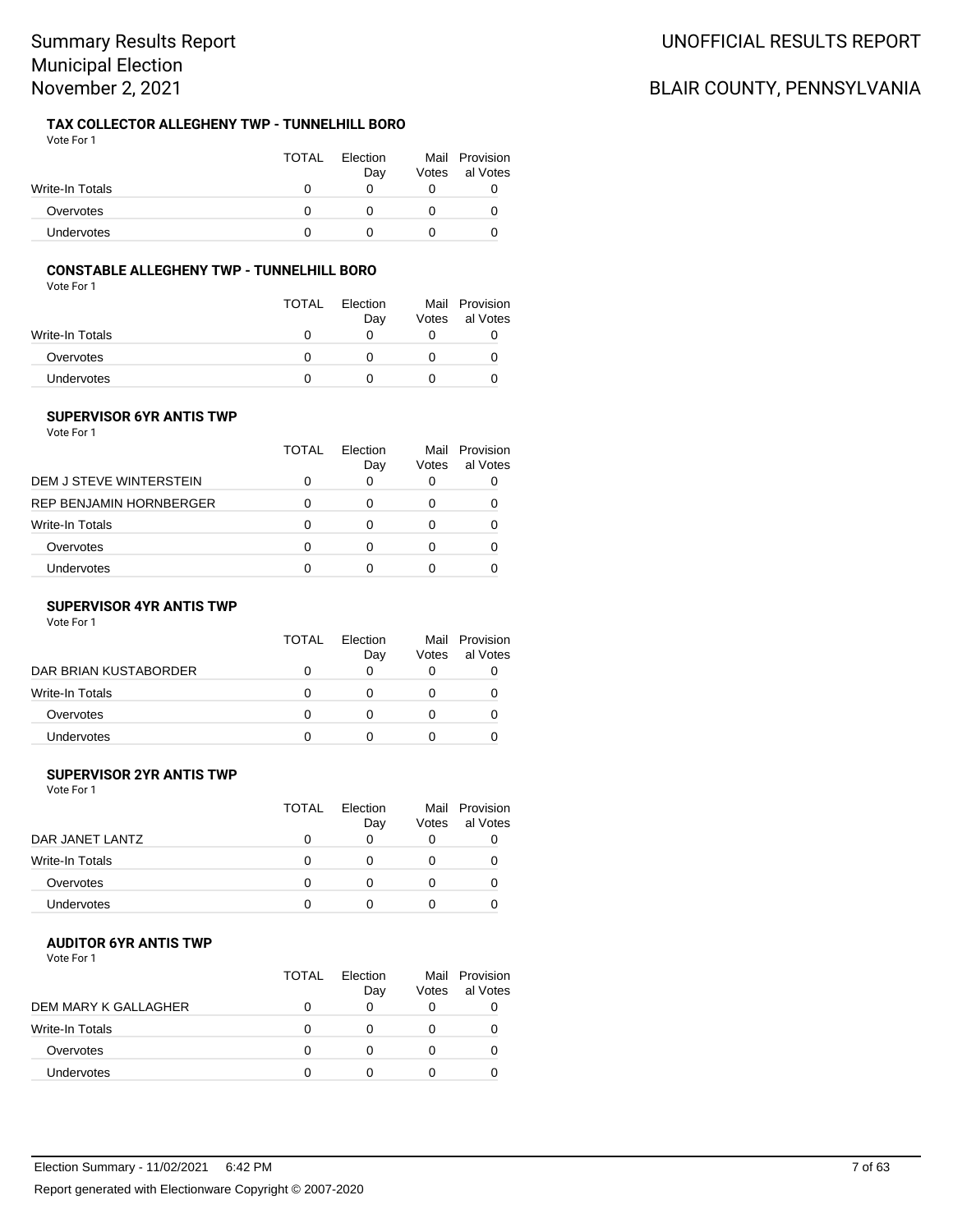# Summary Results Report
# Municipal Election
# November 2, 2021

UNOFFICIAL RESULTS REPORT

BLAIR COUNTY, PENNSYLVANIA

### TAX COLLECTOR ALLEGHENY TWP - TUNNELHILL BORO

Vote For 1

| | TOTAL | Election Day | Mail Votes | Provisional Votes |
|---|---|---|---|---|
| Write-In Totals | 0 | 0 | 0 | 0 |
| Overvotes | 0 | 0 | 0 | 0 |
| Undervotes | 0 | 0 | 0 | 0 |

### CONSTABLE ALLEGHENY TWP - TUNNELHILL BORO

Vote For 1

| | TOTAL | Election Day | Mail Votes | Provisional Votes |
|---|---|---|---|---|
| Write-In Totals | 0 | 0 | 0 | 0 |
| Overvotes | 0 | 0 | 0 | 0 |
| Undervotes | 0 | 0 | 0 | 0 |

### SUPERVISOR 6YR ANTIS TWP

Vote For 1

| | TOTAL | Election Day | Mail Votes | Provisional Votes |
|---|---|---|---|---|
| DEM J STEVE WINTERSTEIN | 0 | 0 | 0 | 0 |
| REP BENJAMIN HORNBERGER | 0 | 0 | 0 | 0 |
| Write-In Totals | 0 | 0 | 0 | 0 |
| Overvotes | 0 | 0 | 0 | 0 |
| Undervotes | 0 | 0 | 0 | 0 |

### SUPERVISOR 4YR ANTIS TWP

Vote For 1

| | TOTAL | Election Day | Mail Votes | Provisional Votes |
|---|---|---|---|---|
| DAR BRIAN KUSTABORDER | 0 | 0 | 0 | 0 |
| Write-In Totals | 0 | 0 | 0 | 0 |
| Overvotes | 0 | 0 | 0 | 0 |
| Undervotes | 0 | 0 | 0 | 0 |

### SUPERVISOR 2YR ANTIS TWP

Vote For 1

| | TOTAL | Election Day | Mail Votes | Provisional Votes |
|---|---|---|---|---|
| DAR JANET LANTZ | 0 | 0 | 0 | 0 |
| Write-In Totals | 0 | 0 | 0 | 0 |
| Overvotes | 0 | 0 | 0 | 0 |
| Undervotes | 0 | 0 | 0 | 0 |

### AUDITOR 6YR ANTIS TWP

Vote For 1

| | TOTAL | Election Day | Mail Votes | Provisional Votes |
|---|---|---|---|---|
| DEM MARY K GALLAGHER | 0 | 0 | 0 | 0 |
| Write-In Totals | 0 | 0 | 0 | 0 |
| Overvotes | 0 | 0 | 0 | 0 |
| Undervotes | 0 | 0 | 0 | 0 |

Election Summary - 11/02/2021 6:42 PM

Report generated with Electionware Copyright © 2007-2020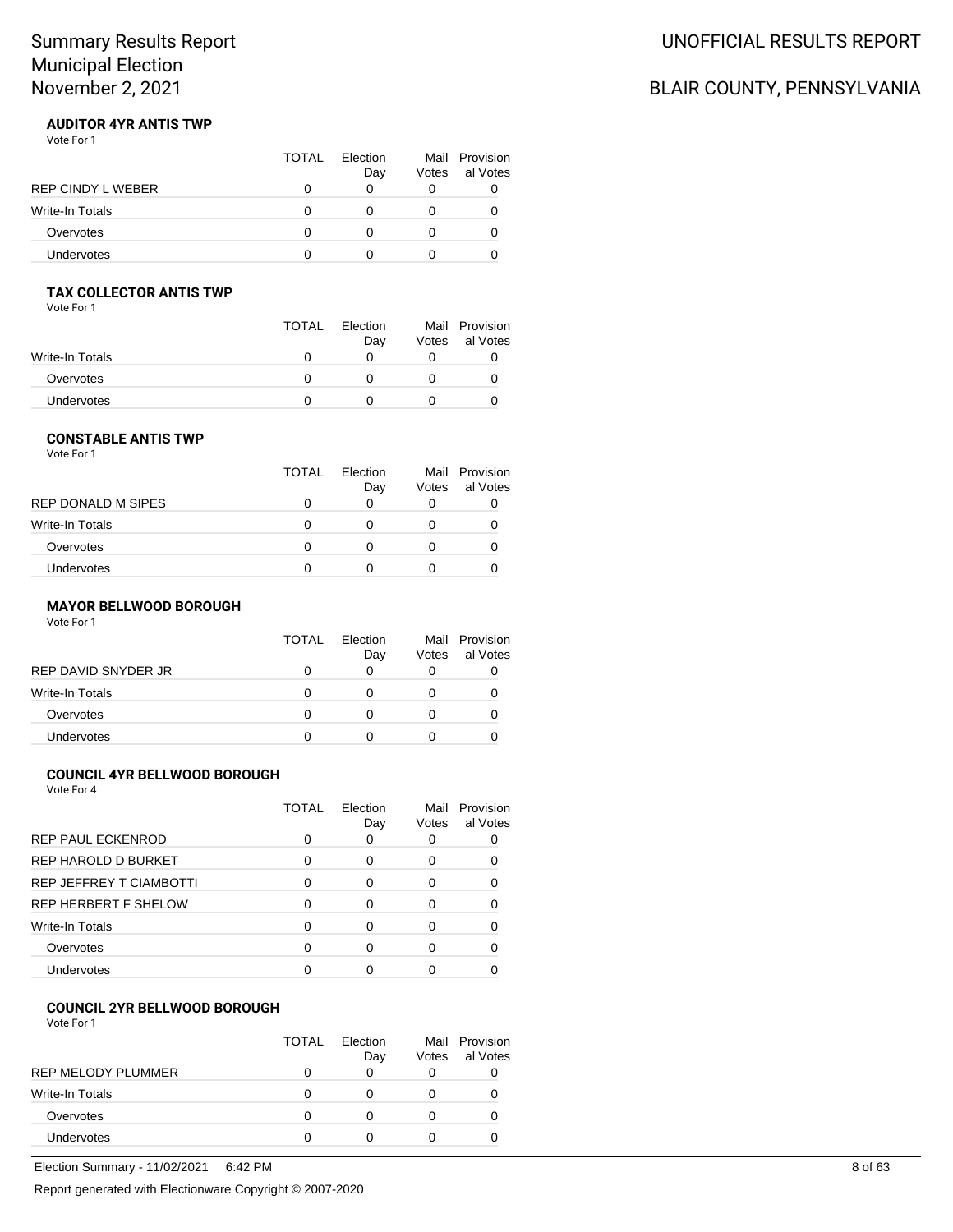### AUDITOR 4YR ANTIS TWP

Vote For 1

| | TOTAL | Election Day | Mail Votes | Provisional Votes |
|---|---|---|---|---|
| REP CINDY L WEBER | 0 | 0 | 0 | 0 |
| Write-In Totals | 0 | 0 | 0 | 0 |
| Overvotes | 0 | 0 | 0 | 0 |
| Undervotes | 0 | 0 | 0 | 0 |

### TAX COLLECTOR ANTIS TWP

Vote For 1

| | TOTAL | Election Day | Mail Votes | Provisional Votes |
|---|---|---|---|---|
| Write-In Totals | 0 | 0 | 0 | 0 |
| Overvotes | 0 | 0 | 0 | 0 |
| Undervotes | 0 | 0 | 0 | 0 |

### CONSTABLE ANTIS TWP

Vote For 1

| | TOTAL | Election Day | Mail Votes | Provisional Votes |
|---|---|---|---|---|
| REP DONALD M SIPES | 0 | 0 | 0 | 0 |
| Write-In Totals | 0 | 0 | 0 | 0 |
| Overvotes | 0 | 0 | 0 | 0 |
| Undervotes | 0 | 0 | 0 | 0 |

### MAYOR BELLWOOD BOROUGH

Vote For 1

| | TOTAL | Election Day | Mail Votes | Provisional Votes |
|---|---|---|---|---|
| REP DAVID SNYDER JR | 0 | 0 | 0 | 0 |
| Write-In Totals | 0 | 0 | 0 | 0 |
| Overvotes | 0 | 0 | 0 | 0 |
| Undervotes | 0 | 0 | 0 | 0 |

### COUNCIL 4YR BELLWOOD BOROUGH

Vote For 4

| | TOTAL | Election Day | Mail Votes | Provisional Votes |
|---|---|---|---|---|
| REP PAUL ECKENROD | 0 | 0 | 0 | 0 |
| REP HAROLD D BURKET | 0 | 0 | 0 | 0 |
| REP JEFFREY T CIAMBOTTI | 0 | 0 | 0 | 0 |
| REP HERBERT F SHELOW | 0 | 0 | 0 | 0 |
| Write-In Totals | 0 | 0 | 0 | 0 |
| Overvotes | 0 | 0 | 0 | 0 |
| Undervotes | 0 | 0 | 0 | 0 |

### COUNCIL 2YR BELLWOOD BOROUGH

Vote For 1

| | TOTAL | Election Day | Mail Votes | Provisional Votes |
|---|---|---|---|---|
| REP MELODY PLUMMER | 0 | 0 | 0 | 0 |
| Write-In Totals | 0 | 0 | 0 | 0 |
| Overvotes | 0 | 0 | 0 | 0 |
| Undervotes | 0 | 0 | 0 | 0 |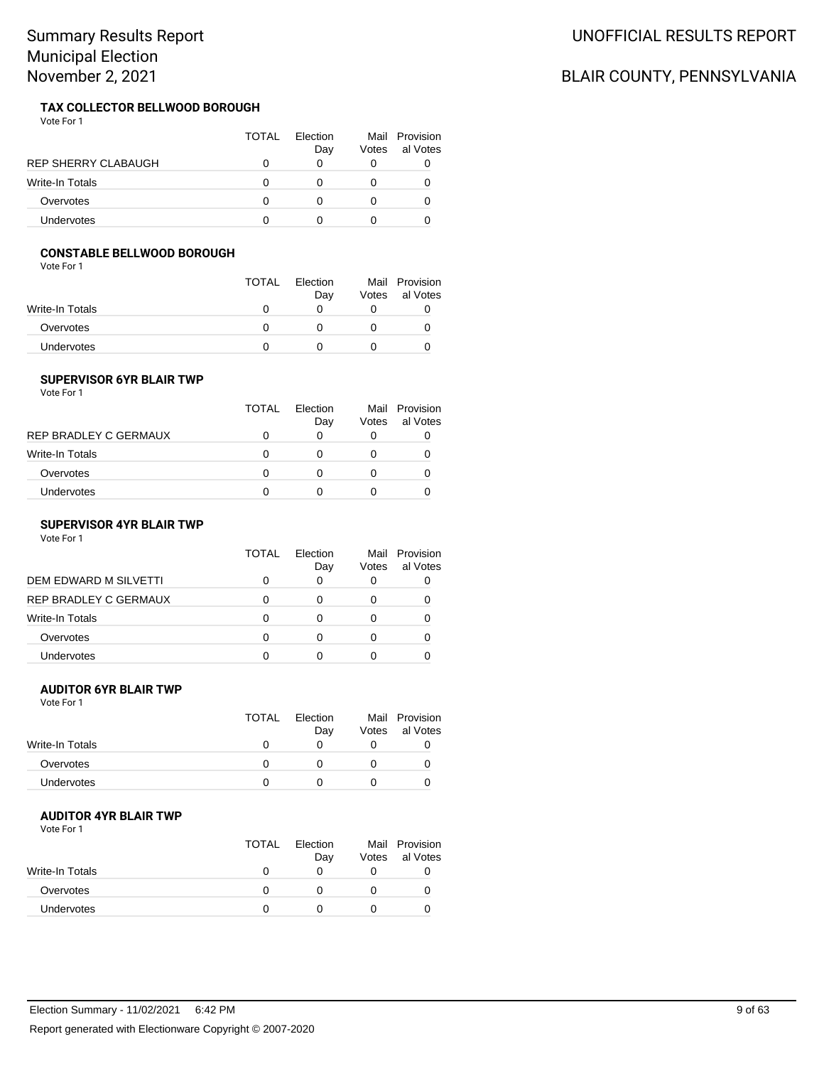Summary Results Report
Municipal Election
November 2, 2021

UNOFFICIAL RESULTS REPORT

BLAIR COUNTY, PENNSYLVANIA

### TAX COLLECTOR BELLWOOD BOROUGH

Vote For 1

| | TOTAL | Election Day | Mail Votes | Provisional Votes |
|---|---|---|---|---|
| REP SHERRY CLABAUGH | 0 | 0 | 0 | 0 |
| Write-In Totals | 0 | 0 | 0 | 0 |
| Overvotes | 0 | 0 | 0 | 0 |
| Undervotes | 0 | 0 | 0 | 0 |

### CONSTABLE BELLWOOD BOROUGH

Vote For 1

| | TOTAL | Election Day | Mail Votes | Provisional Votes |
|---|---|---|---|---|
| Write-In Totals | 0 | 0 | 0 | 0 |
| Overvotes | 0 | 0 | 0 | 0 |
| Undervotes | 0 | 0 | 0 | 0 |

### SUPERVISOR 6YR BLAIR TWP

Vote For 1

| | TOTAL | Election Day | Mail Votes | Provisional Votes |
|---|---|---|---|---|
| REP BRADLEY C GERMAUX | 0 | 0 | 0 | 0 |
| Write-In Totals | 0 | 0 | 0 | 0 |
| Overvotes | 0 | 0 | 0 | 0 |
| Undervotes | 0 | 0 | 0 | 0 |

### SUPERVISOR 4YR BLAIR TWP

Vote For 1

| | TOTAL | Election Day | Mail Votes | Provisional Votes |
|---|---|---|---|---|
| DEM EDWARD M SILVETTI | 0 | 0 | 0 | 0 |
| REP BRADLEY C GERMAUX | 0 | 0 | 0 | 0 |
| Write-In Totals | 0 | 0 | 0 | 0 |
| Overvotes | 0 | 0 | 0 | 0 |
| Undervotes | 0 | 0 | 0 | 0 |

### AUDITOR 6YR BLAIR TWP

Vote For 1

| | TOTAL | Election Day | Mail Votes | Provisional Votes |
|---|---|---|---|---|
| Write-In Totals | 0 | 0 | 0 | 0 |
| Overvotes | 0 | 0 | 0 | 0 |
| Undervotes | 0 | 0 | 0 | 0 |

### AUDITOR 4YR BLAIR TWP

Vote For 1

| | TOTAL | Election Day | Mail Votes | Provisional Votes |
|---|---|---|---|---|
| Write-In Totals | 0 | 0 | 0 | 0 |
| Overvotes | 0 | 0 | 0 | 0 |
| Undervotes | 0 | 0 | 0 | 0 |

Election Summary - 11/02/2021 6:42 PM

Report generated with Electionware Copyright © 2007-2020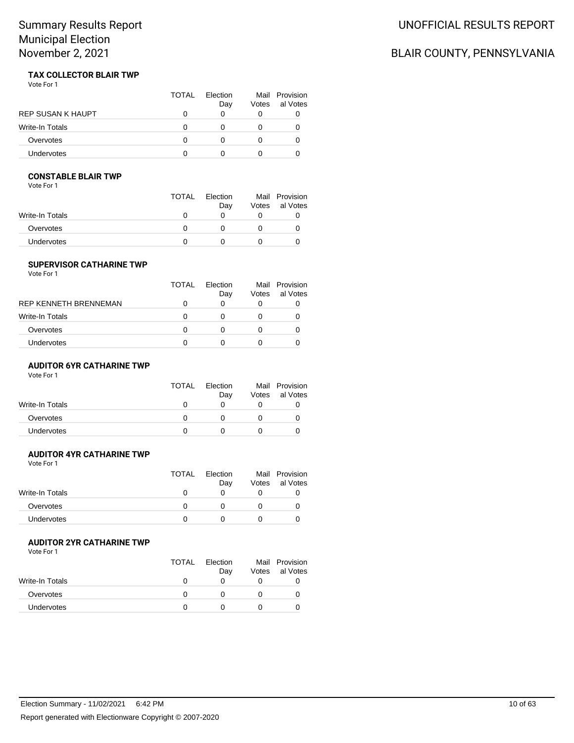### TAX COLLECTOR BLAIR TWP

Vote For 1

| | TOTAL | Election Day | Mail Votes | Provisional Votes |
|---|---|---|---|---|
| REP SUSAN K HAUPT | 0 | 0 | 0 | 0 |
| Write-In Totals | 0 | 0 | 0 | 0 |
| Overvotes | 0 | 0 | 0 | 0 |
| Undervotes | 0 | 0 | 0 | 0 |

### CONSTABLE BLAIR TWP

Vote For 1

| | TOTAL | Election Day | Mail Votes | Provisional Votes |
|---|---|---|---|---|
| Write-In Totals | 0 | 0 | 0 | 0 |
| Overvotes | 0 | 0 | 0 | 0 |
| Undervotes | 0 | 0 | 0 | 0 |

### SUPERVISOR CATHARINE TWP

Vote For 1

| | TOTAL | Election Day | Mail Votes | Provisional Votes |
|---|---|---|---|---|
| REP KENNETH BRENNEMAN | 0 | 0 | 0 | 0 |
| Write-In Totals | 0 | 0 | 0 | 0 |
| Overvotes | 0 | 0 | 0 | 0 |
| Undervotes | 0 | 0 | 0 | 0 |

### AUDITOR 6YR CATHARINE TWP

Vote For 1

| | TOTAL | Election Day | Mail Votes | Provisional Votes |
|---|---|---|---|---|
| Write-In Totals | 0 | 0 | 0 | 0 |
| Overvotes | 0 | 0 | 0 | 0 |
| Undervotes | 0 | 0 | 0 | 0 |

### AUDITOR 4YR CATHARINE TWP

Vote For 1

| | TOTAL | Election Day | Mail Votes | Provisional Votes |
|---|---|---|---|---|
| Write-In Totals | 0 | 0 | 0 | 0 |
| Overvotes | 0 | 0 | 0 | 0 |
| Undervotes | 0 | 0 | 0 | 0 |

### AUDITOR 2YR CATHARINE TWP

Vote For 1

| | TOTAL | Election Day | Mail Votes | Provisional Votes |
|---|---|---|---|---|
| Write-In Totals | 0 | 0 | 0 | 0 |
| Overvotes | 0 | 0 | 0 | 0 |
| Undervotes | 0 | 0 | 0 | 0 |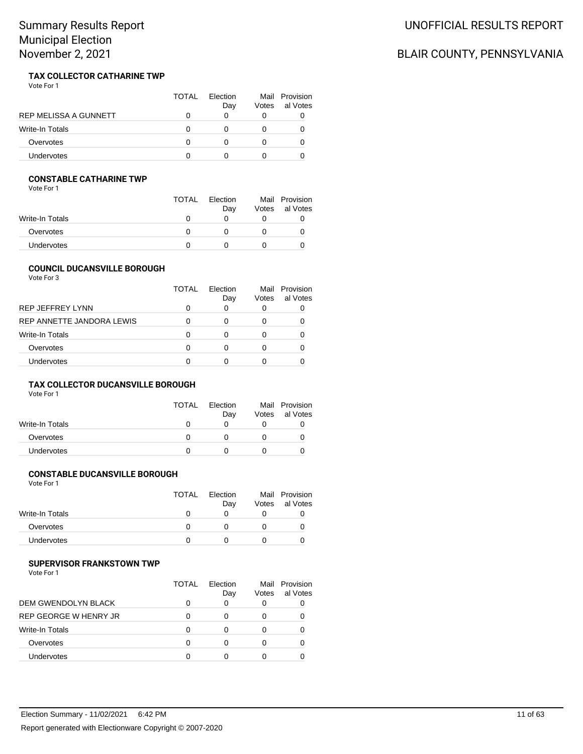### TAX COLLECTOR CATHARINE TWP

Vote For 1

| | TOTAL | Election Day | Mail Votes | Provisional Votes |
|---|---|---|---|---|
| REP MELISSA A GUNNETT | 0 | 0 | 0 | 0 |
| Write-In Totals | 0 | 0 | 0 | 0 |
| Overvotes | 0 | 0 | 0 | 0 |
| Undervotes | 0 | 0 | 0 | 0 |

### CONSTABLE CATHARINE TWP

Vote For 1

| | TOTAL | Election Day | Mail Votes | Provisional Votes |
|---|---|---|---|---|
| Write-In Totals | 0 | 0 | 0 | 0 |
| Overvotes | 0 | 0 | 0 | 0 |
| Undervotes | 0 | 0 | 0 | 0 |

### COUNCIL DUCANSVILLE BOROUGH

Vote For 3

| | TOTAL | Election Day | Mail Votes | Provisional Votes |
|---|---|---|---|---|
| REP JEFFREY LYNN | 0 | 0 | 0 | 0 |
| REP ANNETTE JANDORA LEWIS | 0 | 0 | 0 | 0 |
| Write-In Totals | 0 | 0 | 0 | 0 |
| Overvotes | 0 | 0 | 0 | 0 |
| Undervotes | 0 | 0 | 0 | 0 |

### TAX COLLECTOR DUCANSVILLE BOROUGH

Vote For 1

| | TOTAL | Election Day | Mail Votes | Provisional Votes |
|---|---|---|---|---|
| Write-In Totals | 0 | 0 | 0 | 0 |
| Overvotes | 0 | 0 | 0 | 0 |
| Undervotes | 0 | 0 | 0 | 0 |

### CONSTABLE DUCANSVILLE BOROUGH

Vote For 1

| | TOTAL | Election Day | Mail Votes | Provisional Votes |
|---|---|---|---|---|
| Write-In Totals | 0 | 0 | 0 | 0 |
| Overvotes | 0 | 0 | 0 | 0 |
| Undervotes | 0 | 0 | 0 | 0 |

### SUPERVISOR FRANKSTOWN TWP

Vote For 1

| | TOTAL | Election Day | Mail Votes | Provisional Votes |
|---|---|---|---|---|
| DEM GWENDOLYN BLACK | 0 | 0 | 0 | 0 |
| REP GEORGE W HENRY JR | 0 | 0 | 0 | 0 |
| Write-In Totals | 0 | 0 | 0 | 0 |
| Overvotes | 0 | 0 | 0 | 0 |
| Undervotes | 0 | 0 | 0 | 0 |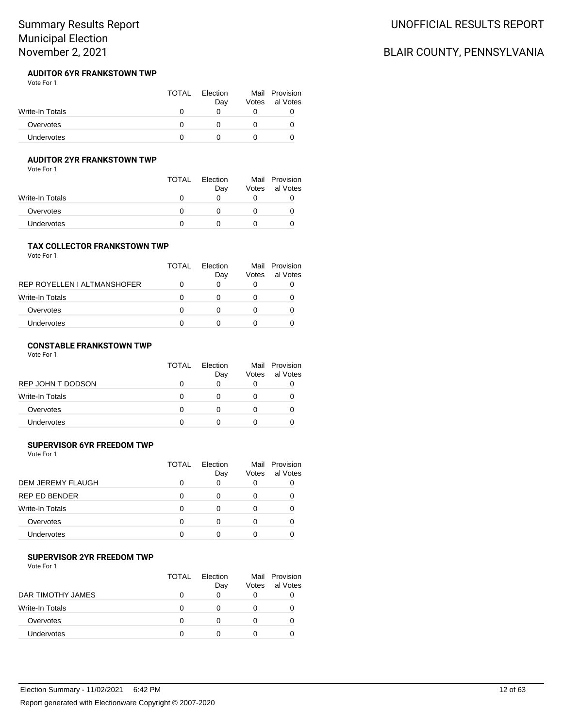### AUDITOR 6YR FRANKSTOWN TWP

Vote For 1

| | TOTAL | Election Day | Mail Votes | Provisional Votes |
|---|---|---|---|---|
| Write-In Totals | 0 | 0 | 0 | 0 |
| Overvotes | 0 | 0 | 0 | 0 |
| Undervotes | 0 | 0 | 0 | 0 |

### AUDITOR 2YR FRANKSTOWN TWP

Vote For 1

| | TOTAL | Election Day | Mail Votes | Provisional Votes |
|---|---|---|---|---|
| Write-In Totals | 0 | 0 | 0 | 0 |
| Overvotes | 0 | 0 | 0 | 0 |
| Undervotes | 0 | 0 | 0 | 0 |

### TAX COLLECTOR FRANKSTOWN TWP

Vote For 1

| | TOTAL | Election Day | Mail Votes | Provisional Votes |
|---|---|---|---|---|
| REP ROYELLEN I ALTMANSHOFER | 0 | 0 | 0 | 0 |
| Write-In Totals | 0 | 0 | 0 | 0 |
| Overvotes | 0 | 0 | 0 | 0 |
| Undervotes | 0 | 0 | 0 | 0 |

### CONSTABLE FRANKSTOWN TWP

Vote For 1

| | TOTAL | Election Day | Mail Votes | Provisional Votes |
|---|---|---|---|---|
| REP JOHN T DODSON | 0 | 0 | 0 | 0 |
| Write-In Totals | 0 | 0 | 0 | 0 |
| Overvotes | 0 | 0 | 0 | 0 |
| Undervotes | 0 | 0 | 0 | 0 |

### SUPERVISOR 6YR FREEDOM TWP

Vote For 1

| | TOTAL | Election Day | Mail Votes | Provisional Votes |
|---|---|---|---|---|
| DEM JEREMY FLAUGH | 0 | 0 | 0 | 0 |
| REP ED BENDER | 0 | 0 | 0 | 0 |
| Write-In Totals | 0 | 0 | 0 | 0 |
| Overvotes | 0 | 0 | 0 | 0 |
| Undervotes | 0 | 0 | 0 | 0 |

### SUPERVISOR 2YR FREEDOM TWP

Vote For 1

| | TOTAL | Election Day | Mail Votes | Provisional Votes |
|---|---|---|---|---|
| DAR TIMOTHY JAMES | 0 | 0 | 0 | 0 |
| Write-In Totals | 0 | 0 | 0 | 0 |
| Overvotes | 0 | 0 | 0 | 0 |
| Undervotes | 0 | 0 | 0 | 0 |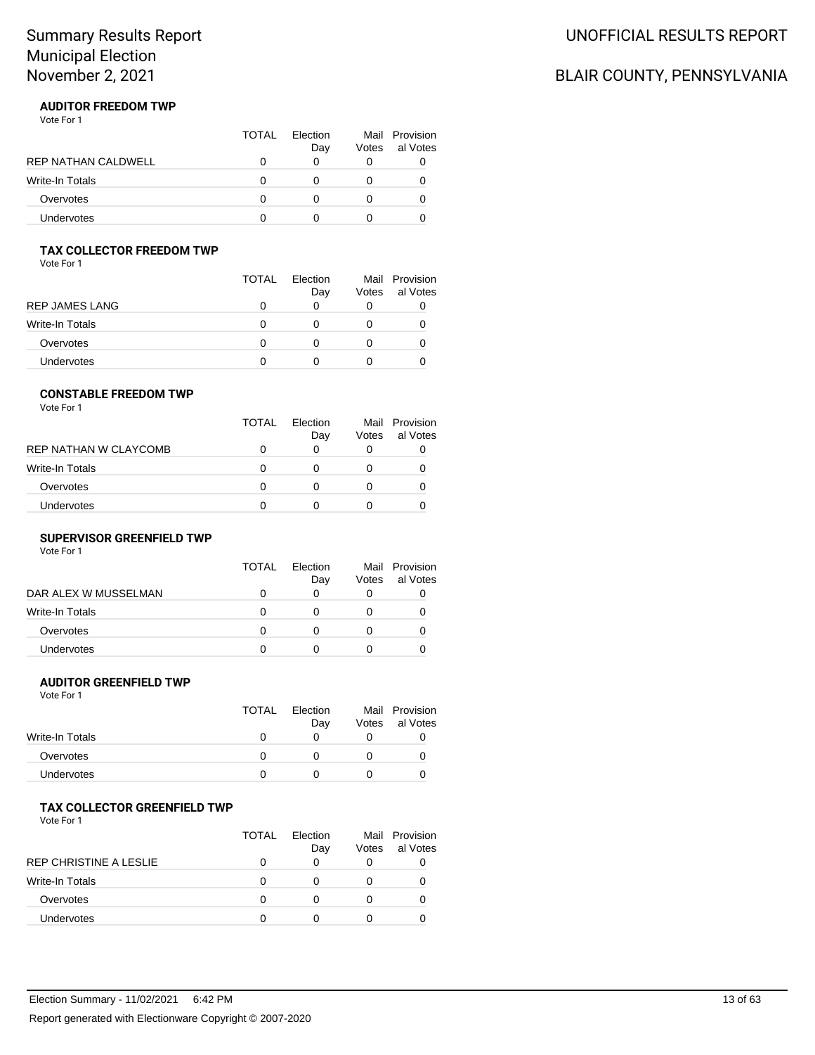# Summary Results Report
# Municipal Election
# November 2, 2021

UNOFFICIAL RESULTS REPORT

BLAIR COUNTY, PENNSYLVANIA

### AUDITOR FREEDOM TWP

Vote For 1

| | TOTAL | Election Day | Mail Votes | Provisional Votes |
|---|---|---|---|---|
| REP NATHAN CALDWELL | 0 | 0 | 0 | 0 |
| Write-In Totals | 0 | 0 | 0 | 0 |
| Overvotes | 0 | 0 | 0 | 0 |
| Undervotes | 0 | 0 | 0 | 0 |

### TAX COLLECTOR FREEDOM TWP

Vote For 1

| | TOTAL | Election Day | Mail Votes | Provisional Votes |
|---|---|---|---|---|
| REP JAMES LANG | 0 | 0 | 0 | 0 |
| Write-In Totals | 0 | 0 | 0 | 0 |
| Overvotes | 0 | 0 | 0 | 0 |
| Undervotes | 0 | 0 | 0 | 0 |

### CONSTABLE FREEDOM TWP

Vote For 1

| | TOTAL | Election Day | Mail Votes | Provisional Votes |
|---|---|---|---|---|
| REP NATHAN W CLAYCOMB | 0 | 0 | 0 | 0 |
| Write-In Totals | 0 | 0 | 0 | 0 |
| Overvotes | 0 | 0 | 0 | 0 |
| Undervotes | 0 | 0 | 0 | 0 |

### SUPERVISOR GREENFIELD TWP

Vote For 1

| | TOTAL | Election Day | Mail Votes | Provisional Votes |
|---|---|---|---|---|
| DAR ALEX W MUSSELMAN | 0 | 0 | 0 | 0 |
| Write-In Totals | 0 | 0 | 0 | 0 |
| Overvotes | 0 | 0 | 0 | 0 |
| Undervotes | 0 | 0 | 0 | 0 |

### AUDITOR GREENFIELD TWP

Vote For 1

| | TOTAL | Election Day | Mail Votes | Provisional Votes |
|---|---|---|---|---|
| Write-In Totals | 0 | 0 | 0 | 0 |
| Overvotes | 0 | 0 | 0 | 0 |
| Undervotes | 0 | 0 | 0 | 0 |

### TAX COLLECTOR GREENFIELD TWP

Vote For 1

| | TOTAL | Election Day | Mail Votes | Provisional Votes |
|---|---|---|---|---|
| REP CHRISTINE A LESLIE | 0 | 0 | 0 | 0 |
| Write-In Totals | 0 | 0 | 0 | 0 |
| Overvotes | 0 | 0 | 0 | 0 |
| Undervotes | 0 | 0 | 0 | 0 |

Election Summary - 11/02/2021 6:42 PM

Report generated with Electionware Copyright © 2007-2020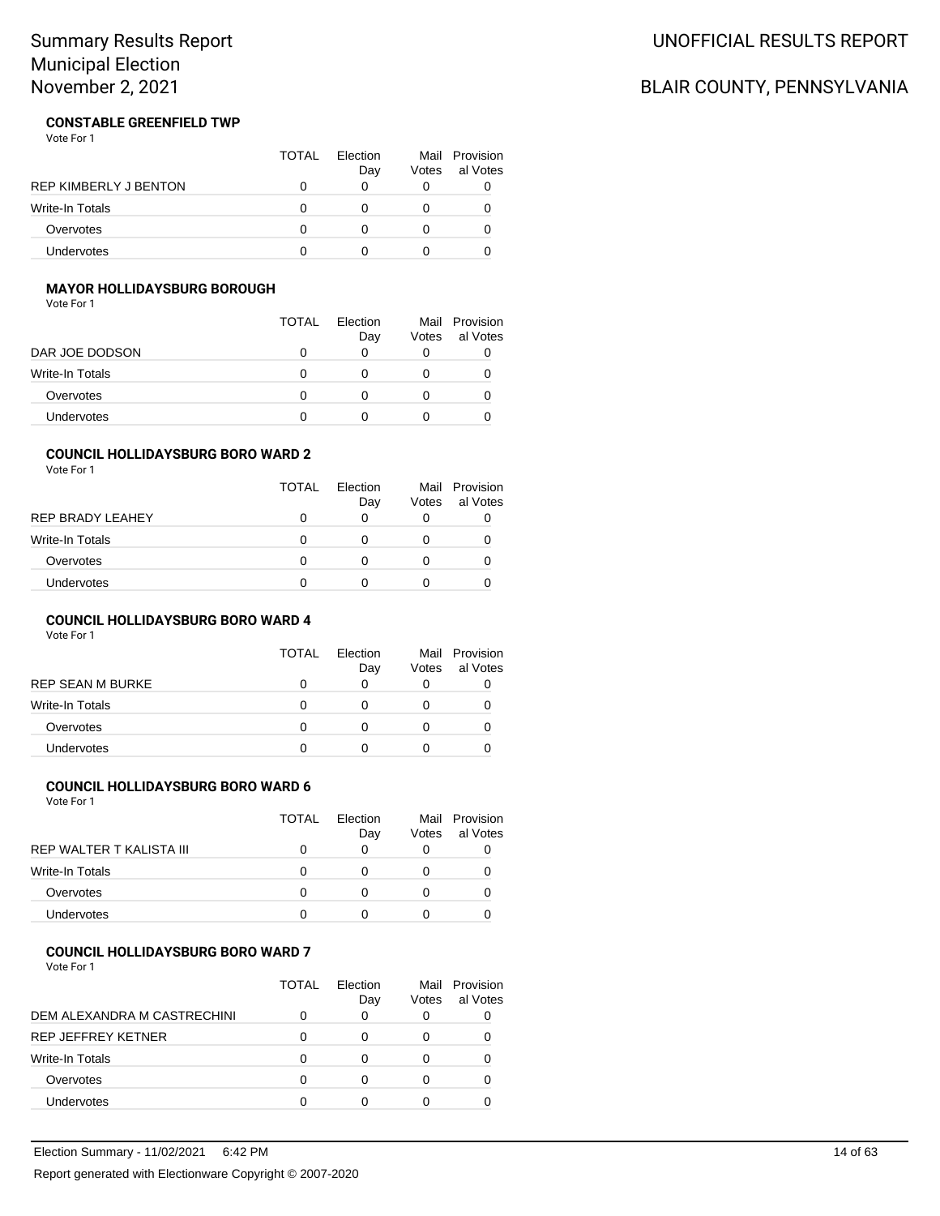# Summary Results Report
# Municipal Election
# November 2, 2021

UNOFFICIAL RESULTS REPORT

BLAIR COUNTY, PENNSYLVANIA

### CONSTABLE GREENFIELD TWP

Vote For 1

| | TOTAL | Election Day | Mail Votes | Provisional Votes |
|---|---|---|---|---|
| REP KIMBERLY J BENTON | 0 | 0 | 0 | 0 |
| Write-In Totals | 0 | 0 | 0 | 0 |
| Overvotes | 0 | 0 | 0 | 0 |
| Undervotes | 0 | 0 | 0 | 0 |

### MAYOR HOLLIDAYSBURG BOROUGH

Vote For 1

| | TOTAL | Election Day | Mail Votes | Provisional Votes |
|---|---|---|---|---|
| DAR JOE DODSON | 0 | 0 | 0 | 0 |
| Write-In Totals | 0 | 0 | 0 | 0 |
| Overvotes | 0 | 0 | 0 | 0 |
| Undervotes | 0 | 0 | 0 | 0 |

### COUNCIL HOLLIDAYSBURG BORO WARD 2

Vote For 1

| | TOTAL | Election Day | Mail Votes | Provisional Votes |
|---|---|---|---|---|
| REP BRADY LEAHEY | 0 | 0 | 0 | 0 |
| Write-In Totals | 0 | 0 | 0 | 0 |
| Overvotes | 0 | 0 | 0 | 0 |
| Undervotes | 0 | 0 | 0 | 0 |

### COUNCIL HOLLIDAYSBURG BORO WARD 4

Vote For 1

| | TOTAL | Election Day | Mail Votes | Provisional Votes |
|---|---|---|---|---|
| REP SEAN M BURKE | 0 | 0 | 0 | 0 |
| Write-In Totals | 0 | 0 | 0 | 0 |
| Overvotes | 0 | 0 | 0 | 0 |
| Undervotes | 0 | 0 | 0 | 0 |

### COUNCIL HOLLIDAYSBURG BORO WARD 6

Vote For 1

| | TOTAL | Election Day | Mail Votes | Provisional Votes |
|---|---|---|---|---|
| REP WALTER T KALISTA III | 0 | 0 | 0 | 0 |
| Write-In Totals | 0 | 0 | 0 | 0 |
| Overvotes | 0 | 0 | 0 | 0 |
| Undervotes | 0 | 0 | 0 | 0 |

### COUNCIL HOLLIDAYSBURG BORO WARD 7

Vote For 1

| | TOTAL | Election Day | Mail Votes | Provisional Votes |
|---|---|---|---|---|
| DEM ALEXANDRA M CASTRECHINI | 0 | 0 | 0 | 0 |
| REP JEFFREY KETNER | 0 | 0 | 0 | 0 |
| Write-In Totals | 0 | 0 | 0 | 0 |
| Overvotes | 0 | 0 | 0 | 0 |
| Undervotes | 0 | 0 | 0 | 0 |

Election Summary - 11/02/2021 6:42 PM

Report generated with Electionware Copyright © 2007-2020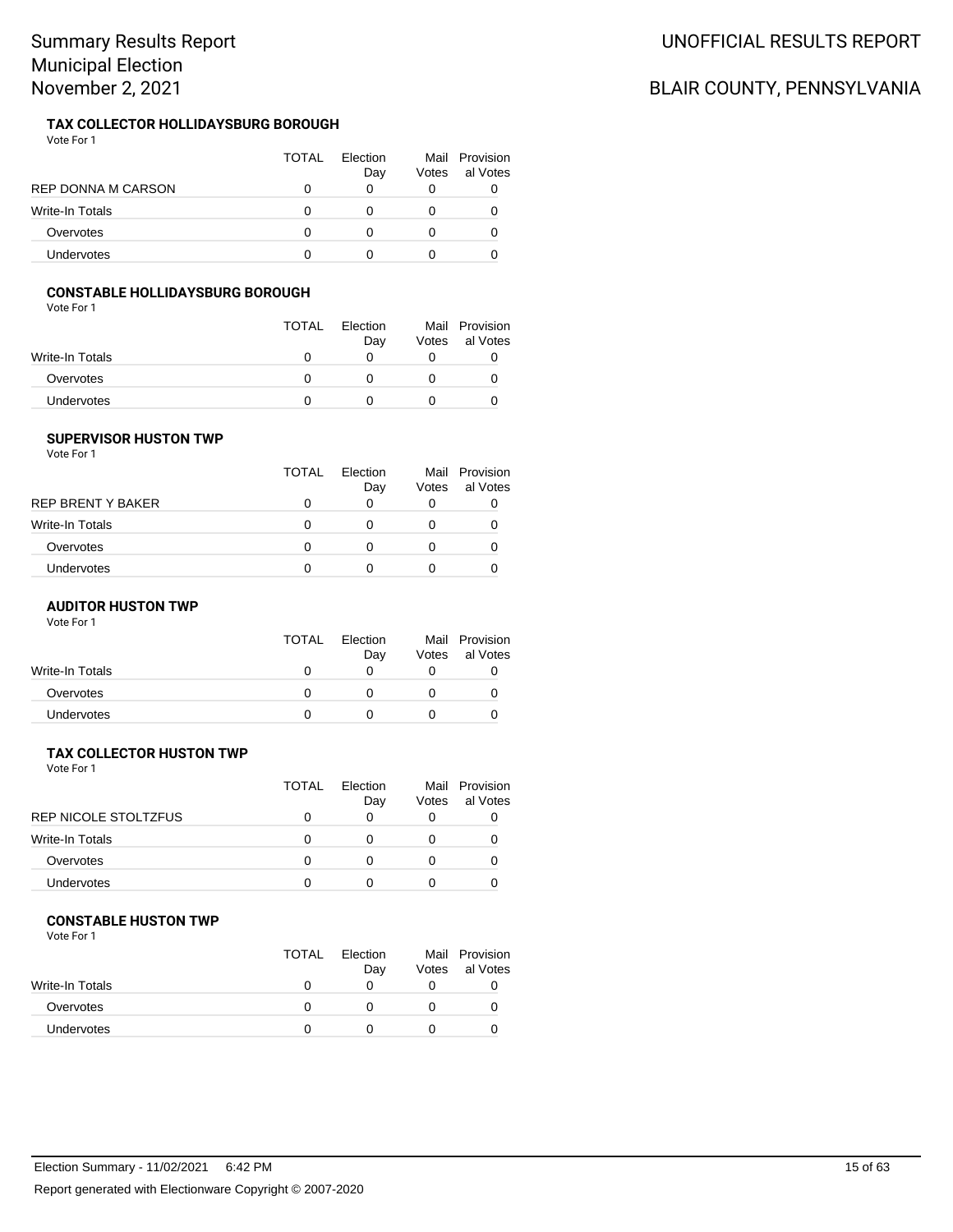### TAX COLLECTOR HOLLIDAYSBURG BOROUGH

Vote For 1

| | TOTAL | Election Day | Mail Votes | Provisional Votes |
|---|---|---|---|---|
| REP DONNA M CARSON | 0 | 0 | 0 | 0 |
| Write-In Totals | 0 | 0 | 0 | 0 |
| Overvotes | 0 | 0 | 0 | 0 |
| Undervotes | 0 | 0 | 0 | 0 |

### CONSTABLE HOLLIDAYSBURG BOROUGH

Vote For 1

| | TOTAL | Election Day | Mail Votes | Provisional Votes |
|---|---|---|---|---|
| Write-In Totals | 0 | 0 | 0 | 0 |
| Overvotes | 0 | 0 | 0 | 0 |
| Undervotes | 0 | 0 | 0 | 0 |

### SUPERVISOR HUSTON TWP

Vote For 1

| | TOTAL | Election Day | Mail Votes | Provisional Votes |
|---|---|---|---|---|
| REP BRENT Y BAKER | 0 | 0 | 0 | 0 |
| Write-In Totals | 0 | 0 | 0 | 0 |
| Overvotes | 0 | 0 | 0 | 0 |
| Undervotes | 0 | 0 | 0 | 0 |

### AUDITOR HUSTON TWP

Vote For 1

| | TOTAL | Election Day | Mail Votes | Provisional Votes |
|---|---|---|---|---|
| Write-In Totals | 0 | 0 | 0 | 0 |
| Overvotes | 0 | 0 | 0 | 0 |
| Undervotes | 0 | 0 | 0 | 0 |

### TAX COLLECTOR HUSTON TWP

Vote For 1

| | TOTAL | Election Day | Mail Votes | Provisional Votes |
|---|---|---|---|---|
| REP NICOLE STOLTZFUS | 0 | 0 | 0 | 0 |
| Write-In Totals | 0 | 0 | 0 | 0 |
| Overvotes | 0 | 0 | 0 | 0 |
| Undervotes | 0 | 0 | 0 | 0 |

### CONSTABLE HUSTON TWP

Vote For 1

| | TOTAL | Election Day | Mail Votes | Provisional Votes |
|---|---|---|---|---|
| Write-In Totals | 0 | 0 | 0 | 0 |
| Overvotes | 0 | 0 | 0 | 0 |
| Undervotes | 0 | 0 | 0 | 0 |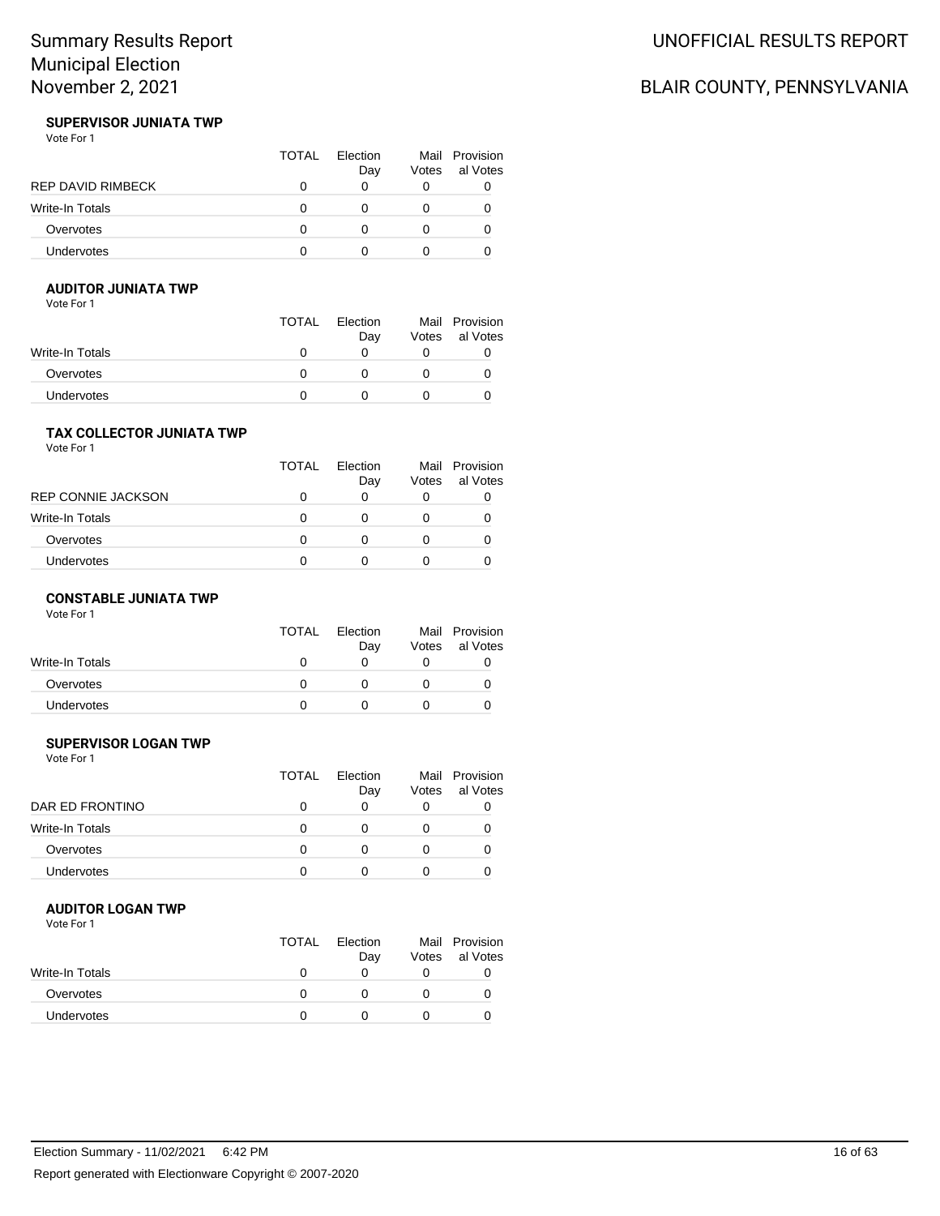### SUPERVISOR JUNIATA TWP

Vote For 1

| | TOTAL | Election Day | Mail Votes | Provisional Votes |
|---|---|---|---|---|
| REP DAVID RIMBECK | 0 | 0 | 0 | 0 |
| Write-In Totals | 0 | 0 | 0 | 0 |
| Overvotes | 0 | 0 | 0 | 0 |
| Undervotes | 0 | 0 | 0 | 0 |

### AUDITOR JUNIATA TWP

Vote For 1

| | TOTAL | Election Day | Mail Votes | Provisional Votes |
|---|---|---|---|---|
| Write-In Totals | 0 | 0 | 0 | 0 |
| Overvotes | 0 | 0 | 0 | 0 |
| Undervotes | 0 | 0 | 0 | 0 |

### TAX COLLECTOR JUNIATA TWP

Vote For 1

| | TOTAL | Election Day | Mail Votes | Provisional Votes |
|---|---|---|---|---|
| REP CONNIE JACKSON | 0 | 0 | 0 | 0 |
| Write-In Totals | 0 | 0 | 0 | 0 |
| Overvotes | 0 | 0 | 0 | 0 |
| Undervotes | 0 | 0 | 0 | 0 |

### CONSTABLE JUNIATA TWP

Vote For 1

| | TOTAL | Election Day | Mail Votes | Provisional Votes |
|---|---|---|---|---|
| Write-In Totals | 0 | 0 | 0 | 0 |
| Overvotes | 0 | 0 | 0 | 0 |
| Undervotes | 0 | 0 | 0 | 0 |

### SUPERVISOR LOGAN TWP

Vote For 1

| | TOTAL | Election Day | Mail Votes | Provisional Votes |
|---|---|---|---|---|
| DAR ED FRONTINO | 0 | 0 | 0 | 0 |
| Write-In Totals | 0 | 0 | 0 | 0 |
| Overvotes | 0 | 0 | 0 | 0 |
| Undervotes | 0 | 0 | 0 | 0 |

### AUDITOR LOGAN TWP

Vote For 1

| | TOTAL | Election Day | Mail Votes | Provisional Votes |
|---|---|---|---|---|
| Write-In Totals | 0 | 0 | 0 | 0 |
| Overvotes | 0 | 0 | 0 | 0 |
| Undervotes | 0 | 0 | 0 | 0 |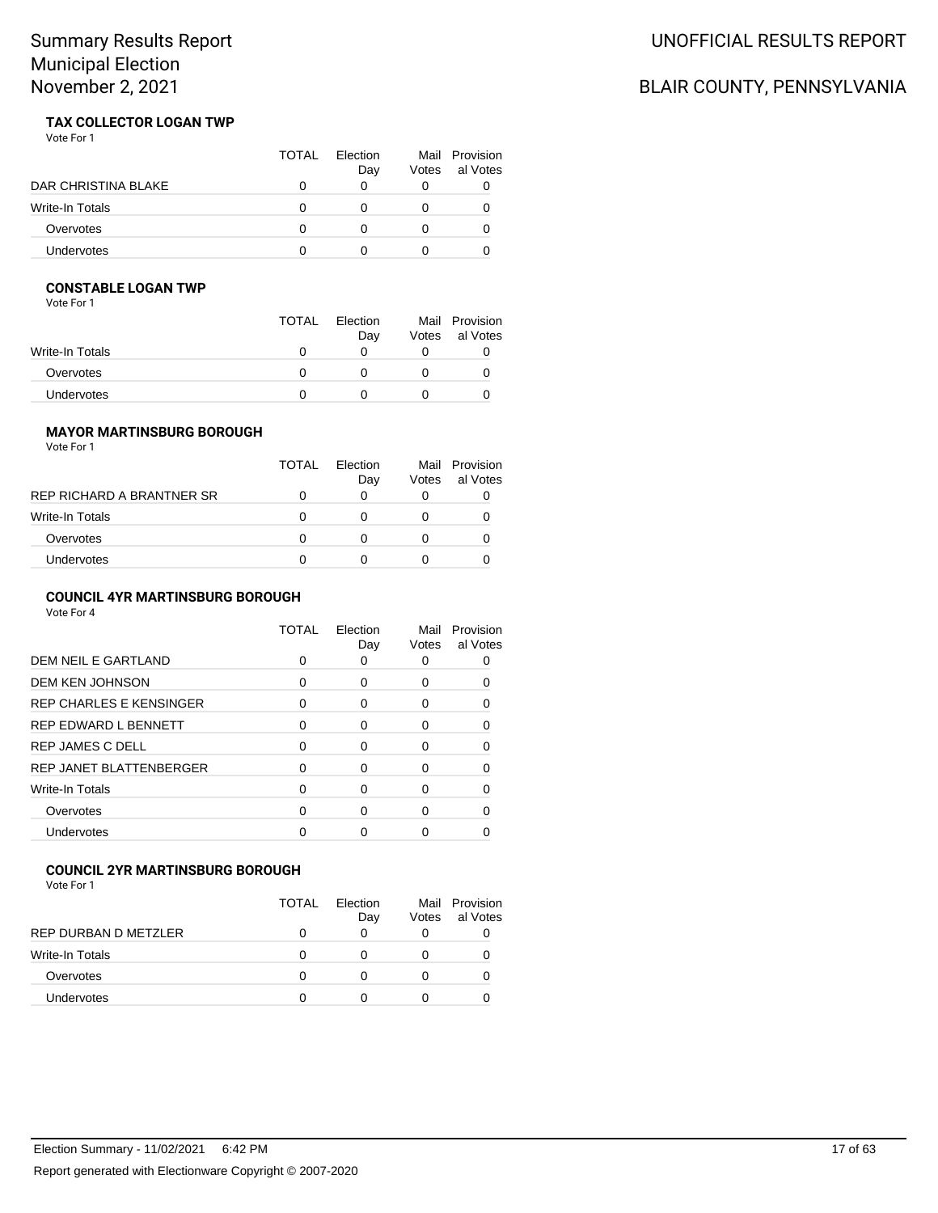# Summary Results Report
## Municipal Election
## November 2, 2021

UNOFFICIAL RESULTS REPORT

BLAIR COUNTY, PENNSYLVANIA

### TAX COLLECTOR LOGAN TWP

Vote For 1

| | TOTAL | Election Day | Mail Votes | Provisional Votes |
|---|---|---|---|---|
| DAR CHRISTINA BLAKE | 0 | 0 | 0 | 0 |
| Write-In Totals | 0 | 0 | 0 | 0 |
| Overvotes | 0 | 0 | 0 | 0 |
| Undervotes | 0 | 0 | 0 | 0 |

### CONSTABLE LOGAN TWP

Vote For 1

| | TOTAL | Election Day | Mail Votes | Provisional Votes |
|---|---|---|---|---|
| Write-In Totals | 0 | 0 | 0 | 0 |
| Overvotes | 0 | 0 | 0 | 0 |
| Undervotes | 0 | 0 | 0 | 0 |

### MAYOR MARTINSBURG BOROUGH

Vote For 1

| | TOTAL | Election Day | Mail Votes | Provisional Votes |
|---|---|---|---|---|
| REP RICHARD A BRANTNER SR | 0 | 0 | 0 | 0 |
| Write-In Totals | 0 | 0 | 0 | 0 |
| Overvotes | 0 | 0 | 0 | 0 |
| Undervotes | 0 | 0 | 0 | 0 |

### COUNCIL 4YR MARTINSBURG BOROUGH

Vote For 4

| | TOTAL | Election Day | Mail Votes | Provisional Votes |
|---|---|---|---|---|
| DEM NEIL E GARTLAND | 0 | 0 | 0 | 0 |
| DEM KEN JOHNSON | 0 | 0 | 0 | 0 |
| REP CHARLES E KENSINGER | 0 | 0 | 0 | 0 |
| REP EDWARD L BENNETT | 0 | 0 | 0 | 0 |
| REP JAMES C DELL | 0 | 0 | 0 | 0 |
| REP JANET BLATTENBERGER | 0 | 0 | 0 | 0 |
| Write-In Totals | 0 | 0 | 0 | 0 |
| Overvotes | 0 | 0 | 0 | 0 |
| Undervotes | 0 | 0 | 0 | 0 |

### COUNCIL 2YR MARTINSBURG BOROUGH

Vote For 1

| | TOTAL | Election Day | Mail Votes | Provisional Votes |
|---|---|---|---|---|
| REP DURBAN D METZLER | 0 | 0 | 0 | 0 |
| Write-In Totals | 0 | 0 | 0 | 0 |
| Overvotes | 0 | 0 | 0 | 0 |
| Undervotes | 0 | 0 | 0 | 0 |

Election Summary - 11/02/2021 6:42 PM

Report generated with Electionware Copyright © 2007-2020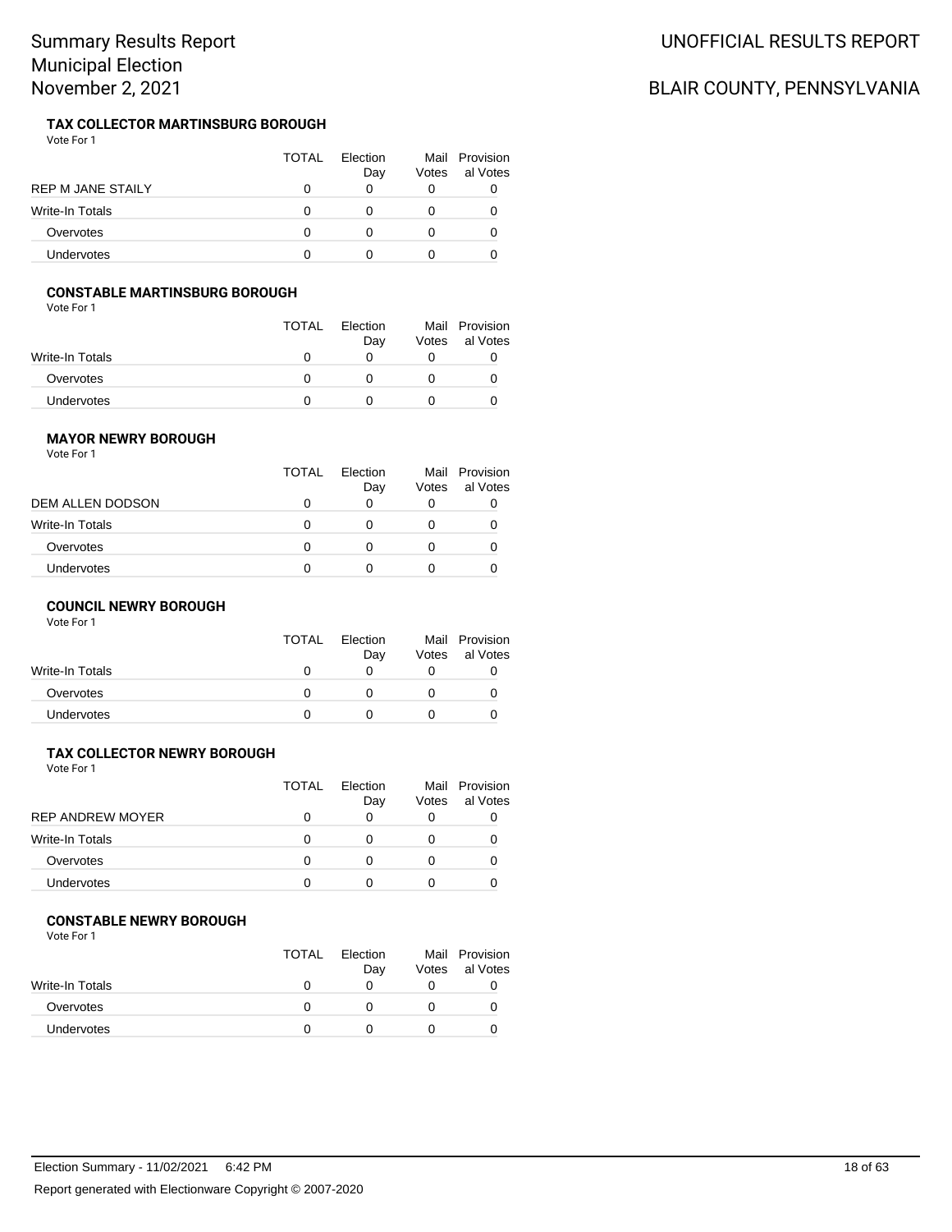# Summary Results Report
## Municipal Election
## November 2, 2021

UNOFFICIAL RESULTS REPORT

BLAIR COUNTY, PENNSYLVANIA

### TAX COLLECTOR MARTINSBURG BOROUGH

Vote For 1

| | TOTAL | Election Day | Mail Votes | Provisional Votes |
|---|---|---|---|---|
| REP M JANE STAILY | 0 | 0 | 0 | 0 |
| Write-In Totals | 0 | 0 | 0 | 0 |
| Overvotes | 0 | 0 | 0 | 0 |
| Undervotes | 0 | 0 | 0 | 0 |

### CONSTABLE MARTINSBURG BOROUGH

Vote For 1

| | TOTAL | Election Day | Mail Votes | Provisional Votes |
|---|---|---|---|---|
| Write-In Totals | 0 | 0 | 0 | 0 |
| Overvotes | 0 | 0 | 0 | 0 |
| Undervotes | 0 | 0 | 0 | 0 |

### MAYOR NEWRY BOROUGH

Vote For 1

| | TOTAL | Election Day | Mail Votes | Provisional Votes |
|---|---|---|---|---|
| DEM ALLEN DODSON | 0 | 0 | 0 | 0 |
| Write-In Totals | 0 | 0 | 0 | 0 |
| Overvotes | 0 | 0 | 0 | 0 |
| Undervotes | 0 | 0 | 0 | 0 |

### COUNCIL NEWRY BOROUGH

Vote For 1

| | TOTAL | Election Day | Mail Votes | Provisional Votes |
|---|---|---|---|---|
| Write-In Totals | 0 | 0 | 0 | 0 |
| Overvotes | 0 | 0 | 0 | 0 |
| Undervotes | 0 | 0 | 0 | 0 |

### TAX COLLECTOR NEWRY BOROUGH

Vote For 1

| | TOTAL | Election Day | Mail Votes | Provisional Votes |
|---|---|---|---|---|
| REP ANDREW MOYER | 0 | 0 | 0 | 0 |
| Write-In Totals | 0 | 0 | 0 | 0 |
| Overvotes | 0 | 0 | 0 | 0 |
| Undervotes | 0 | 0 | 0 | 0 |

### CONSTABLE NEWRY BOROUGH

Vote For 1

| | TOTAL | Election Day | Mail Votes | Provisional Votes |
|---|---|---|---|---|
| Write-In Totals | 0 | 0 | 0 | 0 |
| Overvotes | 0 | 0 | 0 | 0 |
| Undervotes | 0 | 0 | 0 | 0 |

Election Summary - 11/02/2021 6:42 PM

Report generated with Electionware Copyright © 2007-2020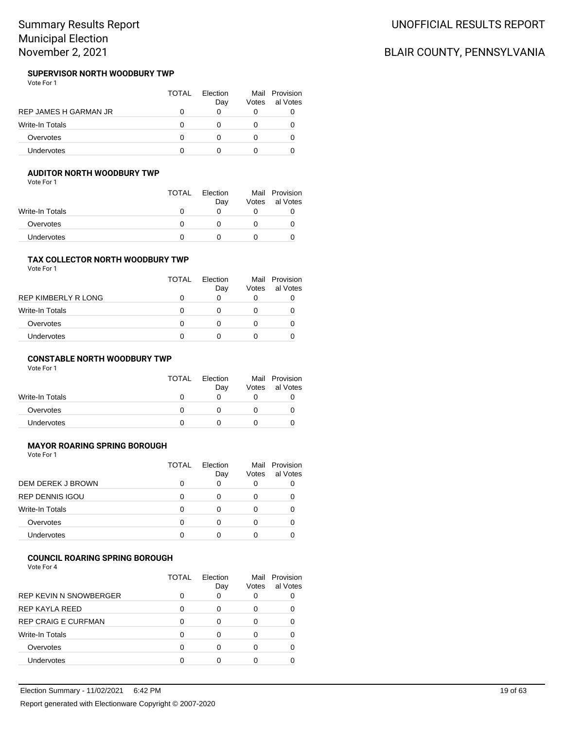### SUPERVISOR NORTH WOODBURY TWP

Vote For 1

| | TOTAL | Election Day | Mail Votes | Provisional Votes |
|---|---|---|---|---|
| REP JAMES H GARMAN JR | 0 | 0 | 0 | 0 |
| Write-In Totals | 0 | 0 | 0 | 0 |
| Overvotes | 0 | 0 | 0 | 0 |
| Undervotes | 0 | 0 | 0 | 0 |

### AUDITOR NORTH WOODBURY TWP

Vote For 1

| | TOTAL | Election Day | Mail Votes | Provisional Votes |
|---|---|---|---|---|
| Write-In Totals | 0 | 0 | 0 | 0 |
| Overvotes | 0 | 0 | 0 | 0 |
| Undervotes | 0 | 0 | 0 | 0 |

### TAX COLLECTOR NORTH WOODBURY TWP

Vote For 1

| | TOTAL | Election Day | Mail Votes | Provisional Votes |
|---|---|---|---|---|
| REP KIMBERLY R LONG | 0 | 0 | 0 | 0 |
| Write-In Totals | 0 | 0 | 0 | 0 |
| Overvotes | 0 | 0 | 0 | 0 |
| Undervotes | 0 | 0 | 0 | 0 |

### CONSTABLE NORTH WOODBURY TWP

Vote For 1

| | TOTAL | Election Day | Mail Votes | Provisional Votes |
|---|---|---|---|---|
| Write-In Totals | 0 | 0 | 0 | 0 |
| Overvotes | 0 | 0 | 0 | 0 |
| Undervotes | 0 | 0 | 0 | 0 |

### MAYOR ROARING SPRING BOROUGH

Vote For 1

| | TOTAL | Election Day | Mail Votes | Provisional Votes |
|---|---|---|---|---|
| DEM DEREK J BROWN | 0 | 0 | 0 | 0 |
| REP DENNIS IGOU | 0 | 0 | 0 | 0 |
| Write-In Totals | 0 | 0 | 0 | 0 |
| Overvotes | 0 | 0 | 0 | 0 |
| Undervotes | 0 | 0 | 0 | 0 |

### COUNCIL ROARING SPRING BOROUGH

Vote For 4

| | TOTAL | Election Day | Mail Votes | Provisional Votes |
|---|---|---|---|---|
| REP KEVIN N SNOWBERGER | 0 | 0 | 0 | 0 |
| REP KAYLA REED | 0 | 0 | 0 | 0 |
| REP CRAIG E CURFMAN | 0 | 0 | 0 | 0 |
| Write-In Totals | 0 | 0 | 0 | 0 |
| Overvotes | 0 | 0 | 0 | 0 |
| Undervotes | 0 | 0 | 0 | 0 |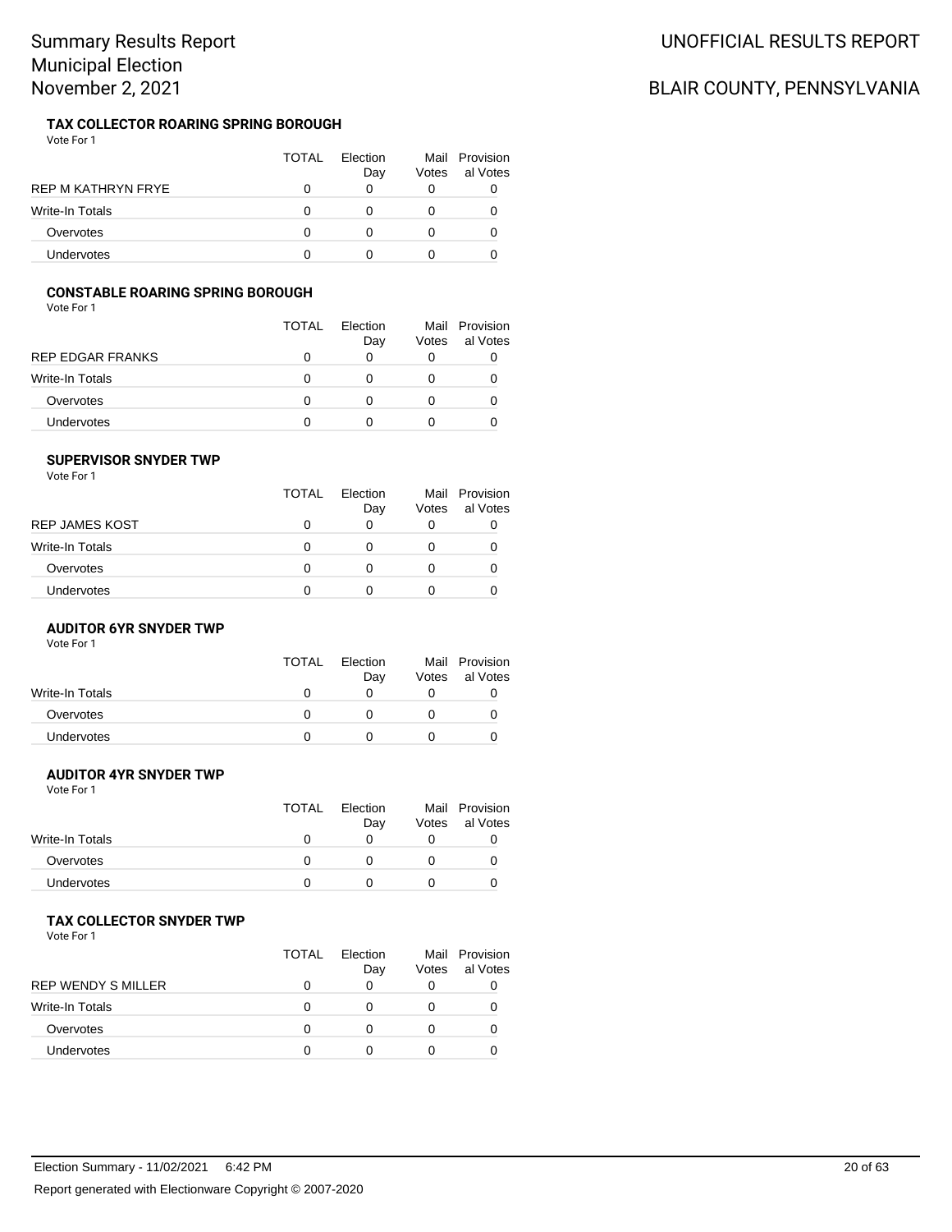#### TAX COLLECTOR ROARING SPRING BOROUGH

Vote For 1

| | TOTAL | Election Day | Mail Votes | Provisional Votes |
|---|---|---|---|---|
| REP M KATHRYN FRYE | 0 | 0 | 0 | 0 |
| Write-In Totals | 0 | 0 | 0 | 0 |
| Overvotes | 0 | 0 | 0 | 0 |
| Undervotes | 0 | 0 | 0 | 0 |

#### CONSTABLE ROARING SPRING BOROUGH

Vote For 1

| | TOTAL | Election Day | Mail Votes | Provisional Votes |
|---|---|---|---|---|
| REP EDGAR FRANKS | 0 | 0 | 0 | 0 |
| Write-In Totals | 0 | 0 | 0 | 0 |
| Overvotes | 0 | 0 | 0 | 0 |
| Undervotes | 0 | 0 | 0 | 0 |

#### SUPERVISOR SNYDER TWP

Vote For 1

| | TOTAL | Election Day | Mail Votes | Provisional Votes |
|---|---|---|---|---|
| REP JAMES KOST | 0 | 0 | 0 | 0 |
| Write-In Totals | 0 | 0 | 0 | 0 |
| Overvotes | 0 | 0 | 0 | 0 |
| Undervotes | 0 | 0 | 0 | 0 |

#### AUDITOR 6YR SNYDER TWP

Vote For 1

| | TOTAL | Election Day | Mail Votes | Provisional Votes |
|---|---|---|---|---|
| Write-In Totals | 0 | 0 | 0 | 0 |
| Overvotes | 0 | 0 | 0 | 0 |
| Undervotes | 0 | 0 | 0 | 0 |

#### AUDITOR 4YR SNYDER TWP

Vote For 1

| | TOTAL | Election Day | Mail Votes | Provisional Votes |
|---|---|---|---|---|
| Write-In Totals | 0 | 0 | 0 | 0 |
| Overvotes | 0 | 0 | 0 | 0 |
| Undervotes | 0 | 0 | 0 | 0 |

#### TAX COLLECTOR SNYDER TWP

Vote For 1

| | TOTAL | Election Day | Mail Votes | Provisional Votes |
|---|---|---|---|---|
| REP WENDY S MILLER | 0 | 0 | 0 | 0 |
| Write-In Totals | 0 | 0 | 0 | 0 |
| Overvotes | 0 | 0 | 0 | 0 |
| Undervotes | 0 | 0 | 0 | 0 |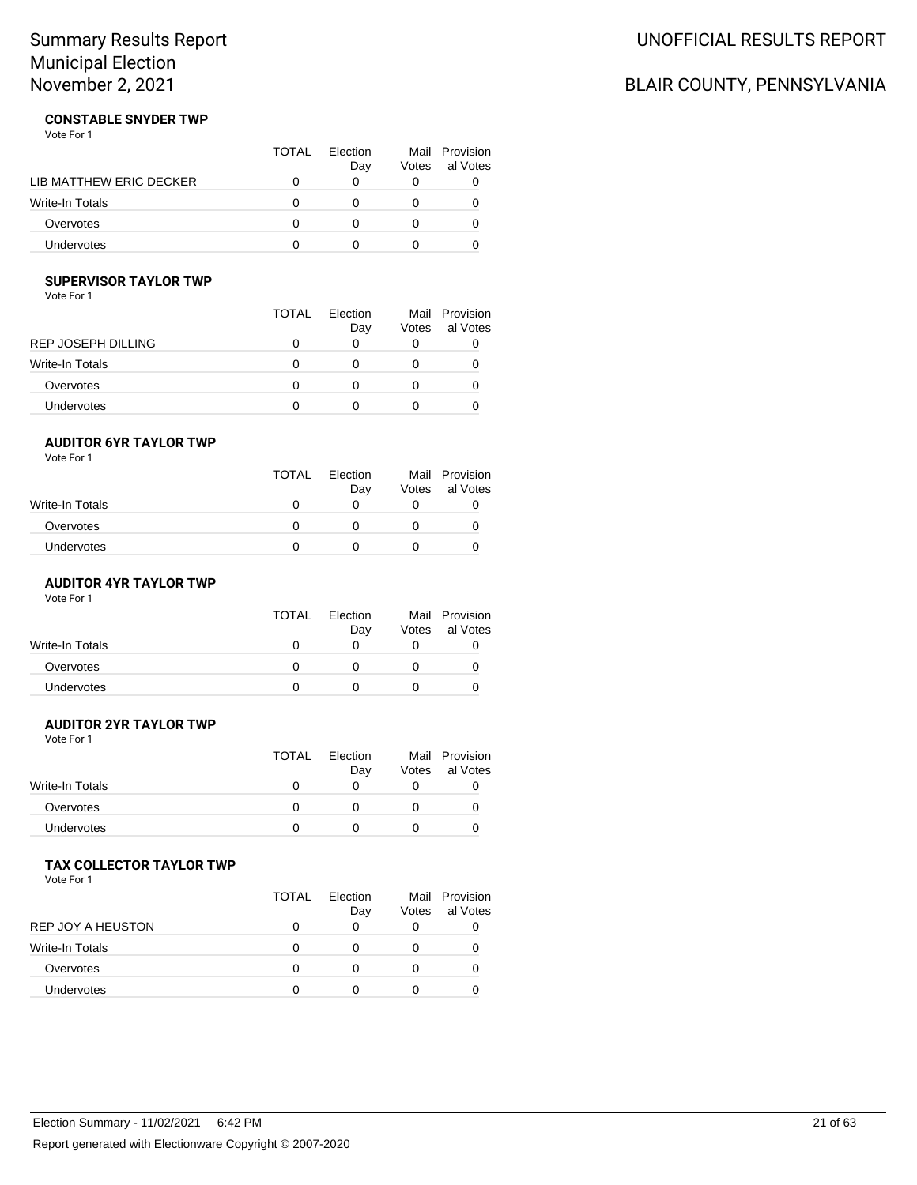# Summary Results Report
## Municipal Election
## November 2, 2021

UNOFFICIAL RESULTS REPORT

BLAIR COUNTY, PENNSYLVANIA

### CONSTABLE SNYDER TWP

Vote For 1

| | TOTAL | Election Day | Mail Votes | Provisional Votes |
|---|---|---|---|---|
| LIB MATTHEW ERIC DECKER | 0 | 0 | 0 | 0 |
| Write-In Totals | 0 | 0 | 0 | 0 |
| Overvotes | 0 | 0 | 0 | 0 |
| Undervotes | 0 | 0 | 0 | 0 |

### SUPERVISOR TAYLOR TWP

Vote For 1

| | TOTAL | Election Day | Mail Votes | Provisional Votes |
|---|---|---|---|---|
| REP JOSEPH DILLING | 0 | 0 | 0 | 0 |
| Write-In Totals | 0 | 0 | 0 | 0 |
| Overvotes | 0 | 0 | 0 | 0 |
| Undervotes | 0 | 0 | 0 | 0 |

### AUDITOR 6YR TAYLOR TWP

Vote For 1

| | TOTAL | Election Day | Mail Votes | Provisional Votes |
|---|---|---|---|---|
| Write-In Totals | 0 | 0 | 0 | 0 |
| Overvotes | 0 | 0 | 0 | 0 |
| Undervotes | 0 | 0 | 0 | 0 |

### AUDITOR 4YR TAYLOR TWP

Vote For 1

| | TOTAL | Election Day | Mail Votes | Provisional Votes |
|---|---|---|---|---|
| Write-In Totals | 0 | 0 | 0 | 0 |
| Overvotes | 0 | 0 | 0 | 0 |
| Undervotes | 0 | 0 | 0 | 0 |

### AUDITOR 2YR TAYLOR TWP

Vote For 1

| | TOTAL | Election Day | Mail Votes | Provisional Votes |
|---|---|---|---|---|
| Write-In Totals | 0 | 0 | 0 | 0 |
| Overvotes | 0 | 0 | 0 | 0 |
| Undervotes | 0 | 0 | 0 | 0 |

### TAX COLLECTOR TAYLOR TWP

Vote For 1

| | TOTAL | Election Day | Mail Votes | Provisional Votes |
|---|---|---|---|---|
| REP JOY A HEUSTON | 0 | 0 | 0 | 0 |
| Write-In Totals | 0 | 0 | 0 | 0 |
| Overvotes | 0 | 0 | 0 | 0 |
| Undervotes | 0 | 0 | 0 | 0 |

Election Summary - 11/02/2021 6:42 PM

Report generated with Electionware Copyright © 2007-2020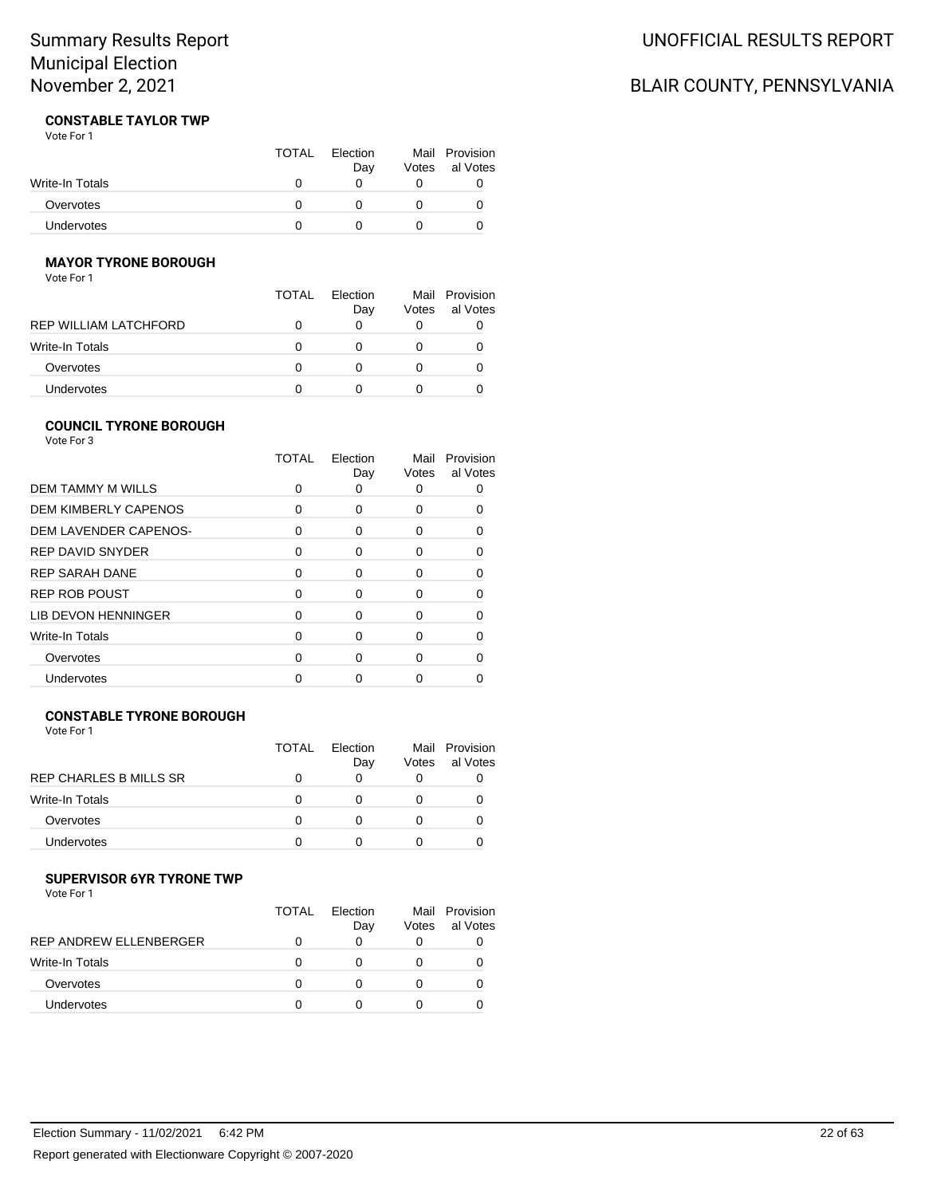# Summary Results Report
# Municipal Election
# November 2, 2021

UNOFFICIAL RESULTS REPORT

BLAIR COUNTY, PENNSYLVANIA

### CONSTABLE TAYLOR TWP

Vote For 1

| | TOTAL | Election Day | Mail Votes | Provisional Votes |
|---|---|---|---|---|
| Write-In Totals | 0 | 0 | 0 | 0 |
| Overvotes | 0 | 0 | 0 | 0 |
| Undervotes | 0 | 0 | 0 | 0 |

### MAYOR TYRONE BOROUGH

Vote For 1

| | TOTAL | Election Day | Mail Votes | Provisional Votes |
|---|---|---|---|---|
| REP WILLIAM LATCHFORD | 0 | 0 | 0 | 0 |
| Write-In Totals | 0 | 0 | 0 | 0 |
| Overvotes | 0 | 0 | 0 | 0 |
| Undervotes | 0 | 0 | 0 | 0 |

### COUNCIL TYRONE BOROUGH

Vote For 3

| | TOTAL | Election Day | Mail Votes | Provisional Votes |
|---|---|---|---|---|
| DEM TAMMY M WILLS | 0 | 0 | 0 | 0 |
| DEM KIMBERLY CAPENOS | 0 | 0 | 0 | 0 |
| DEM LAVENDER CAPENOS- | 0 | 0 | 0 | 0 |
| REP DAVID SNYDER | 0 | 0 | 0 | 0 |
| REP SARAH DANE | 0 | 0 | 0 | 0 |
| REP ROB POUST | 0 | 0 | 0 | 0 |
| LIB DEVON HENNINGER | 0 | 0 | 0 | 0 |
| Write-In Totals | 0 | 0 | 0 | 0 |
| Overvotes | 0 | 0 | 0 | 0 |
| Undervotes | 0 | 0 | 0 | 0 |

### CONSTABLE TYRONE BOROUGH

Vote For 1

| | TOTAL | Election Day | Mail Votes | Provisional Votes |
|---|---|---|---|---|
| REP CHARLES B MILLS SR | 0 | 0 | 0 | 0 |
| Write-In Totals | 0 | 0 | 0 | 0 |
| Overvotes | 0 | 0 | 0 | 0 |
| Undervotes | 0 | 0 | 0 | 0 |

### SUPERVISOR 6YR TYRONE TWP

Vote For 1

| | TOTAL | Election Day | Mail Votes | Provisional Votes |
|---|---|---|---|---|
| REP ANDREW ELLENBERGER | 0 | 0 | 0 | 0 |
| Write-In Totals | 0 | 0 | 0 | 0 |
| Overvotes | 0 | 0 | 0 | 0 |
| Undervotes | 0 | 0 | 0 | 0 |

Election Summary - 11/02/2021 6:42 PM

Report generated with Electionware Copyright © 2007-2020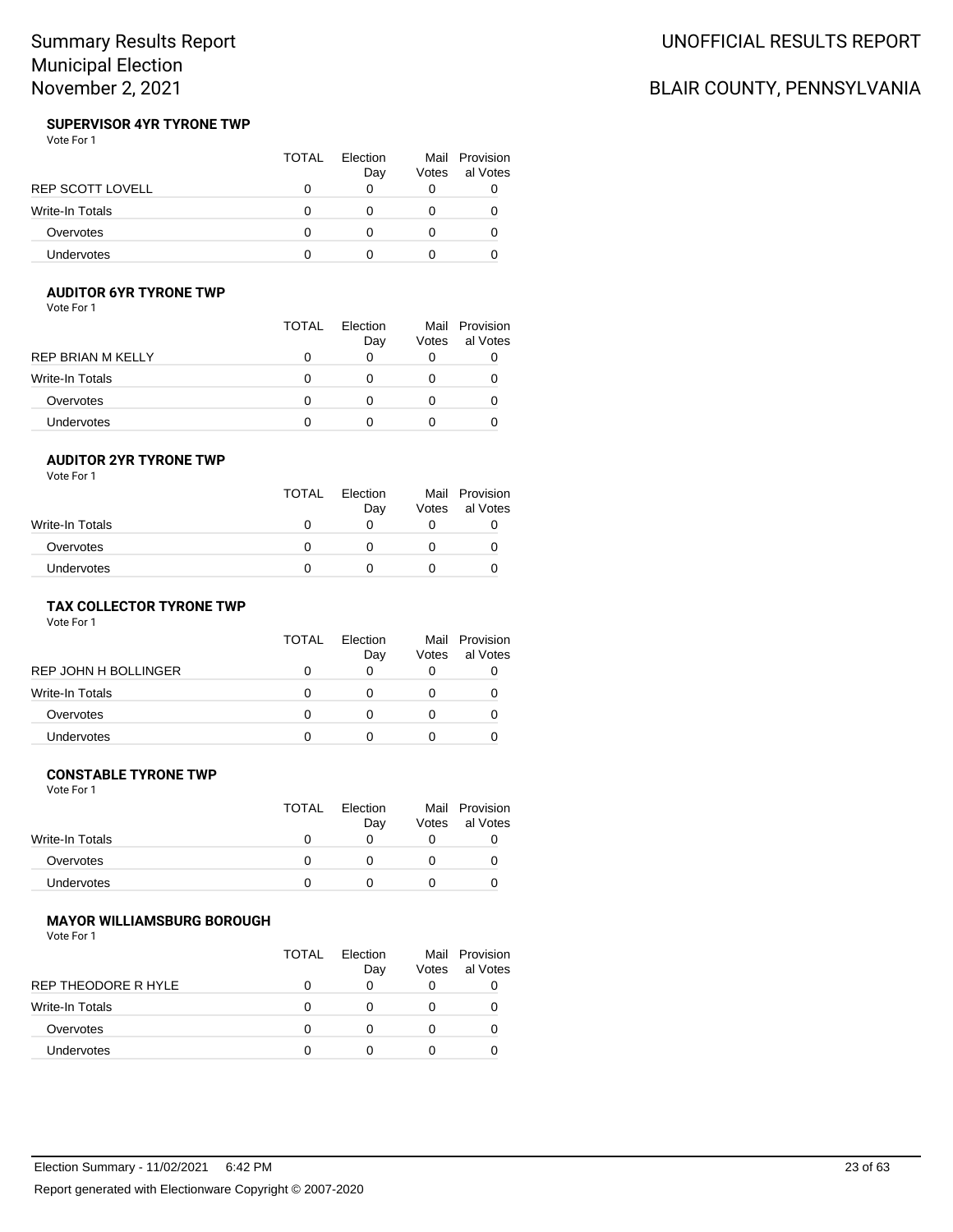# Summary Results Report
# Municipal Election
# November 2, 2021

UNOFFICIAL RESULTS REPORT

BLAIR COUNTY, PENNSYLVANIA

### SUPERVISOR 4YR TYRONE TWP

Vote For 1

| | TOTAL | Election Day | Mail Votes | Provisional Votes |
|---|---|---|---|---|
| REP SCOTT LOVELL | 0 | 0 | 0 | 0 |
| Write-In Totals | 0 | 0 | 0 | 0 |
| Overvotes | 0 | 0 | 0 | 0 |
| Undervotes | 0 | 0 | 0 | 0 |

### AUDITOR 6YR TYRONE TWP

Vote For 1

| | TOTAL | Election Day | Mail Votes | Provisional Votes |
|---|---|---|---|---|
| REP BRIAN M KELLY | 0 | 0 | 0 | 0 |
| Write-In Totals | 0 | 0 | 0 | 0 |
| Overvotes | 0 | 0 | 0 | 0 |
| Undervotes | 0 | 0 | 0 | 0 |

### AUDITOR 2YR TYRONE TWP

Vote For 1

| | TOTAL | Election Day | Mail Votes | Provisional Votes |
|---|---|---|---|---|
| Write-In Totals | 0 | 0 | 0 | 0 |
| Overvotes | 0 | 0 | 0 | 0 |
| Undervotes | 0 | 0 | 0 | 0 |

### TAX COLLECTOR TYRONE TWP

Vote For 1

| | TOTAL | Election Day | Mail Votes | Provisional Votes |
|---|---|---|---|---|
| REP JOHN H BOLLINGER | 0 | 0 | 0 | 0 |
| Write-In Totals | 0 | 0 | 0 | 0 |
| Overvotes | 0 | 0 | 0 | 0 |
| Undervotes | 0 | 0 | 0 | 0 |

### CONSTABLE TYRONE TWP

Vote For 1

| | TOTAL | Election Day | Mail Votes | Provisional Votes |
|---|---|---|---|---|
| Write-In Totals | 0 | 0 | 0 | 0 |
| Overvotes | 0 | 0 | 0 | 0 |
| Undervotes | 0 | 0 | 0 | 0 |

### MAYOR WILLIAMSBURG BOROUGH

Vote For 1

| | TOTAL | Election Day | Mail Votes | Provisional Votes |
|---|---|---|---|---|
| REP THEODORE R HYLE | 0 | 0 | 0 | 0 |
| Write-In Totals | 0 | 0 | 0 | 0 |
| Overvotes | 0 | 0 | 0 | 0 |
| Undervotes | 0 | 0 | 0 | 0 |

Election Summary - 11/02/2021 6:42 PM

Report generated with Electionware Copyright © 2007-2020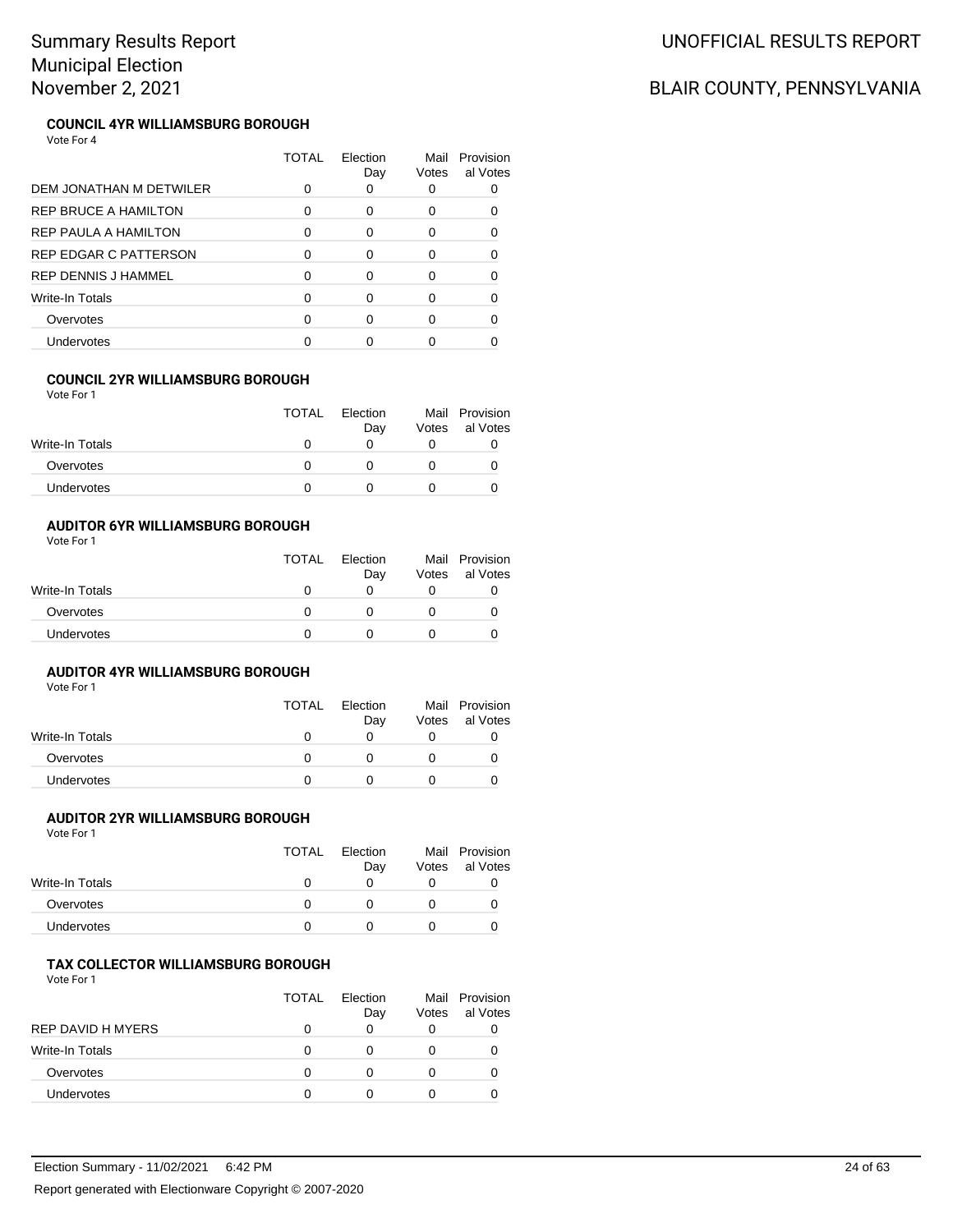### COUNCIL 4YR WILLIAMSBURG BOROUGH

Vote For 4

| | TOTAL | Election Day | Mail Votes | Provisional Votes |
|---|---|---|---|---|
| DEM JONATHAN M DETWILER | 0 | 0 | 0 | 0 |
| REP BRUCE A HAMILTON | 0 | 0 | 0 | 0 |
| REP PAULA A HAMILTON | 0 | 0 | 0 | 0 |
| REP EDGAR C PATTERSON | 0 | 0 | 0 | 0 |
| REP DENNIS J HAMMEL | 0 | 0 | 0 | 0 |
| Write-In Totals | 0 | 0 | 0 | 0 |
| Overvotes | 0 | 0 | 0 | 0 |
| Undervotes | 0 | 0 | 0 | 0 |

### COUNCIL 2YR WILLIAMSBURG BOROUGH

Vote For 1

| | TOTAL | Election Day | Mail Votes | Provisional Votes |
|---|---|---|---|---|
| Write-In Totals | 0 | 0 | 0 | 0 |
| Overvotes | 0 | 0 | 0 | 0 |
| Undervotes | 0 | 0 | 0 | 0 |

### AUDITOR 6YR WILLIAMSBURG BOROUGH

Vote For 1

| | TOTAL | Election Day | Mail Votes | Provisional Votes |
|---|---|---|---|---|
| Write-In Totals | 0 | 0 | 0 | 0 |
| Overvotes | 0 | 0 | 0 | 0 |
| Undervotes | 0 | 0 | 0 | 0 |

### AUDITOR 4YR WILLIAMSBURG BOROUGH

Vote For 1

| | TOTAL | Election Day | Mail Votes | Provisional Votes |
|---|---|---|---|---|
| Write-In Totals | 0 | 0 | 0 | 0 |
| Overvotes | 0 | 0 | 0 | 0 |
| Undervotes | 0 | 0 | 0 | 0 |

### AUDITOR 2YR WILLIAMSBURG BOROUGH

Vote For 1

| | TOTAL | Election Day | Mail Votes | Provisional Votes |
|---|---|---|---|---|
| Write-In Totals | 0 | 0 | 0 | 0 |
| Overvotes | 0 | 0 | 0 | 0 |
| Undervotes | 0 | 0 | 0 | 0 |

### TAX COLLECTOR WILLIAMSBURG BOROUGH

Vote For 1

| | TOTAL | Election Day | Mail Votes | Provisional Votes |
|---|---|---|---|---|
| REP DAVID H MYERS | 0 | 0 | 0 | 0 |
| Write-In Totals | 0 | 0 | 0 | 0 |
| Overvotes | 0 | 0 | 0 | 0 |
| Undervotes | 0 | 0 | 0 | 0 |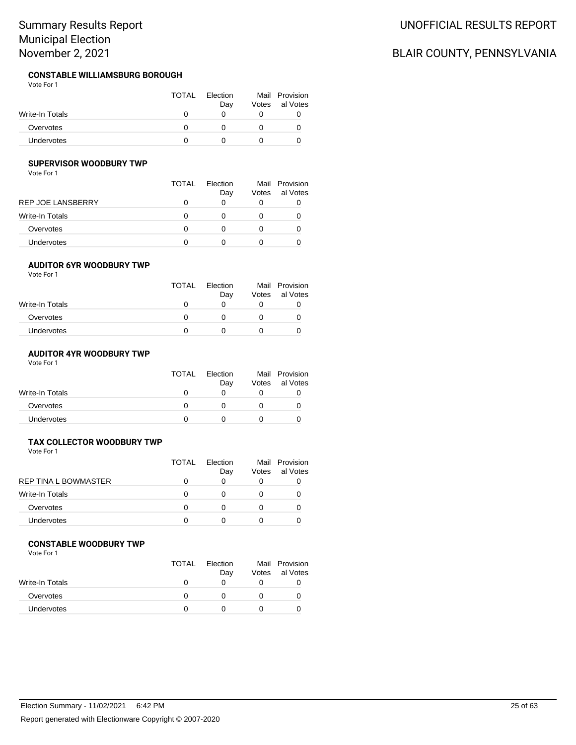## CONSTABLE WILLIAMSBURG BOROUGH

Vote For 1

| | TOTAL | Election Day | Mail Votes | Provisional Votes |
|---|---|---|---|---|
| Write-In Totals | 0 | 0 | 0 | 0 |
| Overvotes | 0 | 0 | 0 | 0 |
| Undervotes | 0 | 0 | 0 | 0 |

## SUPERVISOR WOODBURY TWP

Vote For 1

| | TOTAL | Election Day | Mail Votes | Provisional Votes |
|---|---|---|---|---|
| REP JOE LANSBERRY | 0 | 0 | 0 | 0 |
| Write-In Totals | 0 | 0 | 0 | 0 |
| Overvotes | 0 | 0 | 0 | 0 |
| Undervotes | 0 | 0 | 0 | 0 |

## AUDITOR 6YR WOODBURY TWP

Vote For 1

| | TOTAL | Election Day | Mail Votes | Provisional Votes |
|---|---|---|---|---|
| Write-In Totals | 0 | 0 | 0 | 0 |
| Overvotes | 0 | 0 | 0 | 0 |
| Undervotes | 0 | 0 | 0 | 0 |

## AUDITOR 4YR WOODBURY TWP

Vote For 1

| | TOTAL | Election Day | Mail Votes | Provisional Votes |
|---|---|---|---|---|
| Write-In Totals | 0 | 0 | 0 | 0 |
| Overvotes | 0 | 0 | 0 | 0 |
| Undervotes | 0 | 0 | 0 | 0 |

## TAX COLLECTOR WOODBURY TWP

Vote For 1

| | TOTAL | Election Day | Mail Votes | Provisional Votes |
|---|---|---|---|---|
| REP TINA L BOWMASTER | 0 | 0 | 0 | 0 |
| Write-In Totals | 0 | 0 | 0 | 0 |
| Overvotes | 0 | 0 | 0 | 0 |
| Undervotes | 0 | 0 | 0 | 0 |

## CONSTABLE WOODBURY TWP

Vote For 1

| | TOTAL | Election Day | Mail Votes | Provisional Votes |
|---|---|---|---|---|
| Write-In Totals | 0 | 0 | 0 | 0 |
| Overvotes | 0 | 0 | 0 | 0 |
| Undervotes | 0 | 0 | 0 | 0 |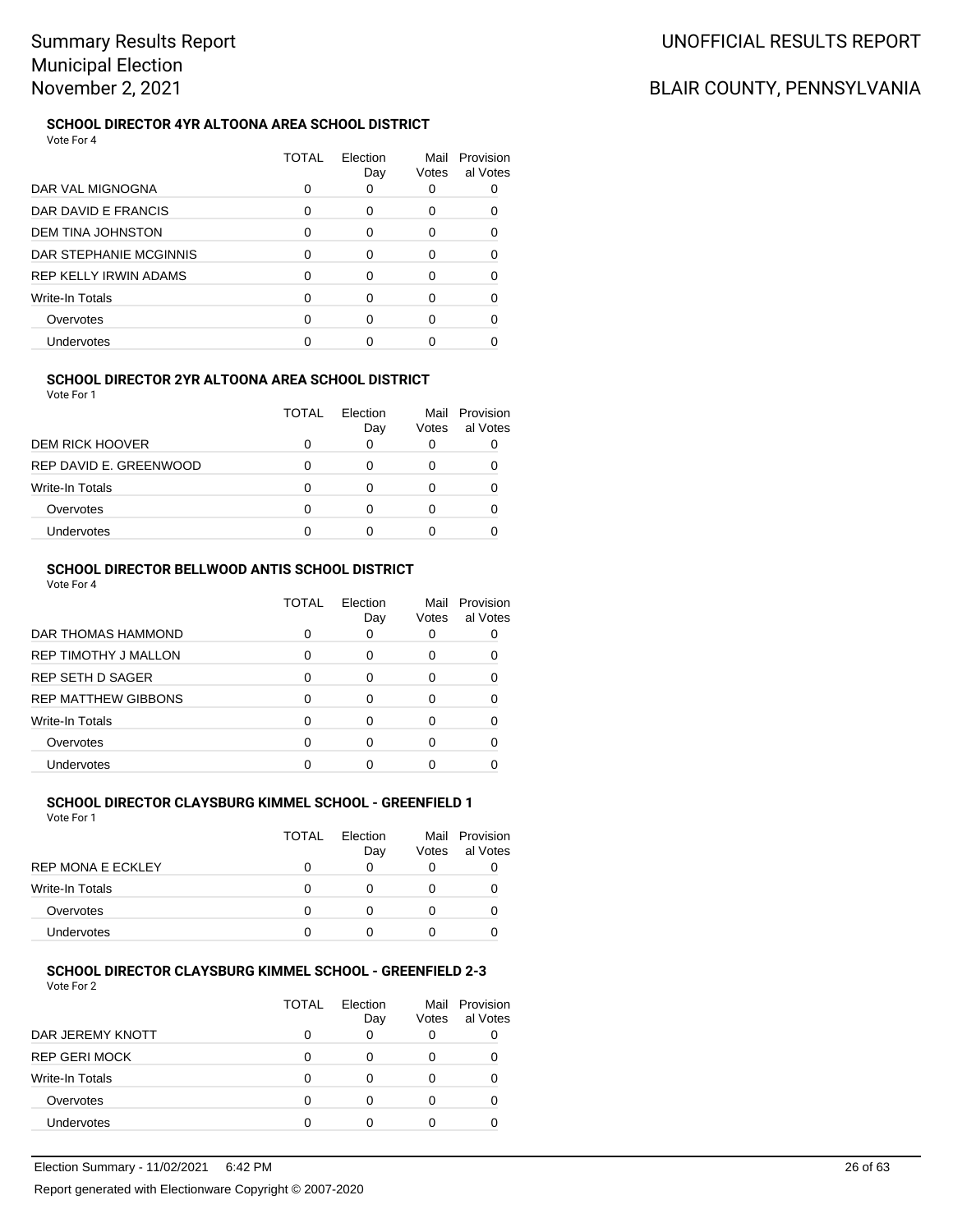Summary Results Report
Municipal Election
November 2, 2021

UNOFFICIAL RESULTS REPORT

BLAIR COUNTY, PENNSYLVANIA

### SCHOOL DIRECTOR 4YR ALTOONA AREA SCHOOL DISTRICT

Vote For 4

| | TOTAL | Election Day | Mail Votes | Provisional Votes |
|---|---|---|---|---|
| DAR VAL MIGNOGNA | 0 | 0 | 0 | 0 |
| DAR DAVID E FRANCIS | 0 | 0 | 0 | 0 |
| DEM TINA JOHNSTON | 0 | 0 | 0 | 0 |
| DAR STEPHANIE MCGINNIS | 0 | 0 | 0 | 0 |
| REP KELLY IRWIN ADAMS | 0 | 0 | 0 | 0 |
| Write-In Totals | 0 | 0 | 0 | 0 |
| Overvotes | 0 | 0 | 0 | 0 |
| Undervotes | 0 | 0 | 0 | 0 |

### SCHOOL DIRECTOR 2YR ALTOONA AREA SCHOOL DISTRICT

Vote For 1

| | TOTAL | Election Day | Mail Votes | Provisional Votes |
|---|---|---|---|---|
| DEM RICK HOOVER | 0 | 0 | 0 | 0 |
| REP DAVID E. GREENWOOD | 0 | 0 | 0 | 0 |
| Write-In Totals | 0 | 0 | 0 | 0 |
| Overvotes | 0 | 0 | 0 | 0 |
| Undervotes | 0 | 0 | 0 | 0 |

### SCHOOL DIRECTOR BELLWOOD ANTIS SCHOOL DISTRICT

Vote For 4

| | TOTAL | Election Day | Mail Votes | Provisional Votes |
|---|---|---|---|---|
| DAR THOMAS HAMMOND | 0 | 0 | 0 | 0 |
| REP TIMOTHY J MALLON | 0 | 0 | 0 | 0 |
| REP SETH D SAGER | 0 | 0 | 0 | 0 |
| REP MATTHEW GIBBONS | 0 | 0 | 0 | 0 |
| Write-In Totals | 0 | 0 | 0 | 0 |
| Overvotes | 0 | 0 | 0 | 0 |
| Undervotes | 0 | 0 | 0 | 0 |

### SCHOOL DIRECTOR CLAYSBURG KIMMEL SCHOOL - GREENFIELD 1

Vote For 1

| | TOTAL | Election Day | Mail Votes | Provisional Votes |
|---|---|---|---|---|
| REP MONA E ECKLEY | 0 | 0 | 0 | 0 |
| Write-In Totals | 0 | 0 | 0 | 0 |
| Overvotes | 0 | 0 | 0 | 0 |
| Undervotes | 0 | 0 | 0 | 0 |

### SCHOOL DIRECTOR CLAYSBURG KIMMEL SCHOOL - GREENFIELD 2-3

Vote For 2

| | TOTAL | Election Day | Mail Votes | Provisional Votes |
|---|---|---|---|---|
| DAR JEREMY KNOTT | 0 | 0 | 0 | 0 |
| REP GERI MOCK | 0 | 0 | 0 | 0 |
| Write-In Totals | 0 | 0 | 0 | 0 |
| Overvotes | 0 | 0 | 0 | 0 |
| Undervotes | 0 | 0 | 0 | 0 |

Election Summary - 11/02/2021 6:42 PM

Report generated with Electionware Copyright © 2007-2020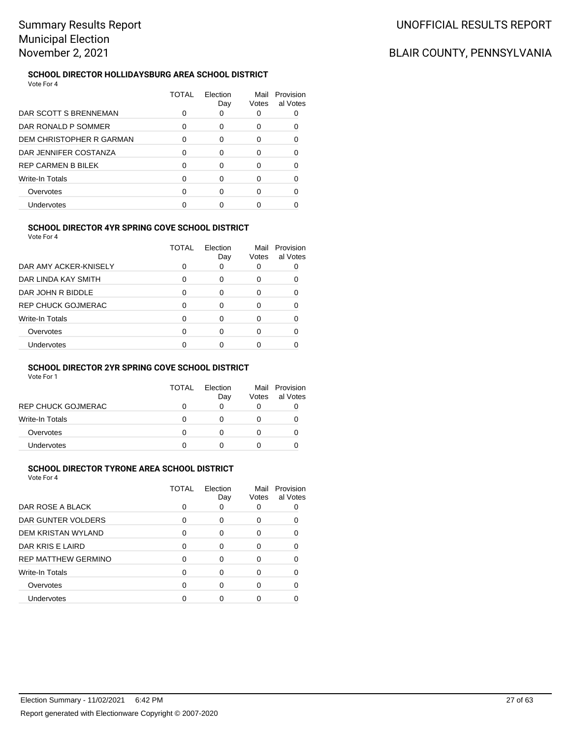# Summary Results Report
# Municipal Election
# November 2, 2021

UNOFFICIAL RESULTS REPORT

BLAIR COUNTY, PENNSYLVANIA

### SCHOOL DIRECTOR HOLLIDAYSBURG AREA SCHOOL DISTRICT

Vote For 4

| | TOTAL | Election Day | Mail Votes | Provisional Votes |
|---|---|---|---|---|
| DAR SCOTT S BRENNEMAN | 0 | 0 | 0 | 0 |
| DAR RONALD P SOMMER | 0 | 0 | 0 | 0 |
| DEM CHRISTOPHER R GARMAN | 0 | 0 | 0 | 0 |
| DAR JENNIFER COSTANZA | 0 | 0 | 0 | 0 |
| REP CARMEN B BILEK | 0 | 0 | 0 | 0 |
| Write-In Totals | 0 | 0 | 0 | 0 |
| Overvotes | 0 | 0 | 0 | 0 |
| Undervotes | 0 | 0 | 0 | 0 |

### SCHOOL DIRECTOR 4YR SPRING COVE SCHOOL DISTRICT

Vote For 4

| | TOTAL | Election Day | Mail Votes | Provisional Votes |
|---|---|---|---|---|
| DAR AMY ACKER-KNISELY | 0 | 0 | 0 | 0 |
| DAR LINDA KAY SMITH | 0 | 0 | 0 | 0 |
| DAR JOHN R BIDDLE | 0 | 0 | 0 | 0 |
| REP CHUCK GOJMERAC | 0 | 0 | 0 | 0 |
| Write-In Totals | 0 | 0 | 0 | 0 |
| Overvotes | 0 | 0 | 0 | 0 |
| Undervotes | 0 | 0 | 0 | 0 |

### SCHOOL DIRECTOR 2YR SPRING COVE SCHOOL DISTRICT

Vote For 1

| | TOTAL | Election Day | Mail Votes | Provisional Votes |
|---|---|---|---|---|
| REP CHUCK GOJMERAC | 0 | 0 | 0 | 0 |
| Write-In Totals | 0 | 0 | 0 | 0 |
| Overvotes | 0 | 0 | 0 | 0 |
| Undervotes | 0 | 0 | 0 | 0 |

### SCHOOL DIRECTOR TYRONE AREA SCHOOL DISTRICT

Vote For 4

| | TOTAL | Election Day | Mail Votes | Provisional Votes |
|---|---|---|---|---|
| DAR ROSE A BLACK | 0 | 0 | 0 | 0 |
| DAR GUNTER VOLDERS | 0 | 0 | 0 | 0 |
| DEM KRISTAN WYLAND | 0 | 0 | 0 | 0 |
| DAR KRIS E LAIRD | 0 | 0 | 0 | 0 |
| REP MATTHEW GERMINO | 0 | 0 | 0 | 0 |
| Write-In Totals | 0 | 0 | 0 | 0 |
| Overvotes | 0 | 0 | 0 | 0 |
| Undervotes | 0 | 0 | 0 | 0 |

Election Summary - 11/02/2021 6:42 PM

Report generated with Electionware Copyright © 2007-2020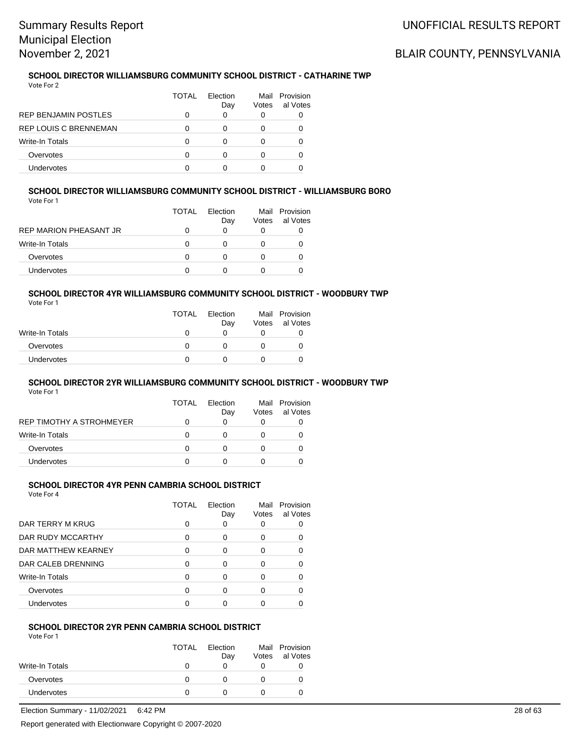#### SCHOOL DIRECTOR WILLIAMSBURG COMMUNITY SCHOOL DISTRICT - CATHARINE TWP

Vote For 2

| | TOTAL | Election Day | Mail Votes | Provisional Votes |
|---|---|---|---|---|
| REP BENJAMIN POSTLES | 0 | 0 | 0 | 0 |
| REP LOUIS C BRENNEMAN | 0 | 0 | 0 | 0 |
| Write-In Totals | 0 | 0 | 0 | 0 |
| Overvotes | 0 | 0 | 0 | 0 |
| Undervotes | 0 | 0 | 0 | 0 |

#### SCHOOL DIRECTOR WILLIAMSBURG COMMUNITY SCHOOL DISTRICT - WILLIAMSBURG BORO

Vote For 1

| | TOTAL | Election Day | Mail Votes | Provisional Votes |
|---|---|---|---|---|
| REP MARION PHEASANT JR | 0 | 0 | 0 | 0 |
| Write-In Totals | 0 | 0 | 0 | 0 |
| Overvotes | 0 | 0 | 0 | 0 |
| Undervotes | 0 | 0 | 0 | 0 |

#### SCHOOL DIRECTOR 4YR WILLIAMSBURG COMMUNITY SCHOOL DISTRICT - WOODBURY TWP

Vote For 1

| | TOTAL | Election Day | Mail Votes | Provisional Votes |
|---|---|---|---|---|
| Write-In Totals | 0 | 0 | 0 | 0 |
| Overvotes | 0 | 0 | 0 | 0 |
| Undervotes | 0 | 0 | 0 | 0 |

#### SCHOOL DIRECTOR 2YR WILLIAMSBURG COMMUNITY SCHOOL DISTRICT - WOODBURY TWP

Vote For 1

| | TOTAL | Election Day | Mail Votes | Provisional Votes |
|---|---|---|---|---|
| REP TIMOTHY A STROHMEYER | 0 | 0 | 0 | 0 |
| Write-In Totals | 0 | 0 | 0 | 0 |
| Overvotes | 0 | 0 | 0 | 0 |
| Undervotes | 0 | 0 | 0 | 0 |

#### SCHOOL DIRECTOR 4YR PENN CAMBRIA SCHOOL DISTRICT

Vote For 4

| | TOTAL | Election Day | Mail Votes | Provisional Votes |
|---|---|---|---|---|
| DAR TERRY M KRUG | 0 | 0 | 0 | 0 |
| DAR RUDY MCCARTHY | 0 | 0 | 0 | 0 |
| DAR MATTHEW KEARNEY | 0 | 0 | 0 | 0 |
| DAR CALEB DRENNING | 0 | 0 | 0 | 0 |
| Write-In Totals | 0 | 0 | 0 | 0 |
| Overvotes | 0 | 0 | 0 | 0 |
| Undervotes | 0 | 0 | 0 | 0 |

#### SCHOOL DIRECTOR 2YR PENN CAMBRIA SCHOOL DISTRICT

Vote For 1

| | TOTAL | Election Day | Mail Votes | Provisional Votes |
|---|---|---|---|---|
| Write-In Totals | 0 | 0 | 0 | 0 |
| Overvotes | 0 | 0 | 0 | 0 |
| Undervotes | 0 | 0 | 0 | 0 |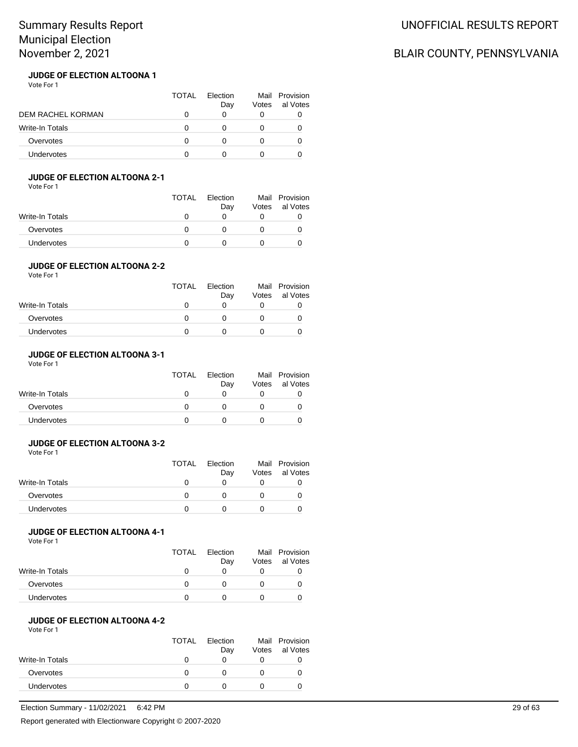# Summary Results Report
## Municipal Election
## November 2, 2021

UNOFFICIAL RESULTS REPORT

BLAIR COUNTY, PENNSYLVANIA

### JUDGE OF ELECTION ALTOONA 1

Vote For 1

| | TOTAL | Election Day | Mail Votes | Provisional Votes |
|---|---|---|---|---|
| DEM RACHEL KORMAN | 0 | 0 | 0 | 0 |
| Write-In Totals | 0 | 0 | 0 | 0 |
| Overvotes | 0 | 0 | 0 | 0 |
| Undervotes | 0 | 0 | 0 | 0 |

### JUDGE OF ELECTION ALTOONA 2-1

Vote For 1

| | TOTAL | Election Day | Mail Votes | Provisional Votes |
|---|---|---|---|---|
| Write-In Totals | 0 | 0 | 0 | 0 |
| Overvotes | 0 | 0 | 0 | 0 |
| Undervotes | 0 | 0 | 0 | 0 |

### JUDGE OF ELECTION ALTOONA 2-2

Vote For 1

| | TOTAL | Election Day | Mail Votes | Provisional Votes |
|---|---|---|---|---|
| Write-In Totals | 0 | 0 | 0 | 0 |
| Overvotes | 0 | 0 | 0 | 0 |
| Undervotes | 0 | 0 | 0 | 0 |

### JUDGE OF ELECTION ALTOONA 3-1

Vote For 1

| | TOTAL | Election Day | Mail Votes | Provisional Votes |
|---|---|---|---|---|
| Write-In Totals | 0 | 0 | 0 | 0 |
| Overvotes | 0 | 0 | 0 | 0 |
| Undervotes | 0 | 0 | 0 | 0 |

### JUDGE OF ELECTION ALTOONA 3-2

Vote For 1

| | TOTAL | Election Day | Mail Votes | Provisional Votes |
|---|---|---|---|---|
| Write-In Totals | 0 | 0 | 0 | 0 |
| Overvotes | 0 | 0 | 0 | 0 |
| Undervotes | 0 | 0 | 0 | 0 |

### JUDGE OF ELECTION ALTOONA 4-1

Vote For 1

| | TOTAL | Election Day | Mail Votes | Provisional Votes |
|---|---|---|---|---|
| Write-In Totals | 0 | 0 | 0 | 0 |
| Overvotes | 0 | 0 | 0 | 0 |
| Undervotes | 0 | 0 | 0 | 0 |

### JUDGE OF ELECTION ALTOONA 4-2

Vote For 1

| | TOTAL | Election Day | Mail Votes | Provisional Votes |
|---|---|---|---|---|
| Write-In Totals | 0 | 0 | 0 | 0 |
| Overvotes | 0 | 0 | 0 | 0 |
| Undervotes | 0 | 0 | 0 | 0 |

Election Summary - 11/02/2021 6:42 PM

Report generated with Electionware Copyright © 2007-2020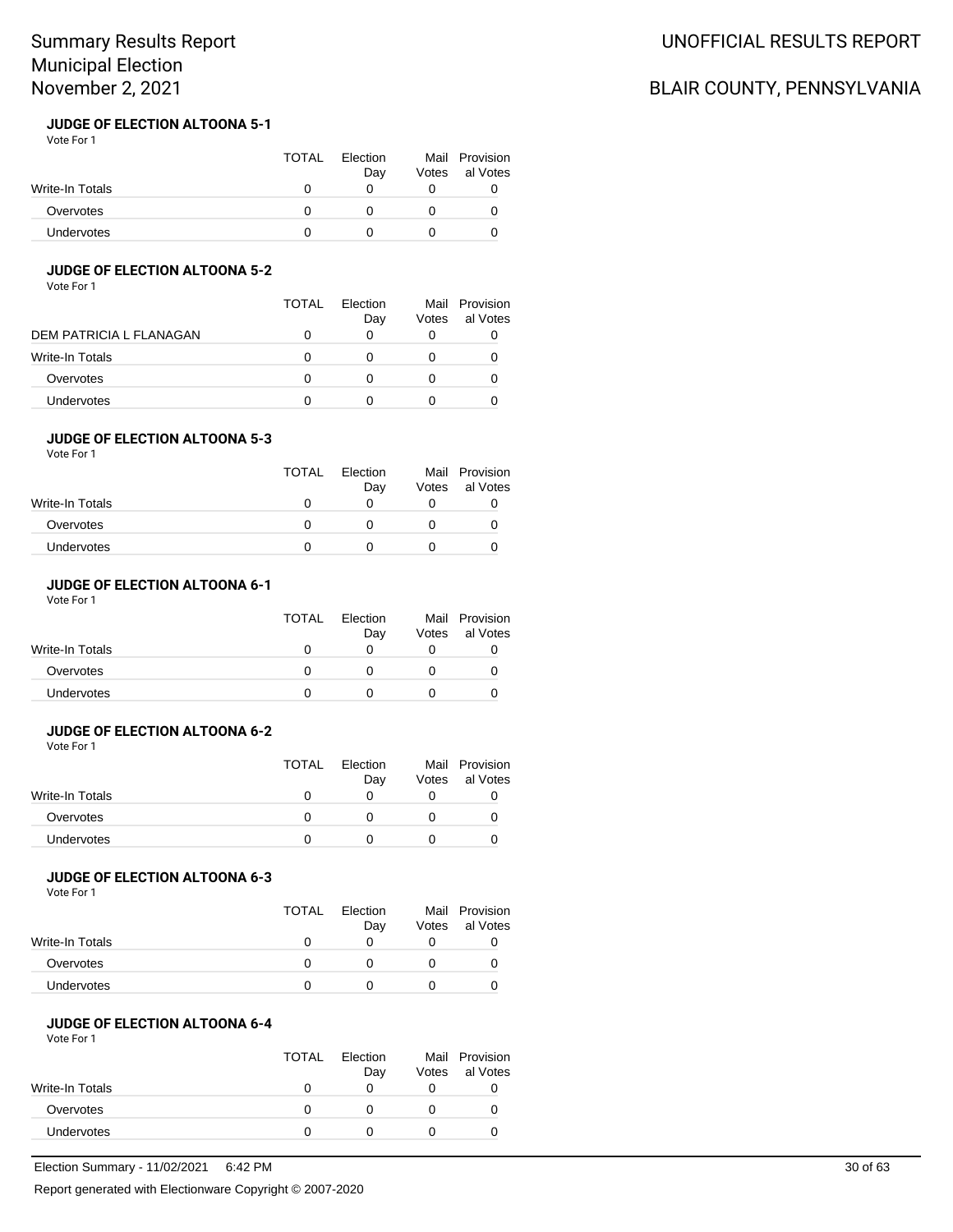# Summary Results Report
# Municipal Election
# November 2, 2021

UNOFFICIAL RESULTS REPORT

BLAIR COUNTY, PENNSYLVANIA

### JUDGE OF ELECTION ALTOONA 5-1

Vote For 1

| | TOTAL | Election Day | Mail Votes | Provisional Votes |
|---|---|---|---|---|
| Write-In Totals | 0 | 0 | 0 | 0 |
| Overvotes | 0 | 0 | 0 | 0 |
| Undervotes | 0 | 0 | 0 | 0 |

### JUDGE OF ELECTION ALTOONA 5-2

Vote For 1

| | TOTAL | Election Day | Mail Votes | Provisional Votes |
|---|---|---|---|---|
| DEM PATRICIA L FLANAGAN | 0 | 0 | 0 | 0 |
| Write-In Totals | 0 | 0 | 0 | 0 |
| Overvotes | 0 | 0 | 0 | 0 |
| Undervotes | 0 | 0 | 0 | 0 |

### JUDGE OF ELECTION ALTOONA 5-3

Vote For 1

| | TOTAL | Election Day | Mail Votes | Provisional Votes |
|---|---|---|---|---|
| Write-In Totals | 0 | 0 | 0 | 0 |
| Overvotes | 0 | 0 | 0 | 0 |
| Undervotes | 0 | 0 | 0 | 0 |

### JUDGE OF ELECTION ALTOONA 6-1

Vote For 1

| | TOTAL | Election Day | Mail Votes | Provisional Votes |
|---|---|---|---|---|
| Write-In Totals | 0 | 0 | 0 | 0 |
| Overvotes | 0 | 0 | 0 | 0 |
| Undervotes | 0 | 0 | 0 | 0 |

### JUDGE OF ELECTION ALTOONA 6-2

Vote For 1

| | TOTAL | Election Day | Mail Votes | Provisional Votes |
|---|---|---|---|---|
| Write-In Totals | 0 | 0 | 0 | 0 |
| Overvotes | 0 | 0 | 0 | 0 |
| Undervotes | 0 | 0 | 0 | 0 |

### JUDGE OF ELECTION ALTOONA 6-3

Vote For 1

| | TOTAL | Election Day | Mail Votes | Provisional Votes |
|---|---|---|---|---|
| Write-In Totals | 0 | 0 | 0 | 0 |
| Overvotes | 0 | 0 | 0 | 0 |
| Undervotes | 0 | 0 | 0 | 0 |

### JUDGE OF ELECTION ALTOONA 6-4

Vote For 1

| | TOTAL | Election Day | Mail Votes | Provisional Votes |
|---|---|---|---|---|
| Write-In Totals | 0 | 0 | 0 | 0 |
| Overvotes | 0 | 0 | 0 | 0 |
| Undervotes | 0 | 0 | 0 | 0 |

Election Summary - 11/02/2021 6:42 PM

Report generated with Electionware Copyright © 2007-2020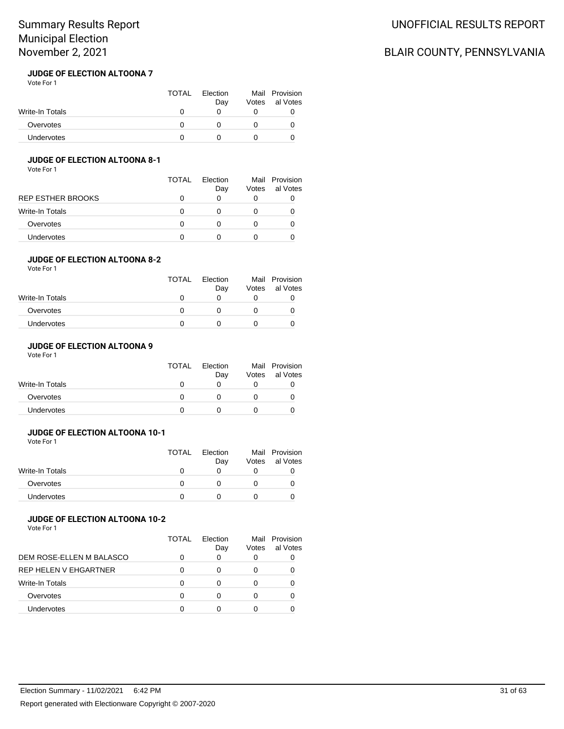## JUDGE OF ELECTION ALTOONA 7

Vote For 1

| | TOTAL | Election Day | Mail Votes | Provisional Votes |
|---|---|---|---|---|
| Write-In Totals | 0 | 0 | 0 | 0 |
| Overvotes | 0 | 0 | 0 | 0 |
| Undervotes | 0 | 0 | 0 | 0 |

## JUDGE OF ELECTION ALTOONA 8-1

Vote For 1

| | TOTAL | Election Day | Mail Votes | Provisional Votes |
|---|---|---|---|---|
| REP ESTHER BROOKS | 0 | 0 | 0 | 0 |
| Write-In Totals | 0 | 0 | 0 | 0 |
| Overvotes | 0 | 0 | 0 | 0 |
| Undervotes | 0 | 0 | 0 | 0 |

## JUDGE OF ELECTION ALTOONA 8-2

Vote For 1

| | TOTAL | Election Day | Mail Votes | Provisional Votes |
|---|---|---|---|---|
| Write-In Totals | 0 | 0 | 0 | 0 |
| Overvotes | 0 | 0 | 0 | 0 |
| Undervotes | 0 | 0 | 0 | 0 |

## JUDGE OF ELECTION ALTOONA 9

Vote For 1

| | TOTAL | Election Day | Mail Votes | Provisional Votes |
|---|---|---|---|---|
| Write-In Totals | 0 | 0 | 0 | 0 |
| Overvotes | 0 | 0 | 0 | 0 |
| Undervotes | 0 | 0 | 0 | 0 |

## JUDGE OF ELECTION ALTOONA 10-1

Vote For 1

| | TOTAL | Election Day | Mail Votes | Provisional Votes |
|---|---|---|---|---|
| Write-In Totals | 0 | 0 | 0 | 0 |
| Overvotes | 0 | 0 | 0 | 0 |
| Undervotes | 0 | 0 | 0 | 0 |

## JUDGE OF ELECTION ALTOONA 10-2

Vote For 1

| | TOTAL | Election Day | Mail Votes | Provisional Votes |
|---|---|---|---|---|
| DEM ROSE-ELLEN M BALASCO | 0 | 0 | 0 | 0 |
| REP HELEN V EHGARTNER | 0 | 0 | 0 | 0 |
| Write-In Totals | 0 | 0 | 0 | 0 |
| Overvotes | 0 | 0 | 0 | 0 |
| Undervotes | 0 | 0 | 0 | 0 |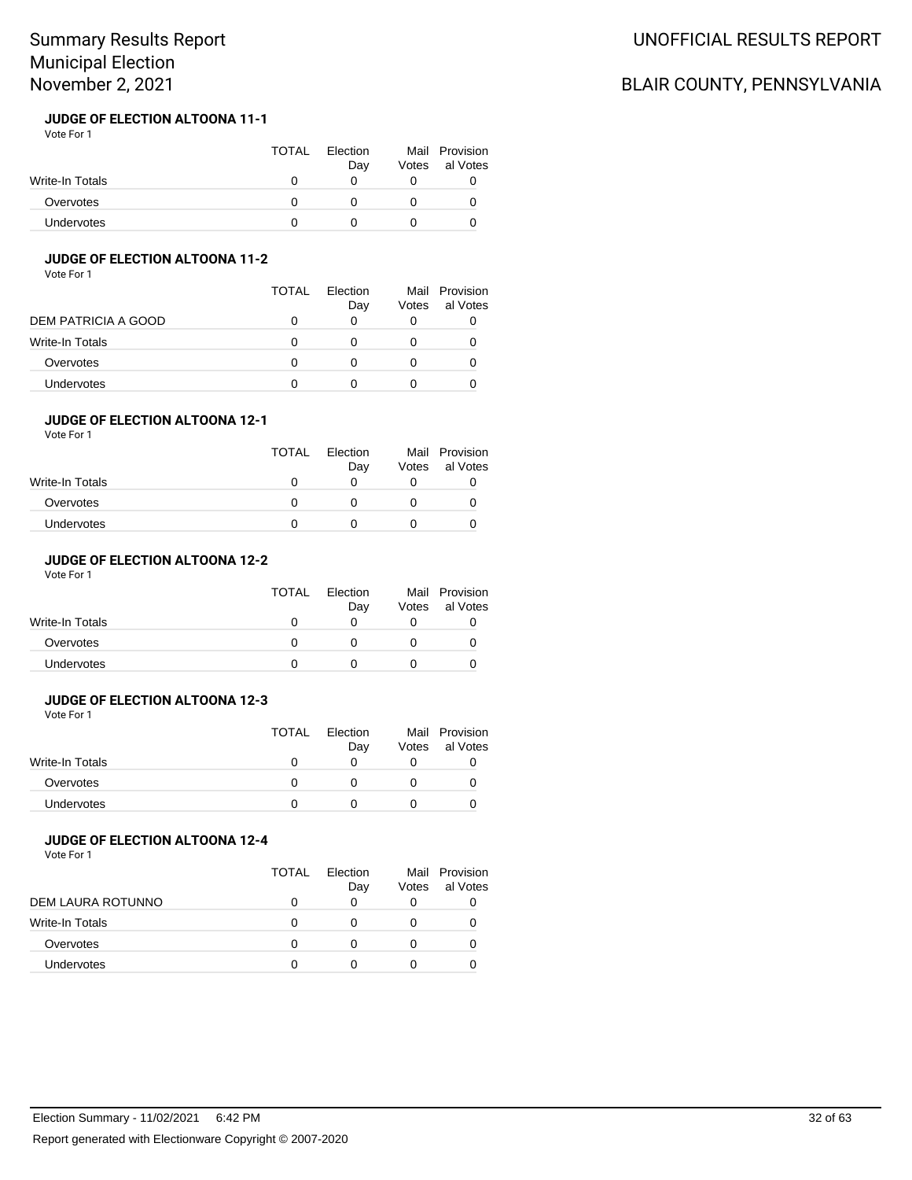# Summary Results Report
# Municipal Election
# November 2, 2021

UNOFFICIAL RESULTS REPORT

BLAIR COUNTY, PENNSYLVANIA

### JUDGE OF ELECTION ALTOONA 11-1

Vote For 1

| | TOTAL | Election Day | Mail Votes | Provisional Votes |
|---|---|---|---|---|
| Write-In Totals | 0 | 0 | 0 | 0 |
| Overvotes | 0 | 0 | 0 | 0 |
| Undervotes | 0 | 0 | 0 | 0 |

### JUDGE OF ELECTION ALTOONA 11-2

Vote For 1

| | TOTAL | Election Day | Mail Votes | Provisional Votes |
|---|---|---|---|---|
| DEM PATRICIA A GOOD | 0 | 0 | 0 | 0 |
| Write-In Totals | 0 | 0 | 0 | 0 |
| Overvotes | 0 | 0 | 0 | 0 |
| Undervotes | 0 | 0 | 0 | 0 |

### JUDGE OF ELECTION ALTOONA 12-1

Vote For 1

| | TOTAL | Election Day | Mail Votes | Provisional Votes |
|---|---|---|---|---|
| Write-In Totals | 0 | 0 | 0 | 0 |
| Overvotes | 0 | 0 | 0 | 0 |
| Undervotes | 0 | 0 | 0 | 0 |

### JUDGE OF ELECTION ALTOONA 12-2

Vote For 1

| | TOTAL | Election Day | Mail Votes | Provisional Votes |
|---|---|---|---|---|
| Write-In Totals | 0 | 0 | 0 | 0 |
| Overvotes | 0 | 0 | 0 | 0 |
| Undervotes | 0 | 0 | 0 | 0 |

### JUDGE OF ELECTION ALTOONA 12-3

Vote For 1

| | TOTAL | Election Day | Mail Votes | Provisional Votes |
|---|---|---|---|---|
| Write-In Totals | 0 | 0 | 0 | 0 |
| Overvotes | 0 | 0 | 0 | 0 |
| Undervotes | 0 | 0 | 0 | 0 |

### JUDGE OF ELECTION ALTOONA 12-4

Vote For 1

| | TOTAL | Election Day | Mail Votes | Provisional Votes |
|---|---|---|---|---|
| DEM LAURA ROTUNNO | 0 | 0 | 0 | 0 |
| Write-In Totals | 0 | 0 | 0 | 0 |
| Overvotes | 0 | 0 | 0 | 0 |
| Undervotes | 0 | 0 | 0 | 0 |

Election Summary - 11/02/2021 6:42 PM

Report generated with Electionware Copyright © 2007-2020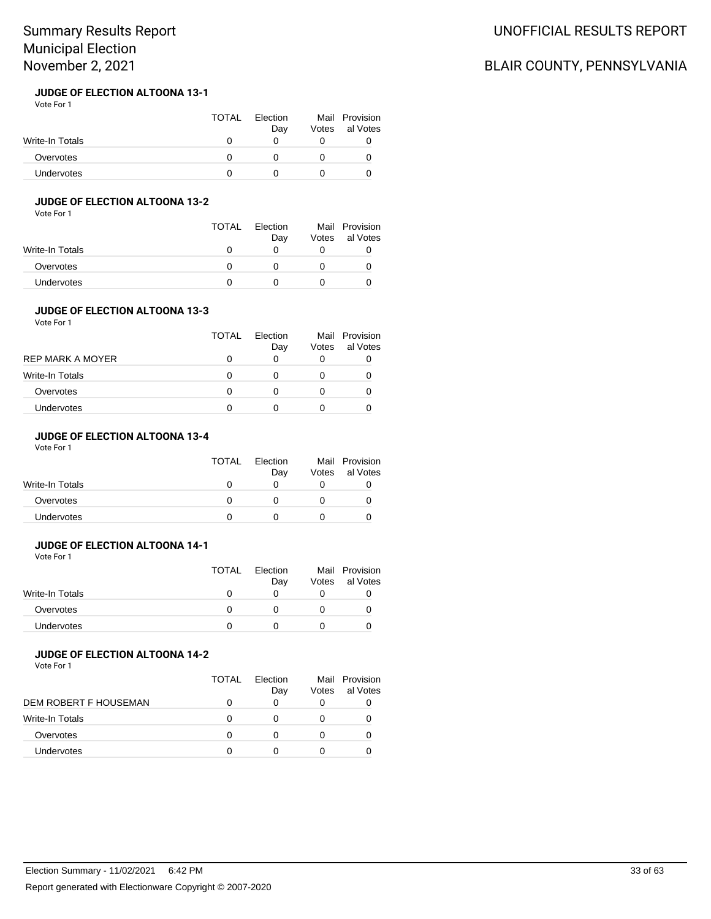# Summary Results Report
## Municipal Election
## November 2, 2021

UNOFFICIAL RESULTS REPORT

BLAIR COUNTY, PENNSYLVANIA

### JUDGE OF ELECTION ALTOONA 13-1

Vote For 1

| | TOTAL | Election Day | Mail Votes | Provisional Votes |
|---|---|---|---|---|
| Write-In Totals | 0 | 0 | 0 | 0 |
| Overvotes | 0 | 0 | 0 | 0 |
| Undervotes | 0 | 0 | 0 | 0 |

### JUDGE OF ELECTION ALTOONA 13-2

Vote For 1

| | TOTAL | Election Day | Mail Votes | Provisional Votes |
|---|---|---|---|---|
| Write-In Totals | 0 | 0 | 0 | 0 |
| Overvotes | 0 | 0 | 0 | 0 |
| Undervotes | 0 | 0 | 0 | 0 |

### JUDGE OF ELECTION ALTOONA 13-3

Vote For 1

| | TOTAL | Election Day | Mail Votes | Provisional Votes |
|---|---|---|---|---|
| REP MARK A MOYER | 0 | 0 | 0 | 0 |
| Write-In Totals | 0 | 0 | 0 | 0 |
| Overvotes | 0 | 0 | 0 | 0 |
| Undervotes | 0 | 0 | 0 | 0 |

### JUDGE OF ELECTION ALTOONA 13-4

Vote For 1

| | TOTAL | Election Day | Mail Votes | Provisional Votes |
|---|---|---|---|---|
| Write-In Totals | 0 | 0 | 0 | 0 |
| Overvotes | 0 | 0 | 0 | 0 |
| Undervotes | 0 | 0 | 0 | 0 |

### JUDGE OF ELECTION ALTOONA 14-1

Vote For 1

| | TOTAL | Election Day | Mail Votes | Provisional Votes |
|---|---|---|---|---|
| Write-In Totals | 0 | 0 | 0 | 0 |
| Overvotes | 0 | 0 | 0 | 0 |
| Undervotes | 0 | 0 | 0 | 0 |

### JUDGE OF ELECTION ALTOONA 14-2

Vote For 1

| | TOTAL | Election Day | Mail Votes | Provisional Votes |
|---|---|---|---|---|
| DEM ROBERT F HOUSEMAN | 0 | 0 | 0 | 0 |
| Write-In Totals | 0 | 0 | 0 | 0 |
| Overvotes | 0 | 0 | 0 | 0 |
| Undervotes | 0 | 0 | 0 | 0 |

Election Summary - 11/02/2021 6:42 PM

Report generated with Electionware Copyright © 2007-2020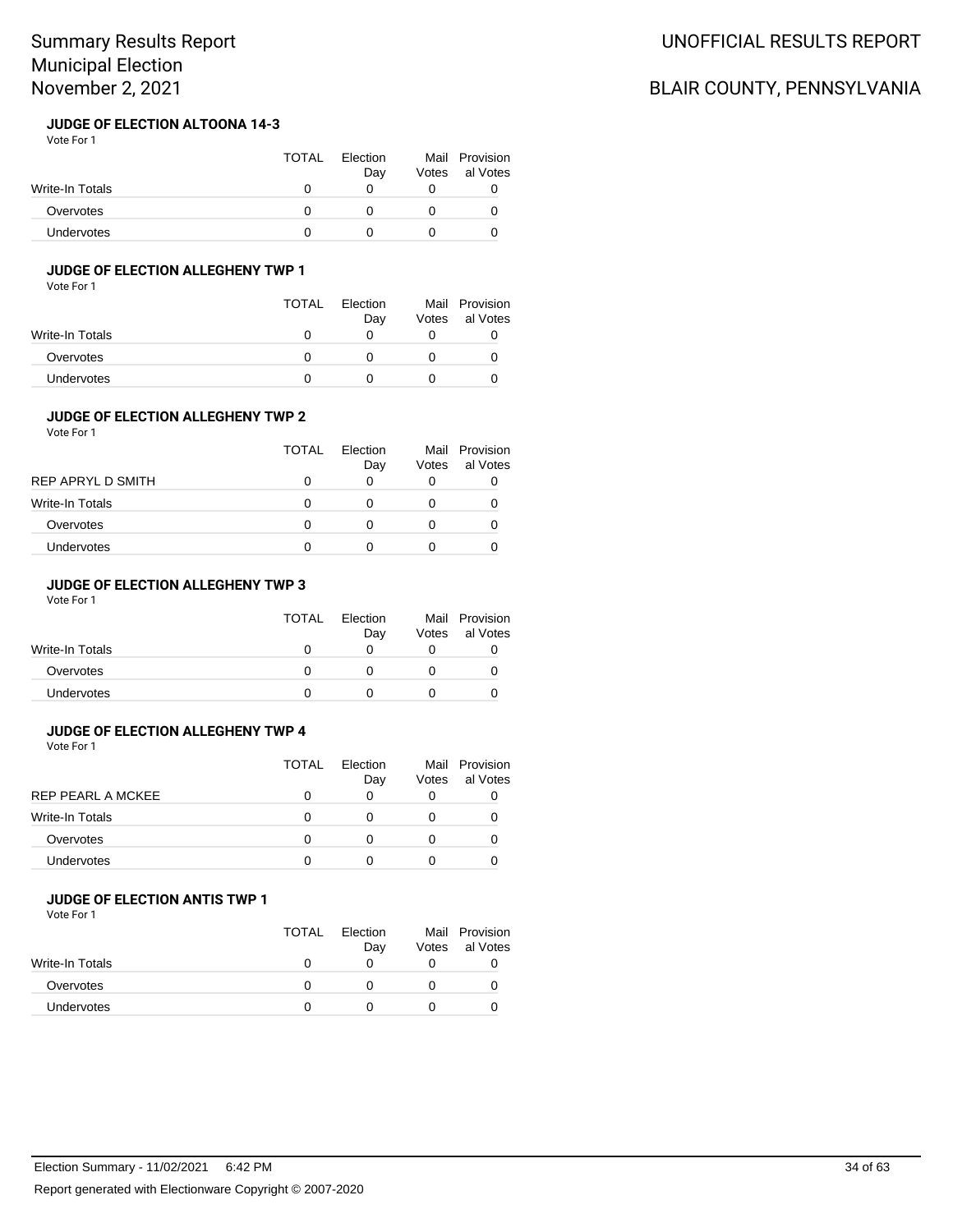### JUDGE OF ELECTION ALTOONA 14-3

Vote For 1

| | TOTAL | Election Day | Mail Votes | Provisional Votes |
|---|---|---|---|---|
| Write-In Totals | 0 | 0 | 0 | 0 |
| Overvotes | 0 | 0 | 0 | 0 |
| Undervotes | 0 | 0 | 0 | 0 |

### JUDGE OF ELECTION ALLEGHENY TWP 1

Vote For 1

| | TOTAL | Election Day | Mail Votes | Provisional Votes |
|---|---|---|---|---|
| Write-In Totals | 0 | 0 | 0 | 0 |
| Overvotes | 0 | 0 | 0 | 0 |
| Undervotes | 0 | 0 | 0 | 0 |

### JUDGE OF ELECTION ALLEGHENY TWP 2

Vote For 1

| | TOTAL | Election Day | Mail Votes | Provisional Votes |
|---|---|---|---|---|
| REP APRYL D SMITH | 0 | 0 | 0 | 0 |
| Write-In Totals | 0 | 0 | 0 | 0 |
| Overvotes | 0 | 0 | 0 | 0 |
| Undervotes | 0 | 0 | 0 | 0 |

### JUDGE OF ELECTION ALLEGHENY TWP 3

Vote For 1

| | TOTAL | Election Day | Mail Votes | Provisional Votes |
|---|---|---|---|---|
| Write-In Totals | 0 | 0 | 0 | 0 |
| Overvotes | 0 | 0 | 0 | 0 |
| Undervotes | 0 | 0 | 0 | 0 |

### JUDGE OF ELECTION ALLEGHENY TWP 4

Vote For 1

| | TOTAL | Election Day | Mail Votes | Provisional Votes |
|---|---|---|---|---|
| REP PEARL A MCKEE | 0 | 0 | 0 | 0 |
| Write-In Totals | 0 | 0 | 0 | 0 |
| Overvotes | 0 | 0 | 0 | 0 |
| Undervotes | 0 | 0 | 0 | 0 |

### JUDGE OF ELECTION ANTIS TWP 1

Vote For 1

| | TOTAL | Election Day | Mail Votes | Provisional Votes |
|---|---|---|---|---|
| Write-In Totals | 0 | 0 | 0 | 0 |
| Overvotes | 0 | 0 | 0 | 0 |
| Undervotes | 0 | 0 | 0 | 0 |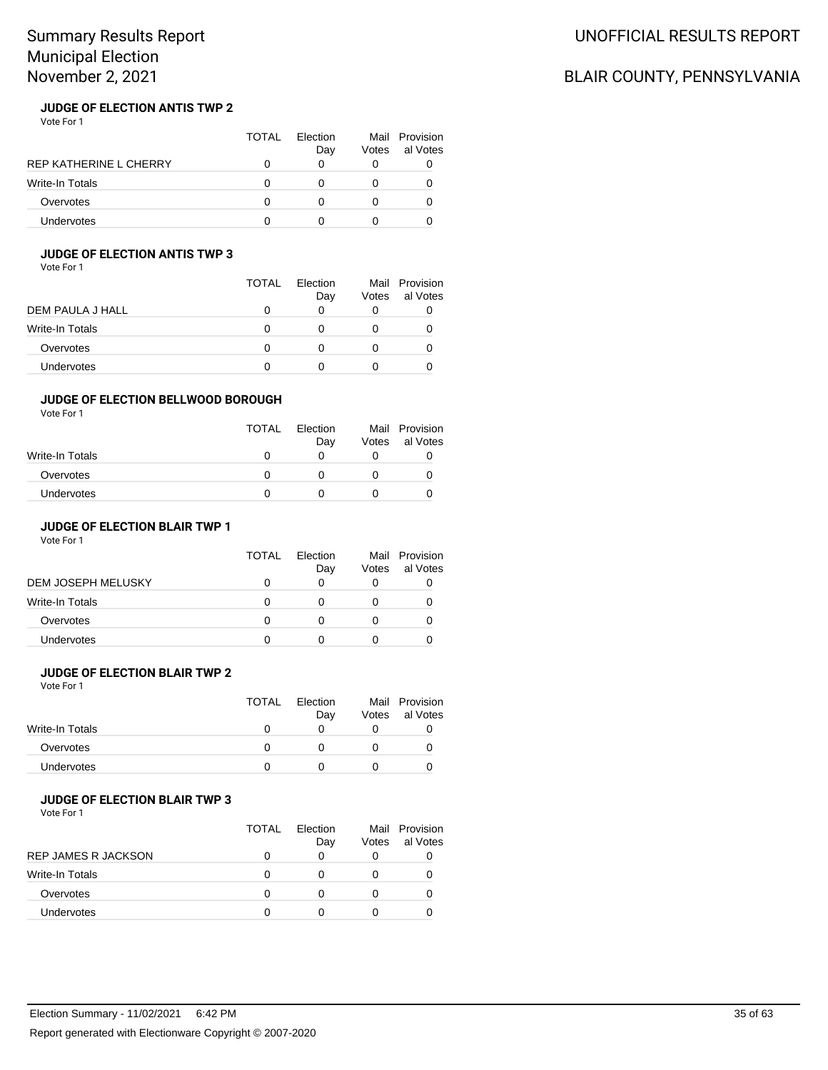# Summary Results Report
# Municipal Election
# November 2, 2021

UNOFFICIAL RESULTS REPORT

BLAIR COUNTY, PENNSYLVANIA

### JUDGE OF ELECTION ANTIS TWP 2

Vote For 1

| | TOTAL | Election Day | Mail Votes | Provisional Votes |
|---|---|---|---|---|
| REP KATHERINE L CHERRY | 0 | 0 | 0 | 0 |
| Write-In Totals | 0 | 0 | 0 | 0 |
| Overvotes | 0 | 0 | 0 | 0 |
| Undervotes | 0 | 0 | 0 | 0 |

### JUDGE OF ELECTION ANTIS TWP 3

Vote For 1

| | TOTAL | Election Day | Mail Votes | Provisional Votes |
|---|---|---|---|---|
| DEM PAULA J HALL | 0 | 0 | 0 | 0 |
| Write-In Totals | 0 | 0 | 0 | 0 |
| Overvotes | 0 | 0 | 0 | 0 |
| Undervotes | 0 | 0 | 0 | 0 |

### JUDGE OF ELECTION BELLWOOD BOROUGH

Vote For 1

| | TOTAL | Election Day | Mail Votes | Provisional Votes |
|---|---|---|---|---|
| Write-In Totals | 0 | 0 | 0 | 0 |
| Overvotes | 0 | 0 | 0 | 0 |
| Undervotes | 0 | 0 | 0 | 0 |

### JUDGE OF ELECTION BLAIR TWP 1

Vote For 1

| | TOTAL | Election Day | Mail Votes | Provisional Votes |
|---|---|---|---|---|
| DEM JOSEPH MELUSKY | 0 | 0 | 0 | 0 |
| Write-In Totals | 0 | 0 | 0 | 0 |
| Overvotes | 0 | 0 | 0 | 0 |
| Undervotes | 0 | 0 | 0 | 0 |

### JUDGE OF ELECTION BLAIR TWP 2

Vote For 1

| | TOTAL | Election Day | Mail Votes | Provisional Votes |
|---|---|---|---|---|
| Write-In Totals | 0 | 0 | 0 | 0 |
| Overvotes | 0 | 0 | 0 | 0 |
| Undervotes | 0 | 0 | 0 | 0 |

### JUDGE OF ELECTION BLAIR TWP 3

Vote For 1

| | TOTAL | Election Day | Mail Votes | Provisional Votes |
|---|---|---|---|---|
| REP JAMES R JACKSON | 0 | 0 | 0 | 0 |
| Write-In Totals | 0 | 0 | 0 | 0 |
| Overvotes | 0 | 0 | 0 | 0 |
| Undervotes | 0 | 0 | 0 | 0 |

Election Summary - 11/02/2021 6:42 PM

Report generated with Electionware Copyright © 2007-2020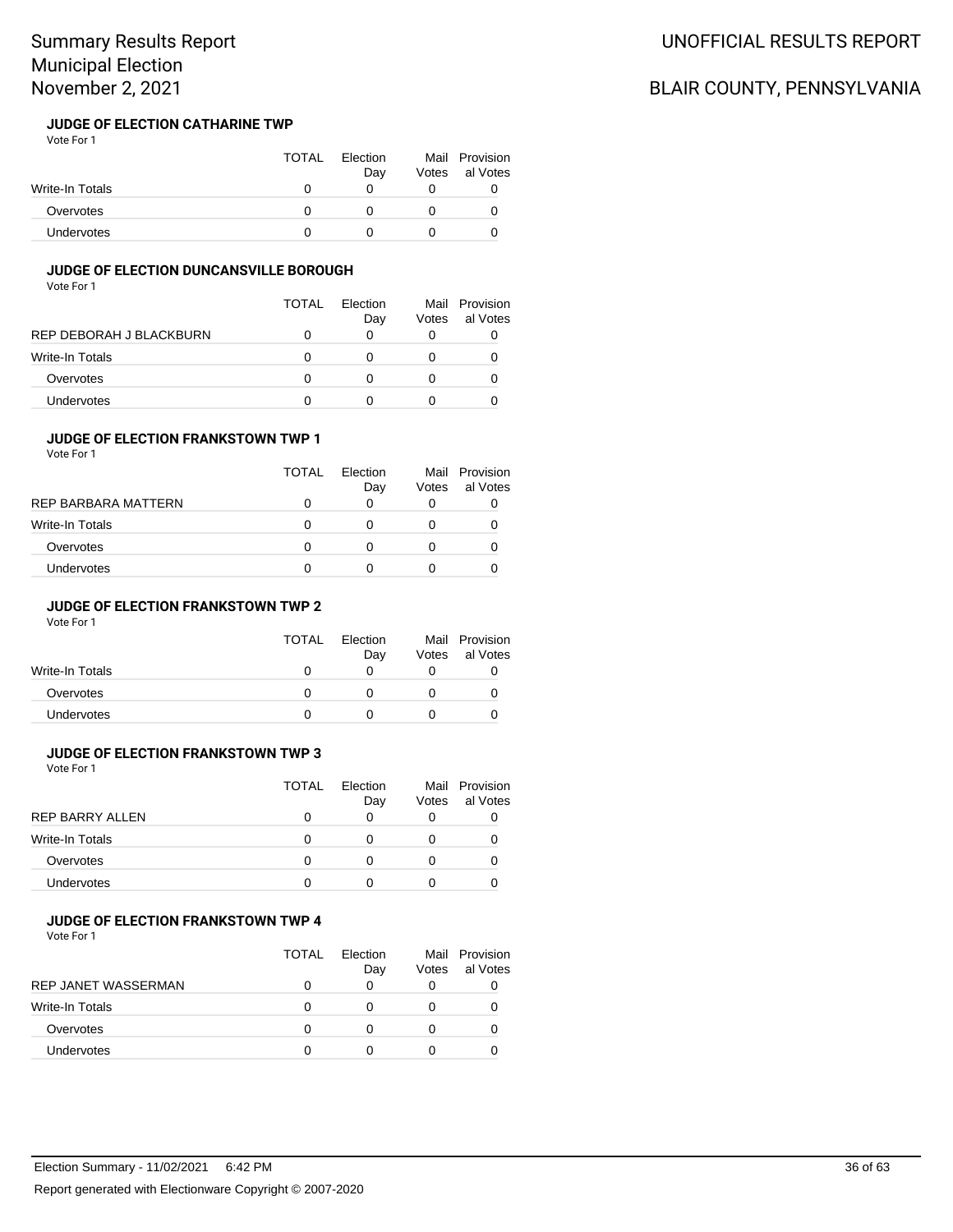# Summary Results Report
# Municipal Election
# November 2, 2021

UNOFFICIAL RESULTS REPORT

BLAIR COUNTY, PENNSYLVANIA

### JUDGE OF ELECTION CATHARINE TWP

Vote For 1

| | TOTAL | Election Day | Mail Votes | Provisional Votes |
|---|---|---|---|---|
| Write-In Totals | 0 | 0 | 0 | 0 |
| Overvotes | 0 | 0 | 0 | 0 |
| Undervotes | 0 | 0 | 0 | 0 |

### JUDGE OF ELECTION DUNCANSVILLE BOROUGH

Vote For 1

| | TOTAL | Election Day | Mail Votes | Provisional Votes |
|---|---|---|---|---|
| REP DEBORAH J BLACKBURN | 0 | 0 | 0 | 0 |
| Write-In Totals | 0 | 0 | 0 | 0 |
| Overvotes | 0 | 0 | 0 | 0 |
| Undervotes | 0 | 0 | 0 | 0 |

### JUDGE OF ELECTION FRANKSTOWN TWP 1

Vote For 1

| | TOTAL | Election Day | Mail Votes | Provisional Votes |
|---|---|---|---|---|
| REP BARBARA MATTERN | 0 | 0 | 0 | 0 |
| Write-In Totals | 0 | 0 | 0 | 0 |
| Overvotes | 0 | 0 | 0 | 0 |
| Undervotes | 0 | 0 | 0 | 0 |

### JUDGE OF ELECTION FRANKSTOWN TWP 2

Vote For 1

| | TOTAL | Election Day | Mail Votes | Provisional Votes |
|---|---|---|---|---|
| Write-In Totals | 0 | 0 | 0 | 0 |
| Overvotes | 0 | 0 | 0 | 0 |
| Undervotes | 0 | 0 | 0 | 0 |

### JUDGE OF ELECTION FRANKSTOWN TWP 3

Vote For 1

| | TOTAL | Election Day | Mail Votes | Provisional Votes |
|---|---|---|---|---|
| REP BARRY ALLEN | 0 | 0 | 0 | 0 |
| Write-In Totals | 0 | 0 | 0 | 0 |
| Overvotes | 0 | 0 | 0 | 0 |
| Undervotes | 0 | 0 | 0 | 0 |

### JUDGE OF ELECTION FRANKSTOWN TWP 4

Vote For 1

| | TOTAL | Election Day | Mail Votes | Provisional Votes |
|---|---|---|---|---|
| REP JANET WASSERMAN | 0 | 0 | 0 | 0 |
| Write-In Totals | 0 | 0 | 0 | 0 |
| Overvotes | 0 | 0 | 0 | 0 |
| Undervotes | 0 | 0 | 0 | 0 |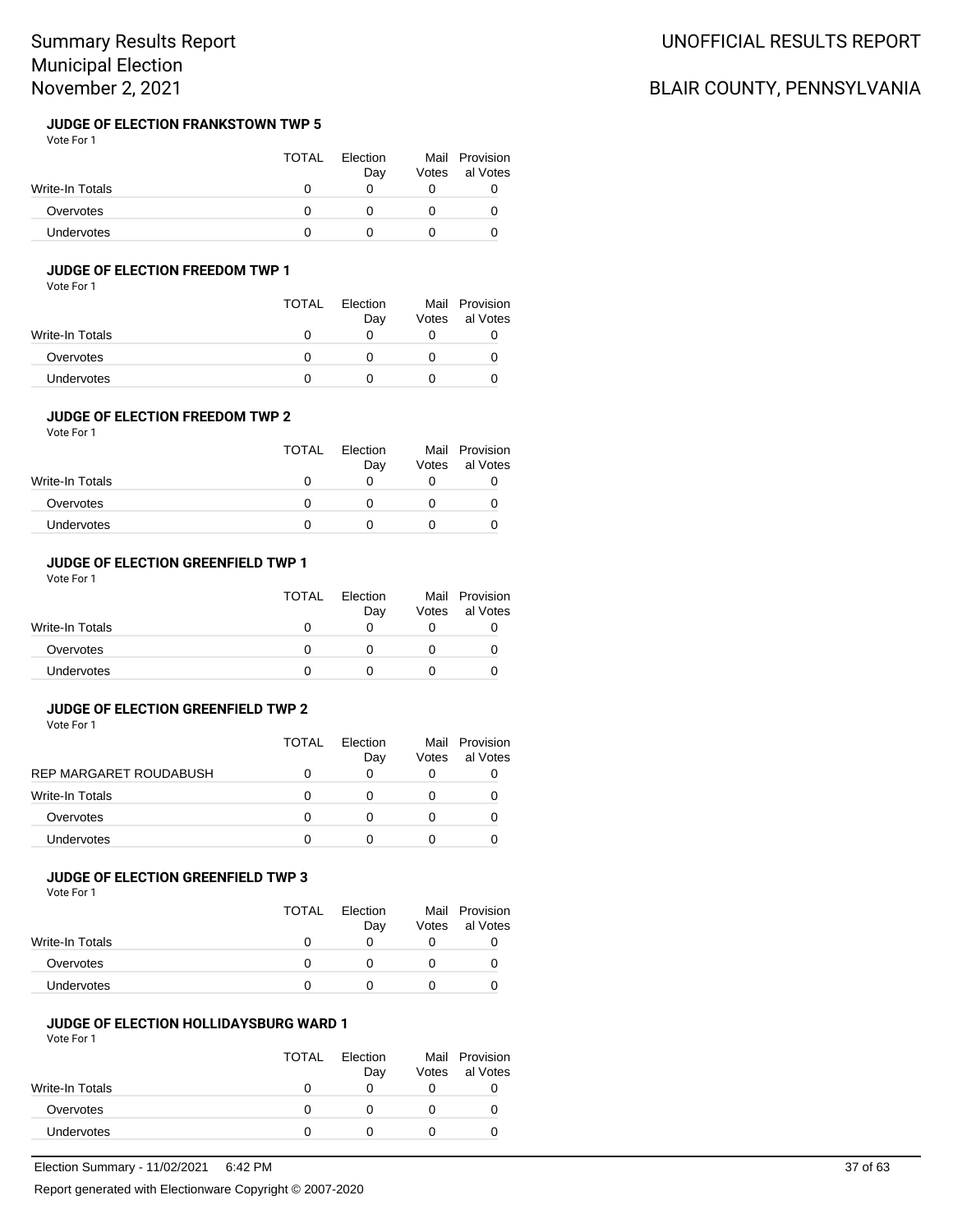Summary Results Report
Municipal Election
November 2, 2021

UNOFFICIAL RESULTS REPORT

BLAIR COUNTY, PENNSYLVANIA

### JUDGE OF ELECTION FRANKSTOWN TWP 5

Vote For 1

| | TOTAL | Election Day | Mail Votes | Provisional Votes |
|---|---|---|---|---|
| Write-In Totals | 0 | 0 | 0 | 0 |
| Overvotes | 0 | 0 | 0 | 0 |
| Undervotes | 0 | 0 | 0 | 0 |

### JUDGE OF ELECTION FREEDOM TWP 1

Vote For 1

| | TOTAL | Election Day | Mail Votes | Provisional Votes |
|---|---|---|---|---|
| Write-In Totals | 0 | 0 | 0 | 0 |
| Overvotes | 0 | 0 | 0 | 0 |
| Undervotes | 0 | 0 | 0 | 0 |

### JUDGE OF ELECTION FREEDOM TWP 2

Vote For 1

| | TOTAL | Election Day | Mail Votes | Provisional Votes |
|---|---|---|---|---|
| Write-In Totals | 0 | 0 | 0 | 0 |
| Overvotes | 0 | 0 | 0 | 0 |
| Undervotes | 0 | 0 | 0 | 0 |

### JUDGE OF ELECTION GREENFIELD TWP 1

Vote For 1

| | TOTAL | Election Day | Mail Votes | Provisional Votes |
|---|---|---|---|---|
| Write-In Totals | 0 | 0 | 0 | 0 |
| Overvotes | 0 | 0 | 0 | 0 |
| Undervotes | 0 | 0 | 0 | 0 |

### JUDGE OF ELECTION GREENFIELD TWP 2

Vote For 1

| | TOTAL | Election Day | Mail Votes | Provisional Votes |
|---|---|---|---|---|
| REP MARGARET ROUDABUSH | 0 | 0 | 0 | 0 |
| Write-In Totals | 0 | 0 | 0 | 0 |
| Overvotes | 0 | 0 | 0 | 0 |
| Undervotes | 0 | 0 | 0 | 0 |

### JUDGE OF ELECTION GREENFIELD TWP 3

Vote For 1

| | TOTAL | Election Day | Mail Votes | Provisional Votes |
|---|---|---|---|---|
| Write-In Totals | 0 | 0 | 0 | 0 |
| Overvotes | 0 | 0 | 0 | 0 |
| Undervotes | 0 | 0 | 0 | 0 |

### JUDGE OF ELECTION HOLLIDAYSBURG WARD 1

Vote For 1

| | TOTAL | Election Day | Mail Votes | Provisional Votes |
|---|---|---|---|---|
| Write-In Totals | 0 | 0 | 0 | 0 |
| Overvotes | 0 | 0 | 0 | 0 |
| Undervotes | 0 | 0 | 0 | 0 |

Election Summary - 11/02/2021 6:42 PM

Report generated with Electionware Copyright © 2007-2020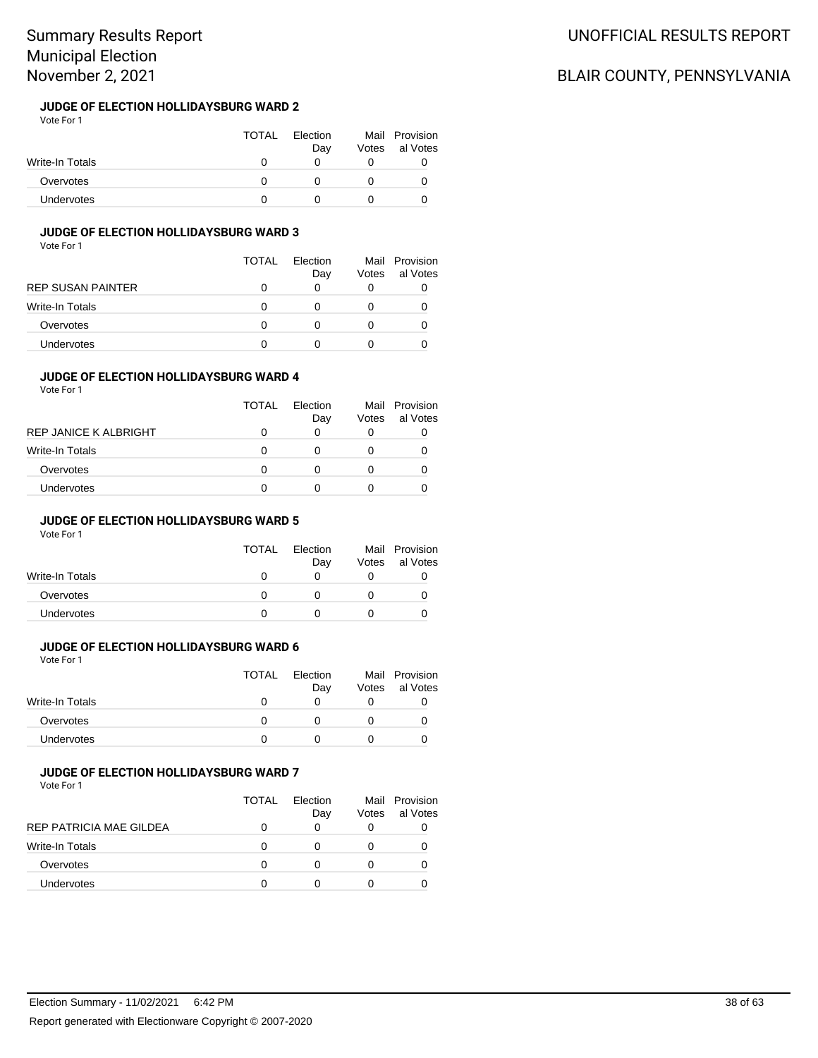# Summary Results Report
## Municipal Election
## November 2, 2021

UNOFFICIAL RESULTS REPORT

BLAIR COUNTY, PENNSYLVANIA

### JUDGE OF ELECTION HOLLIDAYSBURG WARD 2

Vote For 1

| | TOTAL | Election Day | Mail Votes | Provisional Votes |
|---|---|---|---|---|
| Write-In Totals | 0 | 0 | 0 | 0 |
| Overvotes | 0 | 0 | 0 | 0 |
| Undervotes | 0 | 0 | 0 | 0 |

### JUDGE OF ELECTION HOLLIDAYSBURG WARD 3

Vote For 1

| | TOTAL | Election Day | Mail Votes | Provisional Votes |
|---|---|---|---|---|
| REP SUSAN PAINTER | 0 | 0 | 0 | 0 |
| Write-In Totals | 0 | 0 | 0 | 0 |
| Overvotes | 0 | 0 | 0 | 0 |
| Undervotes | 0 | 0 | 0 | 0 |

### JUDGE OF ELECTION HOLLIDAYSBURG WARD 4

Vote For 1

| | TOTAL | Election Day | Mail Votes | Provisional Votes |
|---|---|---|---|---|
| REP JANICE K ALBRIGHT | 0 | 0 | 0 | 0 |
| Write-In Totals | 0 | 0 | 0 | 0 |
| Overvotes | 0 | 0 | 0 | 0 |
| Undervotes | 0 | 0 | 0 | 0 |

### JUDGE OF ELECTION HOLLIDAYSBURG WARD 5

Vote For 1

| | TOTAL | Election Day | Mail Votes | Provisional Votes |
|---|---|---|---|---|
| Write-In Totals | 0 | 0 | 0 | 0 |
| Overvotes | 0 | 0 | 0 | 0 |
| Undervotes | 0 | 0 | 0 | 0 |

### JUDGE OF ELECTION HOLLIDAYSBURG WARD 6

Vote For 1

| | TOTAL | Election Day | Mail Votes | Provisional Votes |
|---|---|---|---|---|
| Write-In Totals | 0 | 0 | 0 | 0 |
| Overvotes | 0 | 0 | 0 | 0 |
| Undervotes | 0 | 0 | 0 | 0 |

### JUDGE OF ELECTION HOLLIDAYSBURG WARD 7

Vote For 1

| | TOTAL | Election Day | Mail Votes | Provisional Votes |
|---|---|---|---|---|
| REP PATRICIA MAE GILDEA | 0 | 0 | 0 | 0 |
| Write-In Totals | 0 | 0 | 0 | 0 |
| Overvotes | 0 | 0 | 0 | 0 |
| Undervotes | 0 | 0 | 0 | 0 |

Election Summary - 11/02/2021 6:42 PM

Report generated with Electionware Copyright © 2007-2020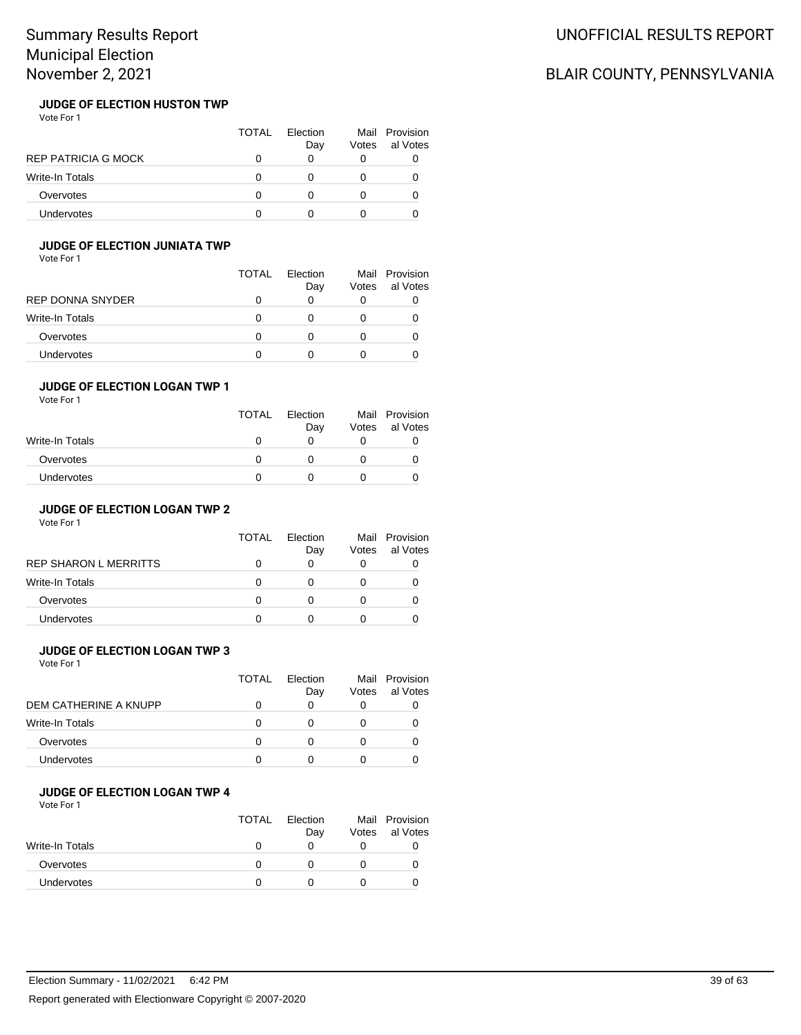# Summary Results Report
## Municipal Election
## November 2, 2021

UNOFFICIAL RESULTS REPORT

BLAIR COUNTY, PENNSYLVANIA

### JUDGE OF ELECTION HUSTON TWP

Vote For 1

| | TOTAL | Election Day | Mail Votes | Provisional Votes |
|---|---|---|---|---|
| REP PATRICIA G MOCK | 0 | 0 | 0 | 0 |
| Write-In Totals | 0 | 0 | 0 | 0 |
| Overvotes | 0 | 0 | 0 | 0 |
| Undervotes | 0 | 0 | 0 | 0 |

### JUDGE OF ELECTION JUNIATA TWP

Vote For 1

| | TOTAL | Election Day | Mail Votes | Provisional Votes |
|---|---|---|---|---|
| REP DONNA SNYDER | 0 | 0 | 0 | 0 |
| Write-In Totals | 0 | 0 | 0 | 0 |
| Overvotes | 0 | 0 | 0 | 0 |
| Undervotes | 0 | 0 | 0 | 0 |

### JUDGE OF ELECTION LOGAN TWP 1

Vote For 1

| | TOTAL | Election Day | Mail Votes | Provisional Votes |
|---|---|---|---|---|
| Write-In Totals | 0 | 0 | 0 | 0 |
| Overvotes | 0 | 0 | 0 | 0 |
| Undervotes | 0 | 0 | 0 | 0 |

### JUDGE OF ELECTION LOGAN TWP 2

Vote For 1

| | TOTAL | Election Day | Mail Votes | Provisional Votes |
|---|---|---|---|---|
| REP SHARON L MERRITTS | 0 | 0 | 0 | 0 |
| Write-In Totals | 0 | 0 | 0 | 0 |
| Overvotes | 0 | 0 | 0 | 0 |
| Undervotes | 0 | 0 | 0 | 0 |

### JUDGE OF ELECTION LOGAN TWP 3

Vote For 1

| | TOTAL | Election Day | Mail Votes | Provisional Votes |
|---|---|---|---|---|
| DEM CATHERINE A KNUPP | 0 | 0 | 0 | 0 |
| Write-In Totals | 0 | 0 | 0 | 0 |
| Overvotes | 0 | 0 | 0 | 0 |
| Undervotes | 0 | 0 | 0 | 0 |

### JUDGE OF ELECTION LOGAN TWP 4

Vote For 1

| | TOTAL | Election Day | Mail Votes | Provisional Votes |
|---|---|---|---|---|
| Write-In Totals | 0 | 0 | 0 | 0 |
| Overvotes | 0 | 0 | 0 | 0 |
| Undervotes | 0 | 0 | 0 | 0 |

Election Summary - 11/02/2021 6:42 PM

Report generated with Electionware Copyright © 2007-2020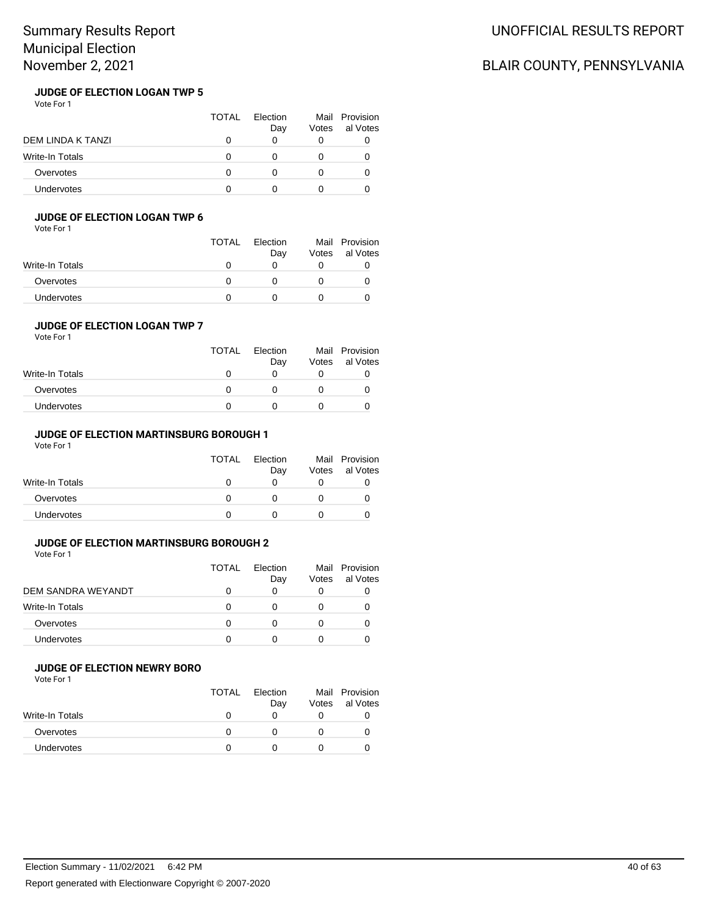# Summary Results Report
# Municipal Election
# November 2, 2021

UNOFFICIAL RESULTS REPORT

BLAIR COUNTY, PENNSYLVANIA

### JUDGE OF ELECTION LOGAN TWP 5

Vote For 1

| | TOTAL | Election Day | Mail Votes | Provisional Votes |
|---|---|---|---|---|
| DEM LINDA K TANZI | 0 | 0 | 0 | 0 |
| Write-In Totals | 0 | 0 | 0 | 0 |
| Overvotes | 0 | 0 | 0 | 0 |
| Undervotes | 0 | 0 | 0 | 0 |

### JUDGE OF ELECTION LOGAN TWP 6

Vote For 1

| | TOTAL | Election Day | Mail Votes | Provisional Votes |
|---|---|---|---|---|
| Write-In Totals | 0 | 0 | 0 | 0 |
| Overvotes | 0 | 0 | 0 | 0 |
| Undervotes | 0 | 0 | 0 | 0 |

### JUDGE OF ELECTION LOGAN TWP 7

Vote For 1

| | TOTAL | Election Day | Mail Votes | Provisional Votes |
|---|---|---|---|---|
| Write-In Totals | 0 | 0 | 0 | 0 |
| Overvotes | 0 | 0 | 0 | 0 |
| Undervotes | 0 | 0 | 0 | 0 |

### JUDGE OF ELECTION MARTINSBURG BOROUGH 1

Vote For 1

| | TOTAL | Election Day | Mail Votes | Provisional Votes |
|---|---|---|---|---|
| Write-In Totals | 0 | 0 | 0 | 0 |
| Overvotes | 0 | 0 | 0 | 0 |
| Undervotes | 0 | 0 | 0 | 0 |

### JUDGE OF ELECTION MARTINSBURG BOROUGH 2

Vote For 1

| | TOTAL | Election Day | Mail Votes | Provisional Votes |
|---|---|---|---|---|
| DEM SANDRA WEYANDT | 0 | 0 | 0 | 0 |
| Write-In Totals | 0 | 0 | 0 | 0 |
| Overvotes | 0 | 0 | 0 | 0 |
| Undervotes | 0 | 0 | 0 | 0 |

### JUDGE OF ELECTION NEWRY BORO

Vote For 1

| | TOTAL | Election Day | Mail Votes | Provisional Votes |
|---|---|---|---|---|
| Write-In Totals | 0 | 0 | 0 | 0 |
| Overvotes | 0 | 0 | 0 | 0 |
| Undervotes | 0 | 0 | 0 | 0 |

Election Summary - 11/02/2021 6:42 PM

Report generated with Electionware Copyright © 2007-2020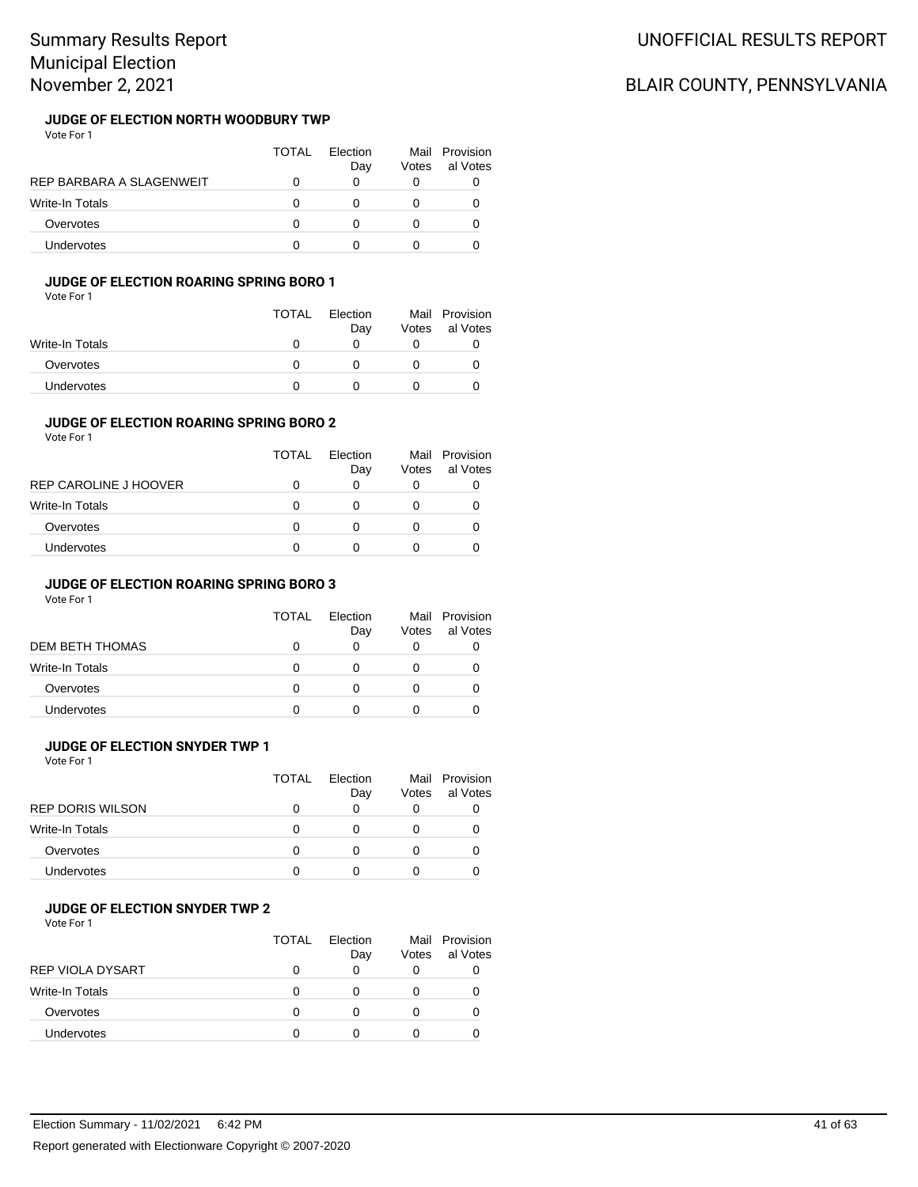Summary Results Report
Municipal Election
November 2, 2021

UNOFFICIAL RESULTS REPORT

BLAIR COUNTY, PENNSYLVANIA

### JUDGE OF ELECTION NORTH WOODBURY TWP

Vote For 1

| | TOTAL | Election Day | Mail Votes | Provisional Votes |
|---|---|---|---|---|
| REP BARBARA A SLAGENWEIT | 0 | 0 | 0 | 0 |
| Write-In Totals | 0 | 0 | 0 | 0 |
| Overvotes | 0 | 0 | 0 | 0 |
| Undervotes | 0 | 0 | 0 | 0 |

### JUDGE OF ELECTION ROARING SPRING BORO 1

Vote For 1

| | TOTAL | Election Day | Mail Votes | Provisional Votes |
|---|---|---|---|---|
| Write-In Totals | 0 | 0 | 0 | 0 |
| Overvotes | 0 | 0 | 0 | 0 |
| Undervotes | 0 | 0 | 0 | 0 |

### JUDGE OF ELECTION ROARING SPRING BORO 2

Vote For 1

| | TOTAL | Election Day | Mail Votes | Provisional Votes |
|---|---|---|---|---|
| REP CAROLINE J HOOVER | 0 | 0 | 0 | 0 |
| Write-In Totals | 0 | 0 | 0 | 0 |
| Overvotes | 0 | 0 | 0 | 0 |
| Undervotes | 0 | 0 | 0 | 0 |

### JUDGE OF ELECTION ROARING SPRING BORO 3

Vote For 1

| | TOTAL | Election Day | Mail Votes | Provisional Votes |
|---|---|---|---|---|
| DEM BETH THOMAS | 0 | 0 | 0 | 0 |
| Write-In Totals | 0 | 0 | 0 | 0 |
| Overvotes | 0 | 0 | 0 | 0 |
| Undervotes | 0 | 0 | 0 | 0 |

### JUDGE OF ELECTION SNYDER TWP 1

Vote For 1

| | TOTAL | Election Day | Mail Votes | Provisional Votes |
|---|---|---|---|---|
| REP DORIS WILSON | 0 | 0 | 0 | 0 |
| Write-In Totals | 0 | 0 | 0 | 0 |
| Overvotes | 0 | 0 | 0 | 0 |
| Undervotes | 0 | 0 | 0 | 0 |

### JUDGE OF ELECTION SNYDER TWP 2

Vote For 1

| | TOTAL | Election Day | Mail Votes | Provisional Votes |
|---|---|---|---|---|
| REP VIOLA DYSART | 0 | 0 | 0 | 0 |
| Write-In Totals | 0 | 0 | 0 | 0 |
| Overvotes | 0 | 0 | 0 | 0 |
| Undervotes | 0 | 0 | 0 | 0 |

Election Summary - 11/02/2021 6:42 PM

Report generated with Electionware Copyright © 2007-2020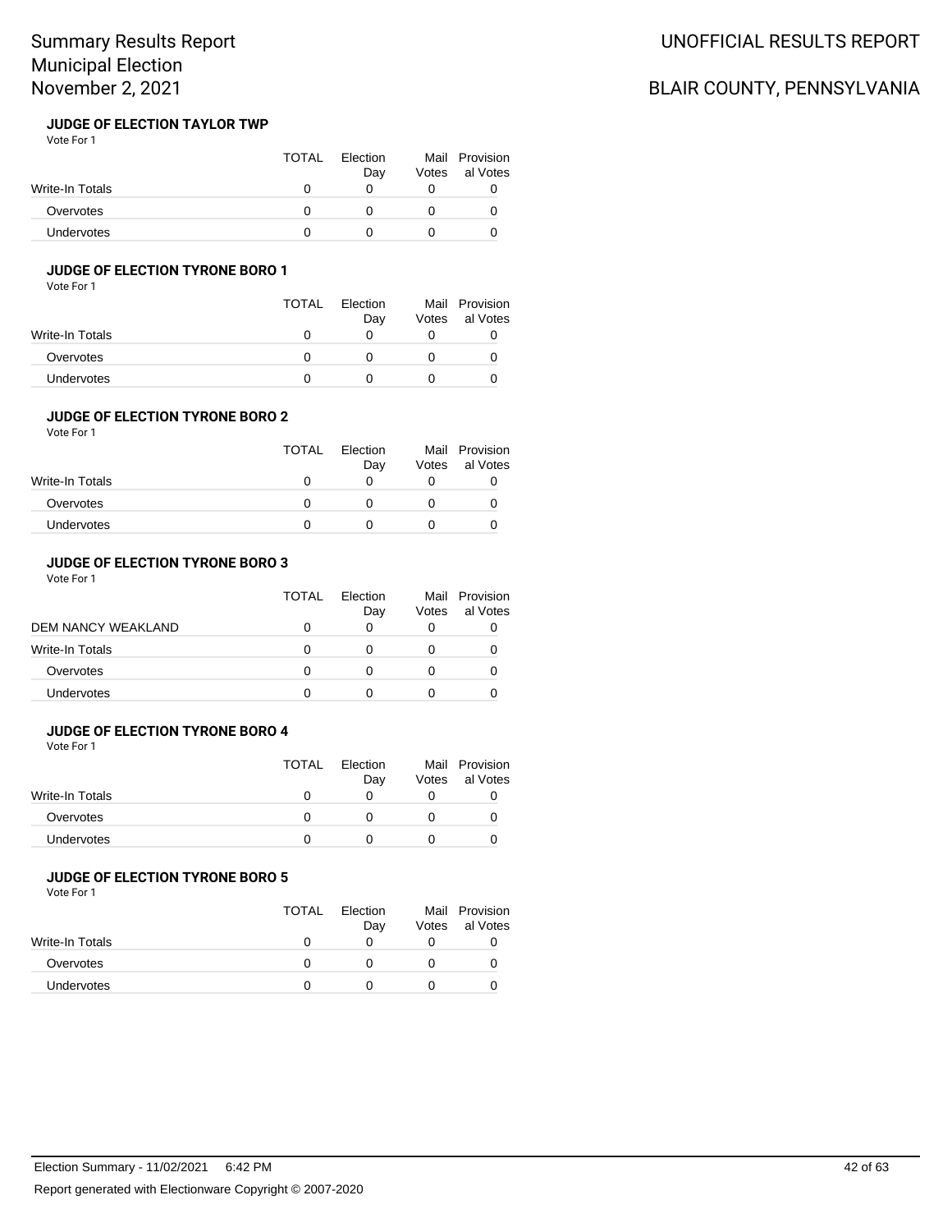### JUDGE OF ELECTION TAYLOR TWP

Vote For 1

| | TOTAL | Election Day | Mail Votes | Provisional Votes |
|---|---|---|---|---|
| Write-In Totals | 0 | 0 | 0 | 0 |
| Overvotes | 0 | 0 | 0 | 0 |
| Undervotes | 0 | 0 | 0 | 0 |

### JUDGE OF ELECTION TYRONE BORO 1

Vote For 1

| | TOTAL | Election Day | Mail Votes | Provisional Votes |
|---|---|---|---|---|
| Write-In Totals | 0 | 0 | 0 | 0 |
| Overvotes | 0 | 0 | 0 | 0 |
| Undervotes | 0 | 0 | 0 | 0 |

### JUDGE OF ELECTION TYRONE BORO 2

Vote For 1

| | TOTAL | Election Day | Mail Votes | Provisional Votes |
|---|---|---|---|---|
| Write-In Totals | 0 | 0 | 0 | 0 |
| Overvotes | 0 | 0 | 0 | 0 |
| Undervotes | 0 | 0 | 0 | 0 |

### JUDGE OF ELECTION TYRONE BORO 3

Vote For 1

| | TOTAL | Election Day | Mail Votes | Provisional Votes |
|---|---|---|---|---|
| DEM NANCY WEAKLAND | 0 | 0 | 0 | 0 |
| Write-In Totals | 0 | 0 | 0 | 0 |
| Overvotes | 0 | 0 | 0 | 0 |
| Undervotes | 0 | 0 | 0 | 0 |

### JUDGE OF ELECTION TYRONE BORO 4

Vote For 1

| | TOTAL | Election Day | Mail Votes | Provisional Votes |
|---|---|---|---|---|
| Write-In Totals | 0 | 0 | 0 | 0 |
| Overvotes | 0 | 0 | 0 | 0 |
| Undervotes | 0 | 0 | 0 | 0 |

### JUDGE OF ELECTION TYRONE BORO 5

Vote For 1

| | TOTAL | Election Day | Mail Votes | Provisional Votes |
|---|---|---|---|---|
| Write-In Totals | 0 | 0 | 0 | 0 |
| Overvotes | 0 | 0 | 0 | 0 |
| Undervotes | 0 | 0 | 0 | 0 |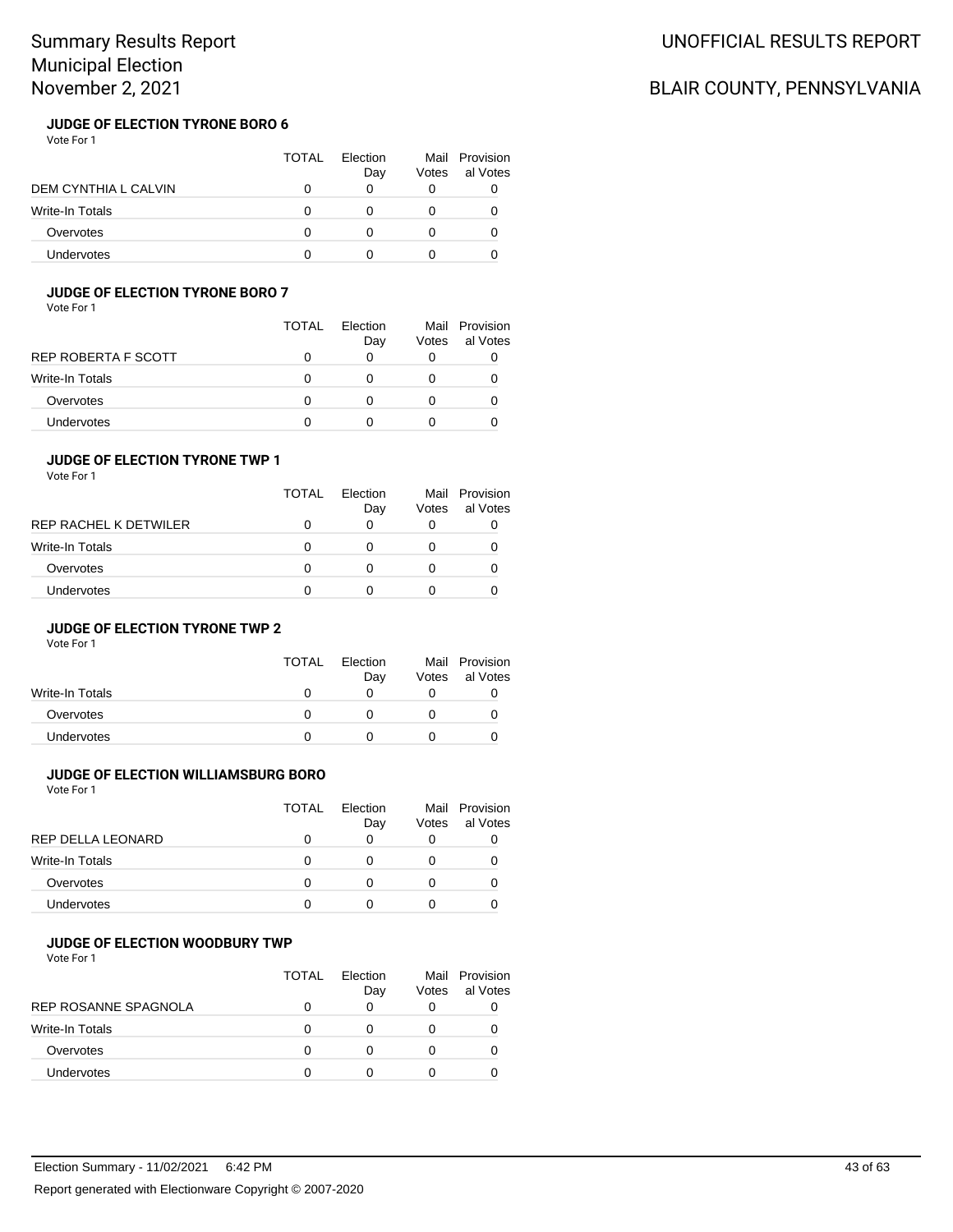# Summary Results Report
# Municipal Election
# November 2, 2021

UNOFFICIAL RESULTS REPORT

BLAIR COUNTY, PENNSYLVANIA

### JUDGE OF ELECTION TYRONE BORO 6

Vote For 1

| | TOTAL | Election Day | Mail Votes | Provisional Votes |
|---|---|---|---|---|
| DEM CYNTHIA L CALVIN | 0 | 0 | 0 | 0 |
| Write-In Totals | 0 | 0 | 0 | 0 |
| Overvotes | 0 | 0 | 0 | 0 |
| Undervotes | 0 | 0 | 0 | 0 |

### JUDGE OF ELECTION TYRONE BORO 7

Vote For 1

| | TOTAL | Election Day | Mail Votes | Provisional Votes |
|---|---|---|---|---|
| REP ROBERTA F SCOTT | 0 | 0 | 0 | 0 |
| Write-In Totals | 0 | 0 | 0 | 0 |
| Overvotes | 0 | 0 | 0 | 0 |
| Undervotes | 0 | 0 | 0 | 0 |

### JUDGE OF ELECTION TYRONE TWP 1

Vote For 1

| | TOTAL | Election Day | Mail Votes | Provisional Votes |
|---|---|---|---|---|
| REP RACHEL K DETWILER | 0 | 0 | 0 | 0 |
| Write-In Totals | 0 | 0 | 0 | 0 |
| Overvotes | 0 | 0 | 0 | 0 |
| Undervotes | 0 | 0 | 0 | 0 |

### JUDGE OF ELECTION TYRONE TWP 2

Vote For 1

| | TOTAL | Election Day | Mail Votes | Provisional Votes |
|---|---|---|---|---|
| Write-In Totals | 0 | 0 | 0 | 0 |
| Overvotes | 0 | 0 | 0 | 0 |
| Undervotes | 0 | 0 | 0 | 0 |

### JUDGE OF ELECTION WILLIAMSBURG BORO

Vote For 1

| | TOTAL | Election Day | Mail Votes | Provisional Votes |
|---|---|---|---|---|
| REP DELLA LEONARD | 0 | 0 | 0 | 0 |
| Write-In Totals | 0 | 0 | 0 | 0 |
| Overvotes | 0 | 0 | 0 | 0 |
| Undervotes | 0 | 0 | 0 | 0 |

### JUDGE OF ELECTION WOODBURY TWP

Vote For 1

| | TOTAL | Election Day | Mail Votes | Provisional Votes |
|---|---|---|---|---|
| REP ROSANNE SPAGNOLA | 0 | 0 | 0 | 0 |
| Write-In Totals | 0 | 0 | 0 | 0 |
| Overvotes | 0 | 0 | 0 | 0 |
| Undervotes | 0 | 0 | 0 | 0 |

Election Summary - 11/02/2021 6:42 PM

Report generated with Electionware Copyright © 2007-2020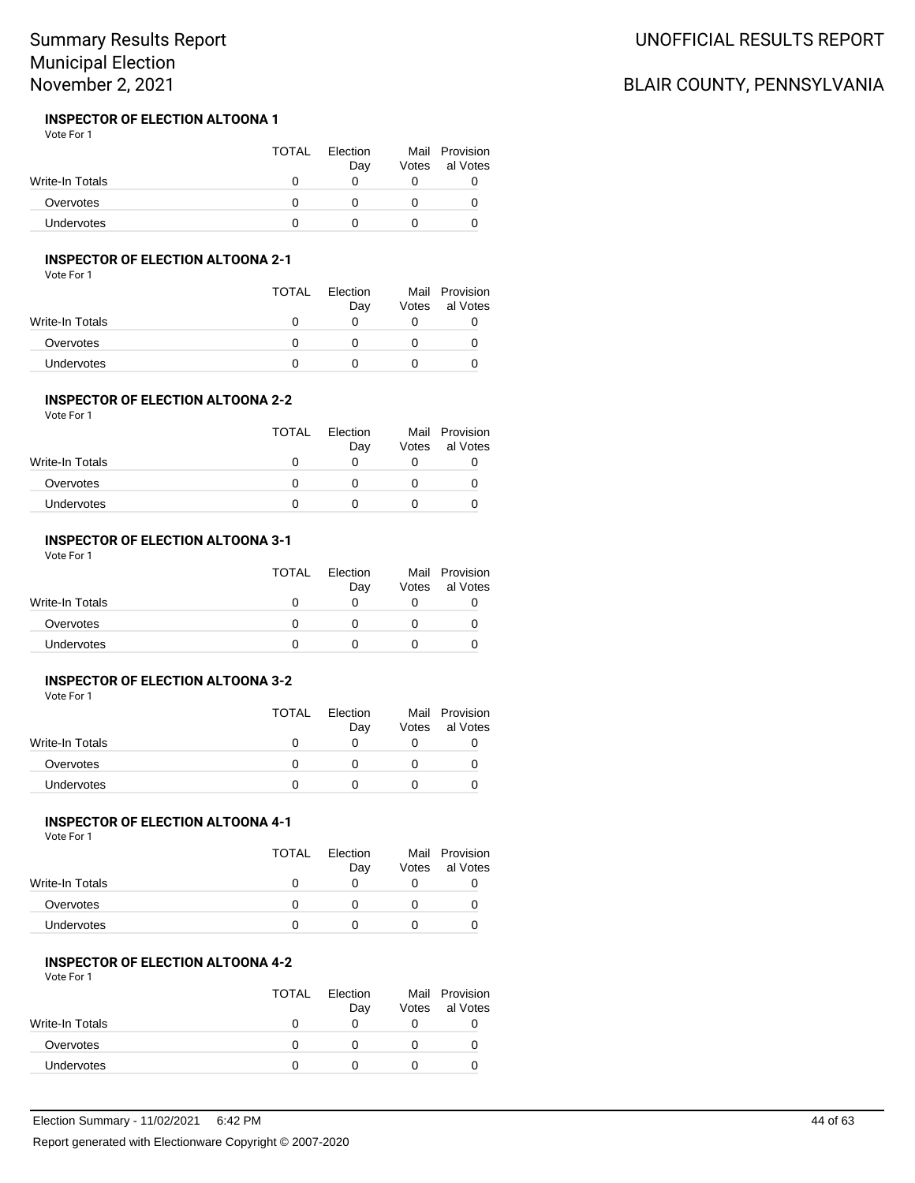### INSPECTOR OF ELECTION ALTOONA 1

Vote For 1

| | TOTAL | Election Day | Mail Votes | Provisional Votes |
|---|---|---|---|---|
| Write-In Totals | 0 | 0 | 0 | 0 |
| Overvotes | 0 | 0 | 0 | 0 |
| Undervotes | 0 | 0 | 0 | 0 |

### INSPECTOR OF ELECTION ALTOONA 2-1

Vote For 1

| | TOTAL | Election Day | Mail Votes | Provisional Votes |
|---|---|---|---|---|
| Write-In Totals | 0 | 0 | 0 | 0 |
| Overvotes | 0 | 0 | 0 | 0 |
| Undervotes | 0 | 0 | 0 | 0 |

### INSPECTOR OF ELECTION ALTOONA 2-2

Vote For 1

| | TOTAL | Election Day | Mail Votes | Provisional Votes |
|---|---|---|---|---|
| Write-In Totals | 0 | 0 | 0 | 0 |
| Overvotes | 0 | 0 | 0 | 0 |
| Undervotes | 0 | 0 | 0 | 0 |

### INSPECTOR OF ELECTION ALTOONA 3-1

Vote For 1

| | TOTAL | Election Day | Mail Votes | Provisional Votes |
|---|---|---|---|---|
| Write-In Totals | 0 | 0 | 0 | 0 |
| Overvotes | 0 | 0 | 0 | 0 |
| Undervotes | 0 | 0 | 0 | 0 |

### INSPECTOR OF ELECTION ALTOONA 3-2

Vote For 1

| | TOTAL | Election Day | Mail Votes | Provisional Votes |
|---|---|---|---|---|
| Write-In Totals | 0 | 0 | 0 | 0 |
| Overvotes | 0 | 0 | 0 | 0 |
| Undervotes | 0 | 0 | 0 | 0 |

### INSPECTOR OF ELECTION ALTOONA 4-1

Vote For 1

| | TOTAL | Election Day | Mail Votes | Provisional Votes |
|---|---|---|---|---|
| Write-In Totals | 0 | 0 | 0 | 0 |
| Overvotes | 0 | 0 | 0 | 0 |
| Undervotes | 0 | 0 | 0 | 0 |

### INSPECTOR OF ELECTION ALTOONA 4-2

Vote For 1

| | TOTAL | Election Day | Mail Votes | Provisional Votes |
|---|---|---|---|---|
| Write-In Totals | 0 | 0 | 0 | 0 |
| Overvotes | 0 | 0 | 0 | 0 |
| Undervotes | 0 | 0 | 0 | 0 |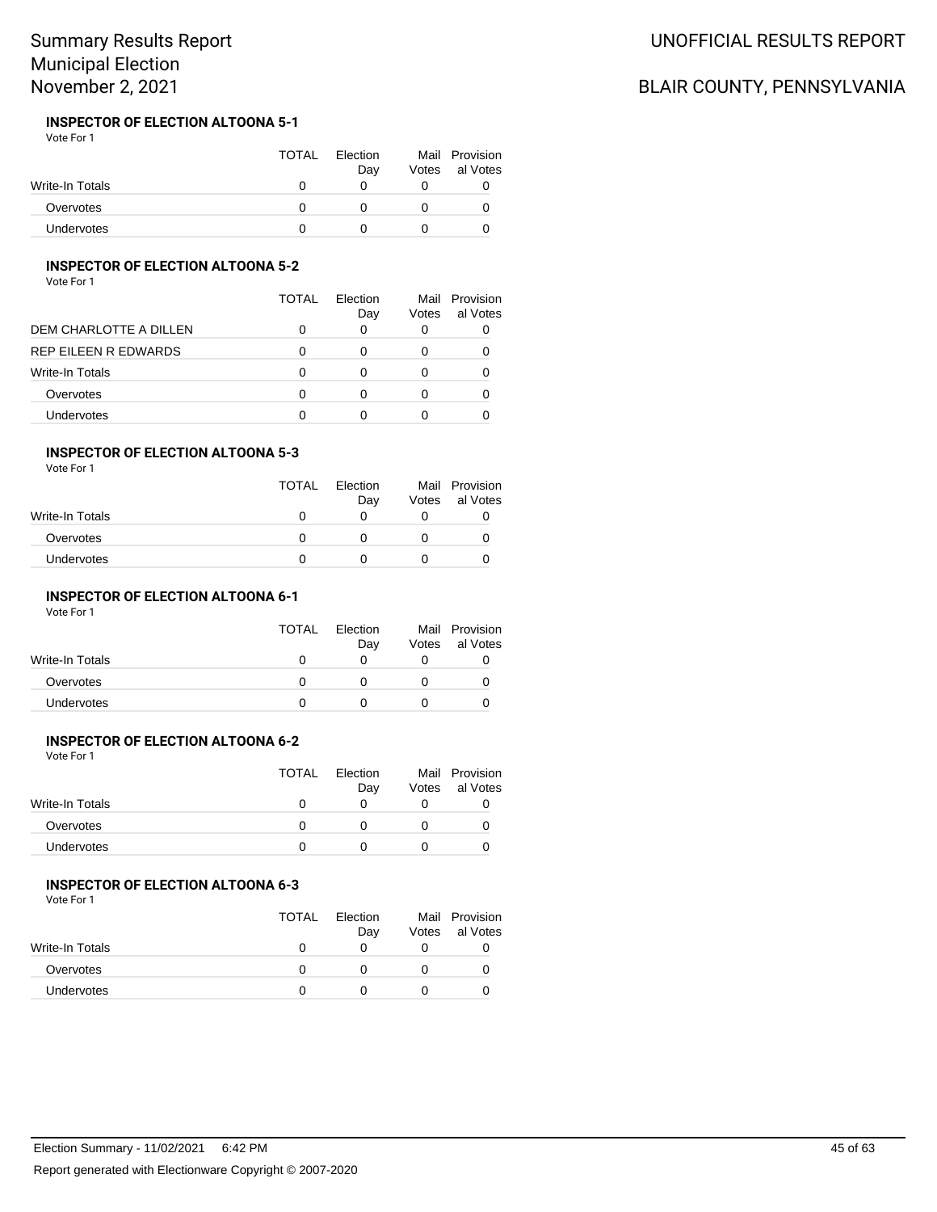Summary Results Report
Municipal Election
November 2, 2021

UNOFFICIAL RESULTS REPORT

BLAIR COUNTY, PENNSYLVANIA

**INSPECTOR OF ELECTION ALTOONA 5-1**
Vote For 1

| | TOTAL | Election Day | Mail Votes | Provisional Votes |
|---|---|---|---|---|
| Write-In Totals | 0 | 0 | 0 | 0 |
| Overvotes | 0 | 0 | 0 | 0 |
| Undervotes | 0 | 0 | 0 | 0 |

**INSPECTOR OF ELECTION ALTOONA 5-2**
Vote For 1

| | TOTAL | Election Day | Mail Votes | Provisional Votes |
|---|---|---|---|---|
| DEM CHARLOTTE A DILLEN | 0 | 0 | 0 | 0 |
| REP EILEEN R EDWARDS | 0 | 0 | 0 | 0 |
| Write-In Totals | 0 | 0 | 0 | 0 |
| Overvotes | 0 | 0 | 0 | 0 |
| Undervotes | 0 | 0 | 0 | 0 |

**INSPECTOR OF ELECTION ALTOONA 5-3**
Vote For 1

| | TOTAL | Election Day | Mail Votes | Provisional Votes |
|---|---|---|---|---|
| Write-In Totals | 0 | 0 | 0 | 0 |
| Overvotes | 0 | 0 | 0 | 0 |
| Undervotes | 0 | 0 | 0 | 0 |

**INSPECTOR OF ELECTION ALTOONA 6-1**
Vote For 1

| | TOTAL | Election Day | Mail Votes | Provisional Votes |
|---|---|---|---|---|
| Write-In Totals | 0 | 0 | 0 | 0 |
| Overvotes | 0 | 0 | 0 | 0 |
| Undervotes | 0 | 0 | 0 | 0 |

**INSPECTOR OF ELECTION ALTOONA 6-2**
Vote For 1

| | TOTAL | Election Day | Mail Votes | Provisional Votes |
|---|---|---|---|---|
| Write-In Totals | 0 | 0 | 0 | 0 |
| Overvotes | 0 | 0 | 0 | 0 |
| Undervotes | 0 | 0 | 0 | 0 |

**INSPECTOR OF ELECTION ALTOONA 6-3**
Vote For 1

| | TOTAL | Election Day | Mail Votes | Provisional Votes |
|---|---|---|---|---|
| Write-In Totals | 0 | 0 | 0 | 0 |
| Overvotes | 0 | 0 | 0 | 0 |
| Undervotes | 0 | 0 | 0 | 0 |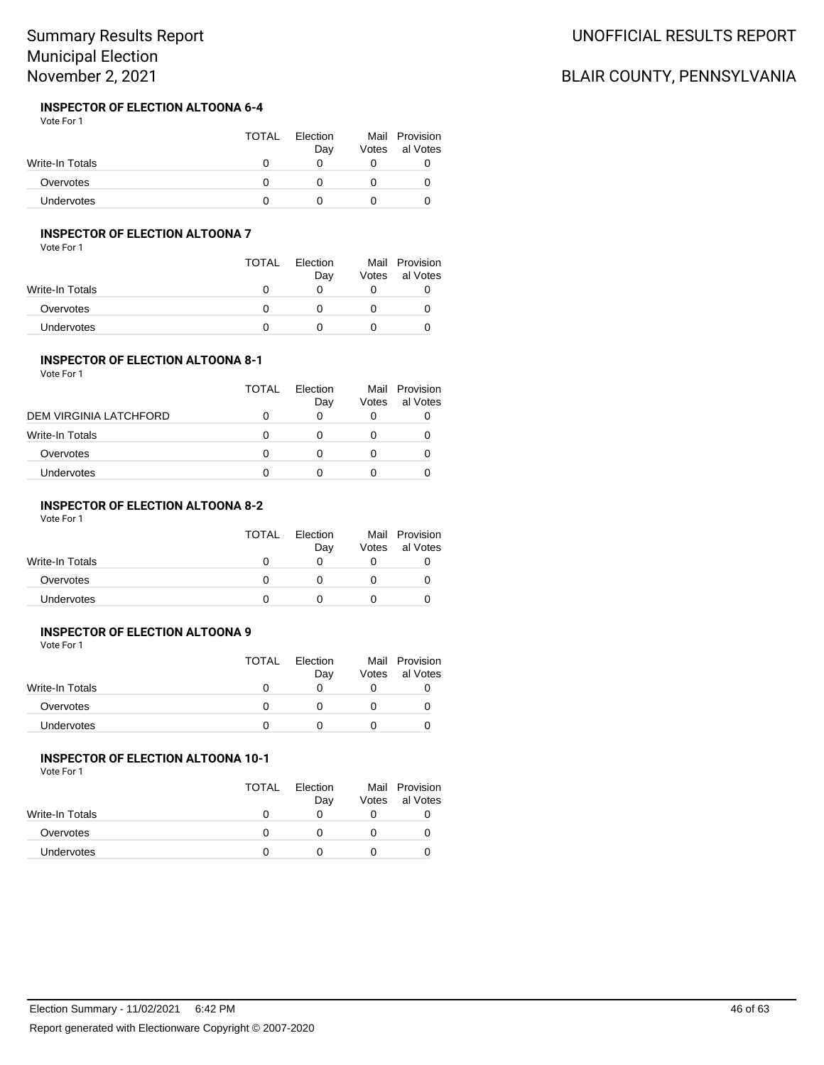# Summary Results Report
# Municipal Election
# November 2, 2021

UNOFFICIAL RESULTS REPORT

BLAIR COUNTY, PENNSYLVANIA

### INSPECTOR OF ELECTION ALTOONA 6-4

Vote For 1

| | TOTAL | Election Day | Mail Votes | Provisional Votes |
|---|---|---|---|---|
| Write-In Totals | 0 | 0 | 0 | 0 |
| Overvotes | 0 | 0 | 0 | 0 |
| Undervotes | 0 | 0 | 0 | 0 |

### INSPECTOR OF ELECTION ALTOONA 7

Vote For 1

| | TOTAL | Election Day | Mail Votes | Provisional Votes |
|---|---|---|---|---|
| Write-In Totals | 0 | 0 | 0 | 0 |
| Overvotes | 0 | 0 | 0 | 0 |
| Undervotes | 0 | 0 | 0 | 0 |

### INSPECTOR OF ELECTION ALTOONA 8-1

Vote For 1

| | TOTAL | Election Day | Mail Votes | Provisional Votes |
|---|---|---|---|---|
| DEM VIRGINIA LATCHFORD | 0 | 0 | 0 | 0 |
| Write-In Totals | 0 | 0 | 0 | 0 |
| Overvotes | 0 | 0 | 0 | 0 |
| Undervotes | 0 | 0 | 0 | 0 |

### INSPECTOR OF ELECTION ALTOONA 8-2

Vote For 1

| | TOTAL | Election Day | Mail Votes | Provisional Votes |
|---|---|---|---|---|
| Write-In Totals | 0 | 0 | 0 | 0 |
| Overvotes | 0 | 0 | 0 | 0 |
| Undervotes | 0 | 0 | 0 | 0 |

### INSPECTOR OF ELECTION ALTOONA 9

Vote For 1

| | TOTAL | Election Day | Mail Votes | Provisional Votes |
|---|---|---|---|---|
| Write-In Totals | 0 | 0 | 0 | 0 |
| Overvotes | 0 | 0 | 0 | 0 |
| Undervotes | 0 | 0 | 0 | 0 |

### INSPECTOR OF ELECTION ALTOONA 10-1

Vote For 1

| | TOTAL | Election Day | Mail Votes | Provisional Votes |
|---|---|---|---|---|
| Write-In Totals | 0 | 0 | 0 | 0 |
| Overvotes | 0 | 0 | 0 | 0 |
| Undervotes | 0 | 0 | 0 | 0 |

Election Summary - 11/02/2021 6:42 PM

Report generated with Electionware Copyright © 2007-2020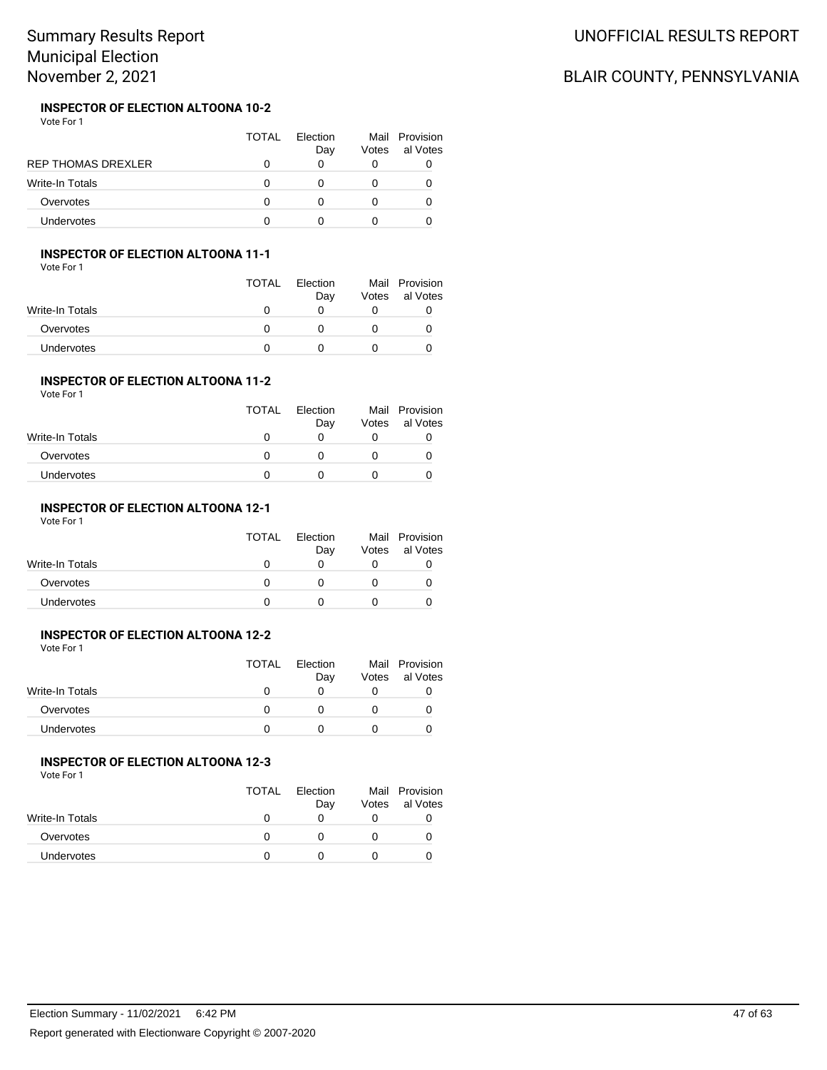# Summary Results Report
# Municipal Election
# November 2, 2021

UNOFFICIAL RESULTS REPORT

BLAIR COUNTY, PENNSYLVANIA

### INSPECTOR OF ELECTION ALTOONA 10-2

Vote For 1

| | TOTAL | Election Day | Mail Votes | Provisional Votes |
|---|---|---|---|---|
| REP THOMAS DREXLER | 0 | 0 | 0 | 0 |
| Write-In Totals | 0 | 0 | 0 | 0 |
| Overvotes | 0 | 0 | 0 | 0 |
| Undervotes | 0 | 0 | 0 | 0 |

### INSPECTOR OF ELECTION ALTOONA 11-1

Vote For 1

| | TOTAL | Election Day | Mail Votes | Provisional Votes |
|---|---|---|---|---|
| Write-In Totals | 0 | 0 | 0 | 0 |
| Overvotes | 0 | 0 | 0 | 0 |
| Undervotes | 0 | 0 | 0 | 0 |

### INSPECTOR OF ELECTION ALTOONA 11-2

Vote For 1

| | TOTAL | Election Day | Mail Votes | Provisional Votes |
|---|---|---|---|---|
| Write-In Totals | 0 | 0 | 0 | 0 |
| Overvotes | 0 | 0 | 0 | 0 |
| Undervotes | 0 | 0 | 0 | 0 |

### INSPECTOR OF ELECTION ALTOONA 12-1

Vote For 1

| | TOTAL | Election Day | Mail Votes | Provisional Votes |
|---|---|---|---|---|
| Write-In Totals | 0 | 0 | 0 | 0 |
| Overvotes | 0 | 0 | 0 | 0 |
| Undervotes | 0 | 0 | 0 | 0 |

### INSPECTOR OF ELECTION ALTOONA 12-2

Vote For 1

| | TOTAL | Election Day | Mail Votes | Provisional Votes |
|---|---|---|---|---|
| Write-In Totals | 0 | 0 | 0 | 0 |
| Overvotes | 0 | 0 | 0 | 0 |
| Undervotes | 0 | 0 | 0 | 0 |

### INSPECTOR OF ELECTION ALTOONA 12-3

Vote For 1

| | TOTAL | Election Day | Mail Votes | Provisional Votes |
|---|---|---|---|---|
| Write-In Totals | 0 | 0 | 0 | 0 |
| Overvotes | 0 | 0 | 0 | 0 |
| Undervotes | 0 | 0 | 0 | 0 |

Election Summary - 11/02/2021 6:42 PM

Report generated with Electionware Copyright © 2007-2020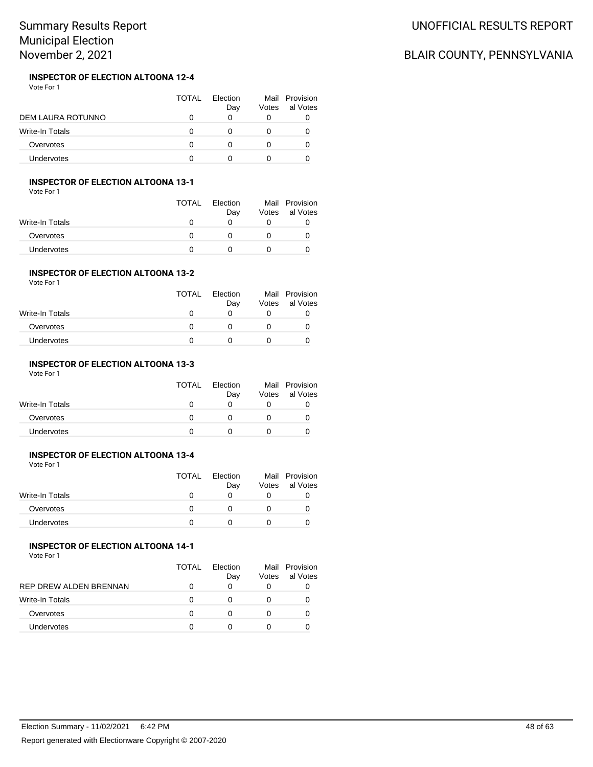# Summary Results Report
# Municipal Election
# November 2, 2021

UNOFFICIAL RESULTS REPORT

BLAIR COUNTY, PENNSYLVANIA

### INSPECTOR OF ELECTION ALTOONA 12-4

Vote For 1

| | TOTAL | Election Day | Mail Votes | Provisional Votes |
|---|---|---|---|---|
| DEM LAURA ROTUNNO | 0 | 0 | 0 | 0 |
| Write-In Totals | 0 | 0 | 0 | 0 |
| Overvotes | 0 | 0 | 0 | 0 |
| Undervotes | 0 | 0 | 0 | 0 |

### INSPECTOR OF ELECTION ALTOONA 13-1

Vote For 1

| | TOTAL | Election Day | Mail Votes | Provisional Votes |
|---|---|---|---|---|
| Write-In Totals | 0 | 0 | 0 | 0 |
| Overvotes | 0 | 0 | 0 | 0 |
| Undervotes | 0 | 0 | 0 | 0 |

### INSPECTOR OF ELECTION ALTOONA 13-2

Vote For 1

| | TOTAL | Election Day | Mail Votes | Provisional Votes |
|---|---|---|---|---|
| Write-In Totals | 0 | 0 | 0 | 0 |
| Overvotes | 0 | 0 | 0 | 0 |
| Undervotes | 0 | 0 | 0 | 0 |

### INSPECTOR OF ELECTION ALTOONA 13-3

Vote For 1

| | TOTAL | Election Day | Mail Votes | Provisional Votes |
|---|---|---|---|---|
| Write-In Totals | 0 | 0 | 0 | 0 |
| Overvotes | 0 | 0 | 0 | 0 |
| Undervotes | 0 | 0 | 0 | 0 |

### INSPECTOR OF ELECTION ALTOONA 13-4

Vote For 1

| | TOTAL | Election Day | Mail Votes | Provisional Votes |
|---|---|---|---|---|
| Write-In Totals | 0 | 0 | 0 | 0 |
| Overvotes | 0 | 0 | 0 | 0 |
| Undervotes | 0 | 0 | 0 | 0 |

### INSPECTOR OF ELECTION ALTOONA 14-1

Vote For 1

| | TOTAL | Election Day | Mail Votes | Provisional Votes |
|---|---|---|---|---|
| REP DREW ALDEN BRENNAN | 0 | 0 | 0 | 0 |
| Write-In Totals | 0 | 0 | 0 | 0 |
| Overvotes | 0 | 0 | 0 | 0 |
| Undervotes | 0 | 0 | 0 | 0 |

Election Summary - 11/02/2021 6:42 PM

Report generated with Electionware Copyright © 2007-2020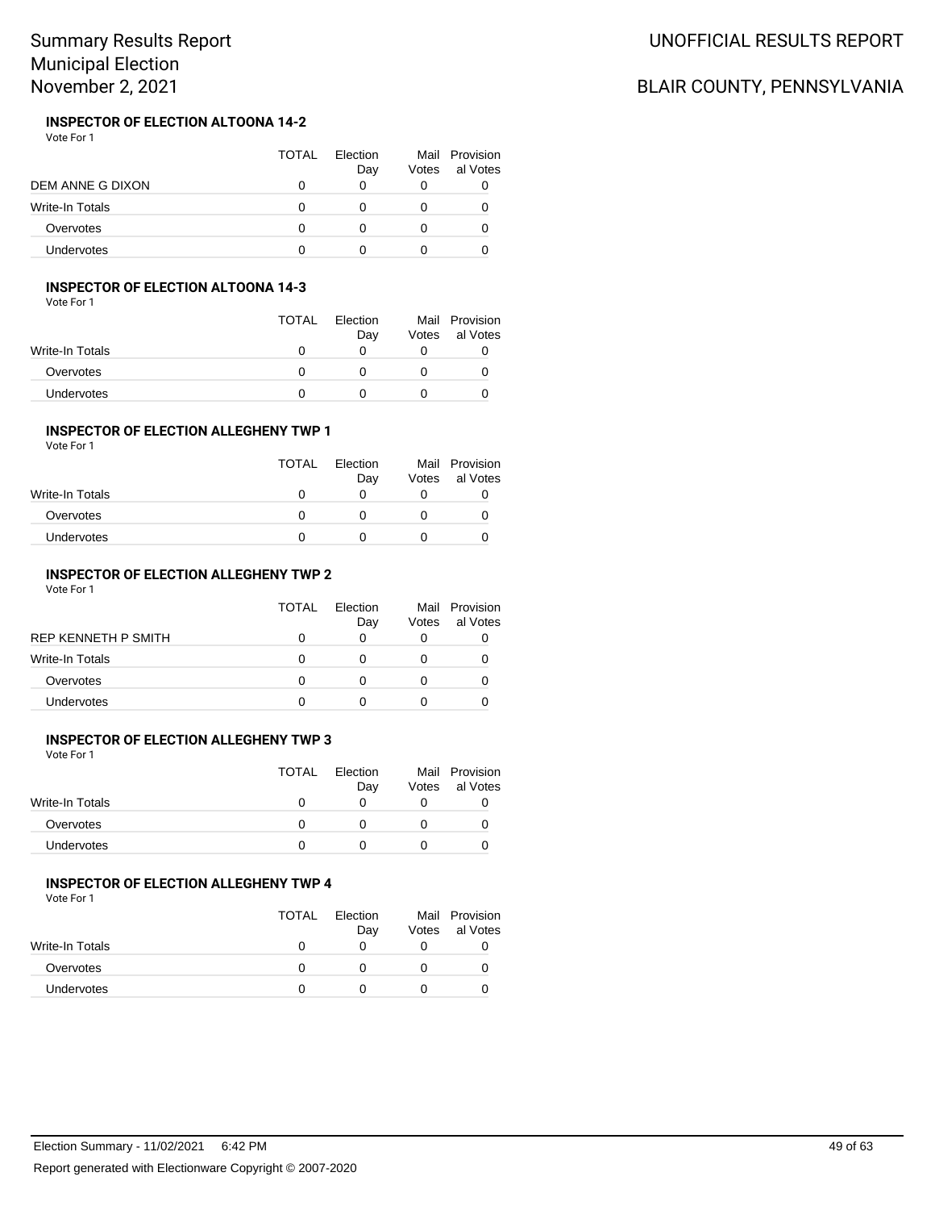# Summary Results Report
# Municipal Election
# November 2, 2021

UNOFFICIAL RESULTS REPORT

BLAIR COUNTY, PENNSYLVANIA

### INSPECTOR OF ELECTION ALTOONA 14-2

Vote For 1

| | TOTAL | Election Day | Mail Votes | Provisional Votes |
|---|---|---|---|---|
| DEM ANNE G DIXON | 0 | 0 | 0 | 0 |
| Write-In Totals | 0 | 0 | 0 | 0 |
| Overvotes | 0 | 0 | 0 | 0 |
| Undervotes | 0 | 0 | 0 | 0 |

### INSPECTOR OF ELECTION ALTOONA 14-3

Vote For 1

| | TOTAL | Election Day | Mail Votes | Provisional Votes |
|---|---|---|---|---|
| Write-In Totals | 0 | 0 | 0 | 0 |
| Overvotes | 0 | 0 | 0 | 0 |
| Undervotes | 0 | 0 | 0 | 0 |

### INSPECTOR OF ELECTION ALLEGHENY TWP 1

Vote For 1

| | TOTAL | Election Day | Mail Votes | Provisional Votes |
|---|---|---|---|---|
| Write-In Totals | 0 | 0 | 0 | 0 |
| Overvotes | 0 | 0 | 0 | 0 |
| Undervotes | 0 | 0 | 0 | 0 |

### INSPECTOR OF ELECTION ALLEGHENY TWP 2

Vote For 1

| | TOTAL | Election Day | Mail Votes | Provisional Votes |
|---|---|---|---|---|
| REP KENNETH P SMITH | 0 | 0 | 0 | 0 |
| Write-In Totals | 0 | 0 | 0 | 0 |
| Overvotes | 0 | 0 | 0 | 0 |
| Undervotes | 0 | 0 | 0 | 0 |

### INSPECTOR OF ELECTION ALLEGHENY TWP 3

Vote For 1

| | TOTAL | Election Day | Mail Votes | Provisional Votes |
|---|---|---|---|---|
| Write-In Totals | 0 | 0 | 0 | 0 |
| Overvotes | 0 | 0 | 0 | 0 |
| Undervotes | 0 | 0 | 0 | 0 |

### INSPECTOR OF ELECTION ALLEGHENY TWP 4

Vote For 1

| | TOTAL | Election Day | Mail Votes | Provisional Votes |
|---|---|---|---|---|
| Write-In Totals | 0 | 0 | 0 | 0 |
| Overvotes | 0 | 0 | 0 | 0 |
| Undervotes | 0 | 0 | 0 | 0 |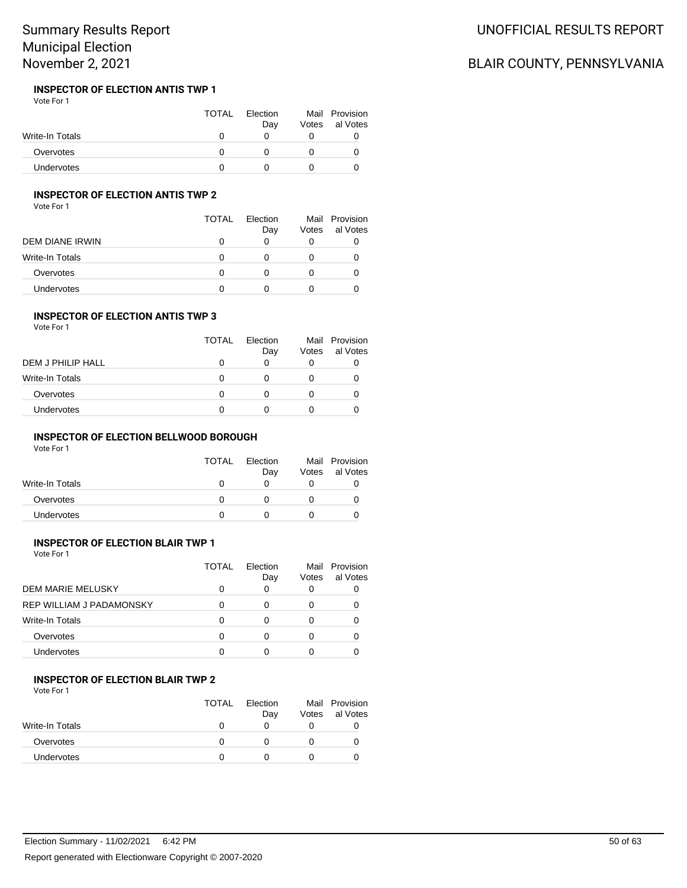### INSPECTOR OF ELECTION ANTIS TWP 1

Vote For 1

| | TOTAL | Election Day | Mail Votes | Provisional Votes |
|---|---|---|---|---|
| Write-In Totals | 0 | 0 | 0 | 0 |
| Overvotes | 0 | 0 | 0 | 0 |
| Undervotes | 0 | 0 | 0 | 0 |

### INSPECTOR OF ELECTION ANTIS TWP 2

Vote For 1

| | TOTAL | Election Day | Mail Votes | Provisional Votes |
|---|---|---|---|---|
| DEM DIANE IRWIN | 0 | 0 | 0 | 0 |
| Write-In Totals | 0 | 0 | 0 | 0 |
| Overvotes | 0 | 0 | 0 | 0 |
| Undervotes | 0 | 0 | 0 | 0 |

### INSPECTOR OF ELECTION ANTIS TWP 3

Vote For 1

| | TOTAL | Election Day | Mail Votes | Provisional Votes |
|---|---|---|---|---|
| DEM J PHILIP HALL | 0 | 0 | 0 | 0 |
| Write-In Totals | 0 | 0 | 0 | 0 |
| Overvotes | 0 | 0 | 0 | 0 |
| Undervotes | 0 | 0 | 0 | 0 |

### INSPECTOR OF ELECTION BELLWOOD BOROUGH

Vote For 1

| | TOTAL | Election Day | Mail Votes | Provisional Votes |
|---|---|---|---|---|
| Write-In Totals | 0 | 0 | 0 | 0 |
| Overvotes | 0 | 0 | 0 | 0 |
| Undervotes | 0 | 0 | 0 | 0 |

### INSPECTOR OF ELECTION BLAIR TWP 1

Vote For 1

| | TOTAL | Election Day | Mail Votes | Provisional Votes |
|---|---|---|---|---|
| DEM MARIE MELUSKY | 0 | 0 | 0 | 0 |
| REP WILLIAM J PADAMONSKY | 0 | 0 | 0 | 0 |
| Write-In Totals | 0 | 0 | 0 | 0 |
| Overvotes | 0 | 0 | 0 | 0 |
| Undervotes | 0 | 0 | 0 | 0 |

### INSPECTOR OF ELECTION BLAIR TWP 2

Vote For 1

| | TOTAL | Election Day | Mail Votes | Provisional Votes |
|---|---|---|---|---|
| Write-In Totals | 0 | 0 | 0 | 0 |
| Overvotes | 0 | 0 | 0 | 0 |
| Undervotes | 0 | 0 | 0 | 0 |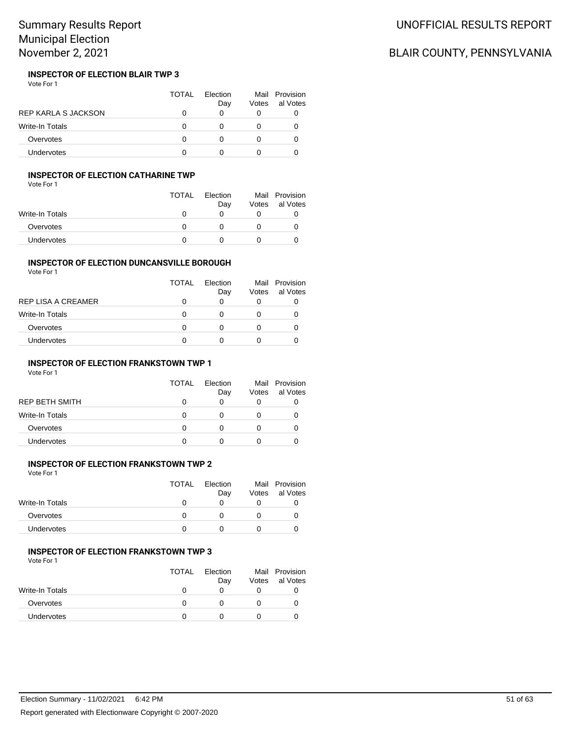# Summary Results Report
# Municipal Election
# November 2, 2021

UNOFFICIAL RESULTS REPORT

BLAIR COUNTY, PENNSYLVANIA

### INSPECTOR OF ELECTION BLAIR TWP 3

Vote For 1

| | TOTAL | Election Day | Mail Votes | Provisional Votes |
|---|---|---|---|---|
| REP KARLA S JACKSON | 0 | 0 | 0 | 0 |
| Write-In Totals | 0 | 0 | 0 | 0 |
| Overvotes | 0 | 0 | 0 | 0 |
| Undervotes | 0 | 0 | 0 | 0 |

### INSPECTOR OF ELECTION CATHARINE TWP

Vote For 1

| | TOTAL | Election Day | Mail Votes | Provisional Votes |
|---|---|---|---|---|
| Write-In Totals | 0 | 0 | 0 | 0 |
| Overvotes | 0 | 0 | 0 | 0 |
| Undervotes | 0 | 0 | 0 | 0 |

### INSPECTOR OF ELECTION DUNCANSVILLE BOROUGH

Vote For 1

| | TOTAL | Election Day | Mail Votes | Provisional Votes |
|---|---|---|---|---|
| REP LISA A CREAMER | 0 | 0 | 0 | 0 |
| Write-In Totals | 0 | 0 | 0 | 0 |
| Overvotes | 0 | 0 | 0 | 0 |
| Undervotes | 0 | 0 | 0 | 0 |

### INSPECTOR OF ELECTION FRANKSTOWN TWP 1

Vote For 1

| | TOTAL | Election Day | Mail Votes | Provisional Votes |
|---|---|---|---|---|
| REP BETH SMITH | 0 | 0 | 0 | 0 |
| Write-In Totals | 0 | 0 | 0 | 0 |
| Overvotes | 0 | 0 | 0 | 0 |
| Undervotes | 0 | 0 | 0 | 0 |

### INSPECTOR OF ELECTION FRANKSTOWN TWP 2

Vote For 1

| | TOTAL | Election Day | Mail Votes | Provisional Votes |
|---|---|---|---|---|
| Write-In Totals | 0 | 0 | 0 | 0 |
| Overvotes | 0 | 0 | 0 | 0 |
| Undervotes | 0 | 0 | 0 | 0 |

### INSPECTOR OF ELECTION FRANKSTOWN TWP 3

Vote For 1

| | TOTAL | Election Day | Mail Votes | Provisional Votes |
|---|---|---|---|---|
| Write-In Totals | 0 | 0 | 0 | 0 |
| Overvotes | 0 | 0 | 0 | 0 |
| Undervotes | 0 | 0 | 0 | 0 |

Election Summary - 11/02/2021 6:42 PM

Report generated with Electionware Copyright © 2007-2020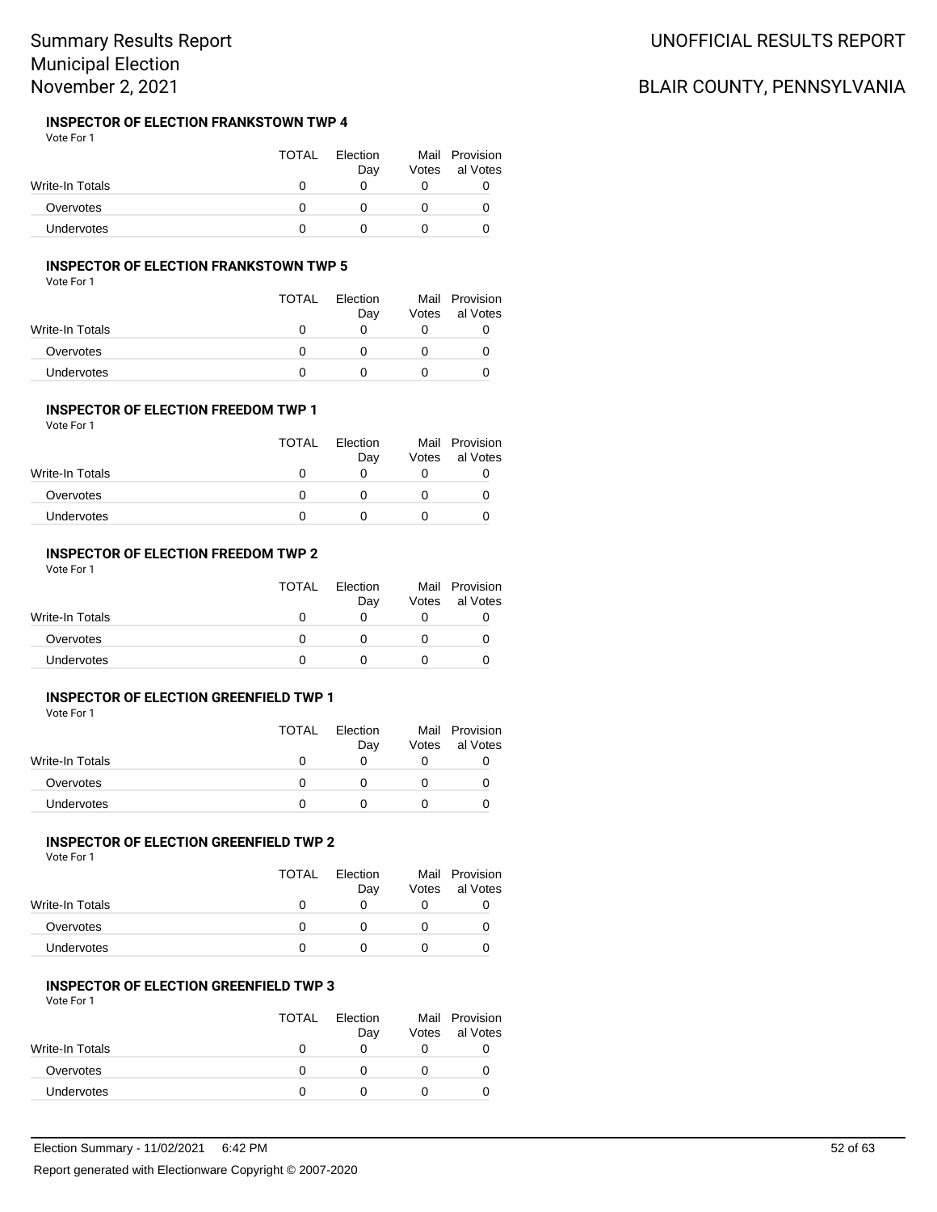# Summary Results Report
## Municipal Election
## November 2, 2021

UNOFFICIAL RESULTS REPORT

BLAIR COUNTY, PENNSYLVANIA

### INSPECTOR OF ELECTION FRANKSTOWN TWP 4

Vote For 1

| | TOTAL | Election Day | Mail Votes | Provisional Votes |
|---|---|---|---|---|
| Write-In Totals | 0 | 0 | 0 | 0 |
| Overvotes | 0 | 0 | 0 | 0 |
| Undervotes | 0 | 0 | 0 | 0 |

### INSPECTOR OF ELECTION FRANKSTOWN TWP 5

Vote For 1

| | TOTAL | Election Day | Mail Votes | Provisional Votes |
|---|---|---|---|---|
| Write-In Totals | 0 | 0 | 0 | 0 |
| Overvotes | 0 | 0 | 0 | 0 |
| Undervotes | 0 | 0 | 0 | 0 |

### INSPECTOR OF ELECTION FREEDOM TWP 1

Vote For 1

| | TOTAL | Election Day | Mail Votes | Provisional Votes |
|---|---|---|---|---|
| Write-In Totals | 0 | 0 | 0 | 0 |
| Overvotes | 0 | 0 | 0 | 0 |
| Undervotes | 0 | 0 | 0 | 0 |

### INSPECTOR OF ELECTION FREEDOM TWP 2

Vote For 1

| | TOTAL | Election Day | Mail Votes | Provisional Votes |
|---|---|---|---|---|
| Write-In Totals | 0 | 0 | 0 | 0 |
| Overvotes | 0 | 0 | 0 | 0 |
| Undervotes | 0 | 0 | 0 | 0 |

### INSPECTOR OF ELECTION GREENFIELD TWP 1

Vote For 1

| | TOTAL | Election Day | Mail Votes | Provisional Votes |
|---|---|---|---|---|
| Write-In Totals | 0 | 0 | 0 | 0 |
| Overvotes | 0 | 0 | 0 | 0 |
| Undervotes | 0 | 0 | 0 | 0 |

### INSPECTOR OF ELECTION GREENFIELD TWP 2

Vote For 1

| | TOTAL | Election Day | Mail Votes | Provisional Votes |
|---|---|---|---|---|
| Write-In Totals | 0 | 0 | 0 | 0 |
| Overvotes | 0 | 0 | 0 | 0 |
| Undervotes | 0 | 0 | 0 | 0 |

### INSPECTOR OF ELECTION GREENFIELD TWP 3

Vote For 1

| | TOTAL | Election Day | Mail Votes | Provisional Votes |
|---|---|---|---|---|
| Write-In Totals | 0 | 0 | 0 | 0 |
| Overvotes | 0 | 0 | 0 | 0 |
| Undervotes | 0 | 0 | 0 | 0 |

Election Summary - 11/02/2021 6:42 PM

Report generated with Electionware Copyright © 2007-2020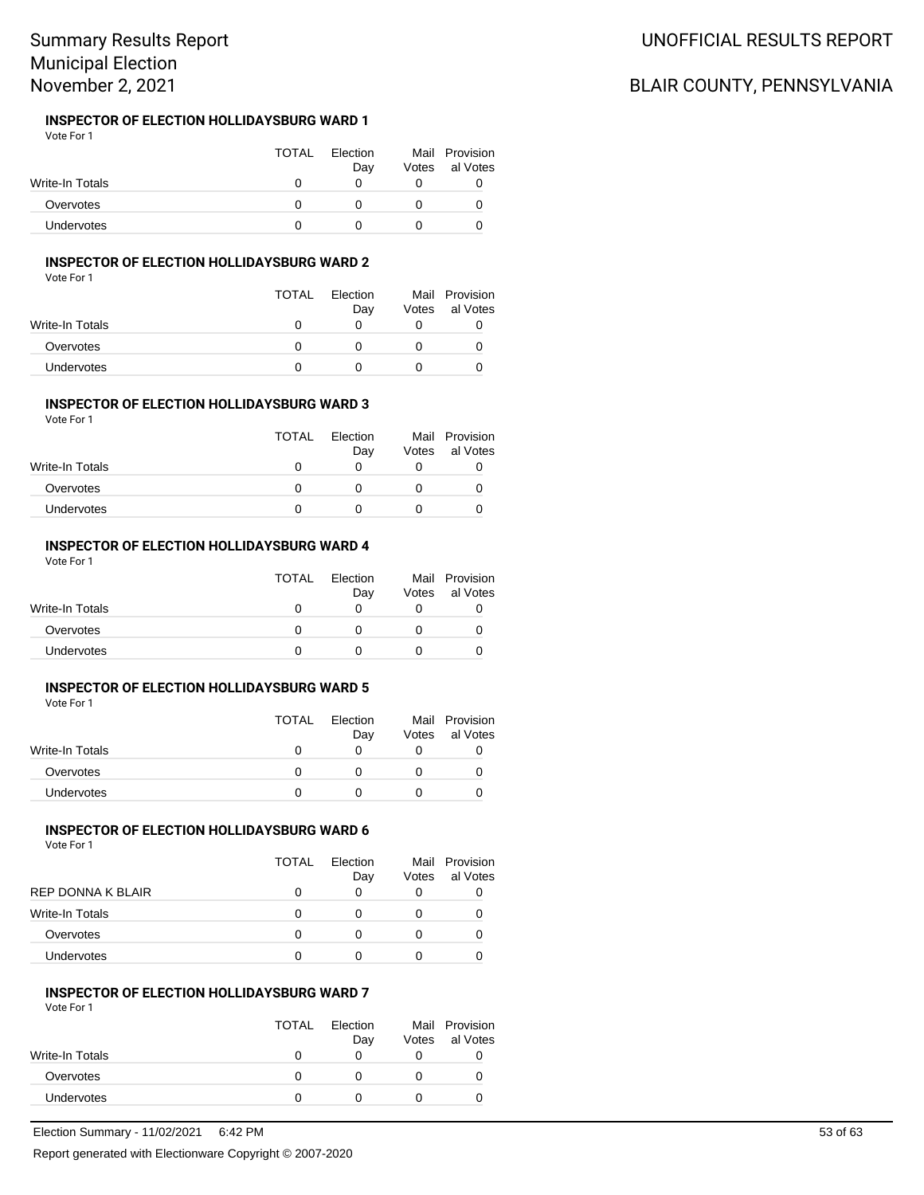# Summary Results Report
# Municipal Election
# November 2, 2021

UNOFFICIAL RESULTS REPORT

BLAIR COUNTY, PENNSYLVANIA

### INSPECTOR OF ELECTION HOLLIDAYSBURG WARD 1

Vote For 1

| | TOTAL | Election Day | Mail Votes | Provisional Votes |
|---|---|---|---|---|
| Write-In Totals | 0 | 0 | 0 | 0 |
| Overvotes | 0 | 0 | 0 | 0 |
| Undervotes | 0 | 0 | 0 | 0 |

### INSPECTOR OF ELECTION HOLLIDAYSBURG WARD 2

Vote For 1

| | TOTAL | Election Day | Mail Votes | Provisional Votes |
|---|---|---|---|---|
| Write-In Totals | 0 | 0 | 0 | 0 |
| Overvotes | 0 | 0 | 0 | 0 |
| Undervotes | 0 | 0 | 0 | 0 |

### INSPECTOR OF ELECTION HOLLIDAYSBURG WARD 3

Vote For 1

| | TOTAL | Election Day | Mail Votes | Provisional Votes |
|---|---|---|---|---|
| Write-In Totals | 0 | 0 | 0 | 0 |
| Overvotes | 0 | 0 | 0 | 0 |
| Undervotes | 0 | 0 | 0 | 0 |

### INSPECTOR OF ELECTION HOLLIDAYSBURG WARD 4

Vote For 1

| | TOTAL | Election Day | Mail Votes | Provisional Votes |
|---|---|---|---|---|
| Write-In Totals | 0 | 0 | 0 | 0 |
| Overvotes | 0 | 0 | 0 | 0 |
| Undervotes | 0 | 0 | 0 | 0 |

### INSPECTOR OF ELECTION HOLLIDAYSBURG WARD 5

Vote For 1

| | TOTAL | Election Day | Mail Votes | Provisional Votes |
|---|---|---|---|---|
| Write-In Totals | 0 | 0 | 0 | 0 |
| Overvotes | 0 | 0 | 0 | 0 |
| Undervotes | 0 | 0 | 0 | 0 |

### INSPECTOR OF ELECTION HOLLIDAYSBURG WARD 6

Vote For 1

| | TOTAL | Election Day | Mail Votes | Provisional Votes |
|---|---|---|---|---|
| REP DONNA K BLAIR | 0 | 0 | 0 | 0 |
| Write-In Totals | 0 | 0 | 0 | 0 |
| Overvotes | 0 | 0 | 0 | 0 |
| Undervotes | 0 | 0 | 0 | 0 |

### INSPECTOR OF ELECTION HOLLIDAYSBURG WARD 7

Vote For 1

| | TOTAL | Election Day | Mail Votes | Provisional Votes |
|---|---|---|---|---|
| Write-In Totals | 0 | 0 | 0 | 0 |
| Overvotes | 0 | 0 | 0 | 0 |
| Undervotes | 0 | 0 | 0 | 0 |

Election Summary - 11/02/2021 6:42 PM

Report generated with Electionware Copyright © 2007-2020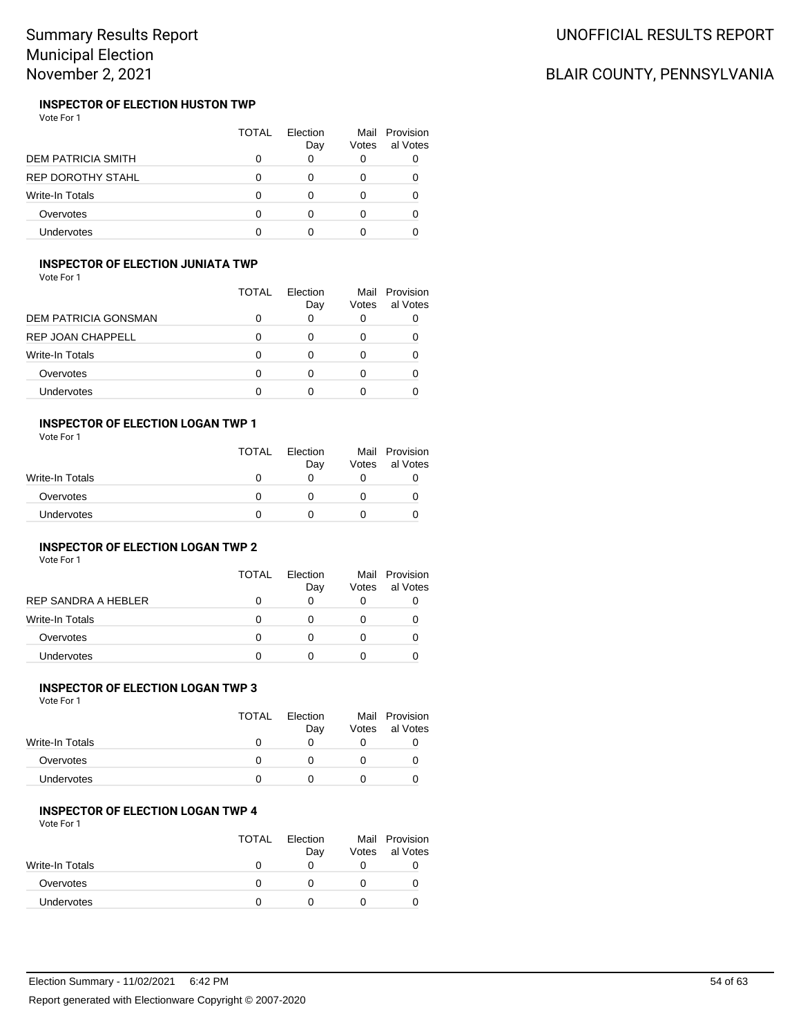# Summary Results Report
# Municipal Election
# November 2, 2021

UNOFFICIAL RESULTS REPORT

BLAIR COUNTY, PENNSYLVANIA

### INSPECTOR OF ELECTION HUSTON TWP

Vote For 1

| | TOTAL | Election Day | Mail Votes | Provisional Votes |
|---|---|---|---|---|
| DEM PATRICIA SMITH | 0 | 0 | 0 | 0 |
| REP DOROTHY STAHL | 0 | 0 | 0 | 0 |
| Write-In Totals | 0 | 0 | 0 | 0 |
| Overvotes | 0 | 0 | 0 | 0 |
| Undervotes | 0 | 0 | 0 | 0 |

### INSPECTOR OF ELECTION JUNIATA TWP

Vote For 1

| | TOTAL | Election Day | Mail Votes | Provisional Votes |
|---|---|---|---|---|
| DEM PATRICIA GONSMAN | 0 | 0 | 0 | 0 |
| REP JOAN CHAPPELL | 0 | 0 | 0 | 0 |
| Write-In Totals | 0 | 0 | 0 | 0 |
| Overvotes | 0 | 0 | 0 | 0 |
| Undervotes | 0 | 0 | 0 | 0 |

### INSPECTOR OF ELECTION LOGAN TWP 1

Vote For 1

| | TOTAL | Election Day | Mail Votes | Provisional Votes |
|---|---|---|---|---|
| Write-In Totals | 0 | 0 | 0 | 0 |
| Overvotes | 0 | 0 | 0 | 0 |
| Undervotes | 0 | 0 | 0 | 0 |

### INSPECTOR OF ELECTION LOGAN TWP 2

Vote For 1

| | TOTAL | Election Day | Mail Votes | Provisional Votes |
|---|---|---|---|---|
| REP SANDRA A HEBLER | 0 | 0 | 0 | 0 |
| Write-In Totals | 0 | 0 | 0 | 0 |
| Overvotes | 0 | 0 | 0 | 0 |
| Undervotes | 0 | 0 | 0 | 0 |

### INSPECTOR OF ELECTION LOGAN TWP 3

Vote For 1

| | TOTAL | Election Day | Mail Votes | Provisional Votes |
|---|---|---|---|---|
| Write-In Totals | 0 | 0 | 0 | 0 |
| Overvotes | 0 | 0 | 0 | 0 |
| Undervotes | 0 | 0 | 0 | 0 |

### INSPECTOR OF ELECTION LOGAN TWP 4

Vote For 1

| | TOTAL | Election Day | Mail Votes | Provisional Votes |
|---|---|---|---|---|
| Write-In Totals | 0 | 0 | 0 | 0 |
| Overvotes | 0 | 0 | 0 | 0 |
| Undervotes | 0 | 0 | 0 | 0 |

Election Summary - 11/02/2021 6:42 PM

Report generated with Electionware Copyright © 2007-2020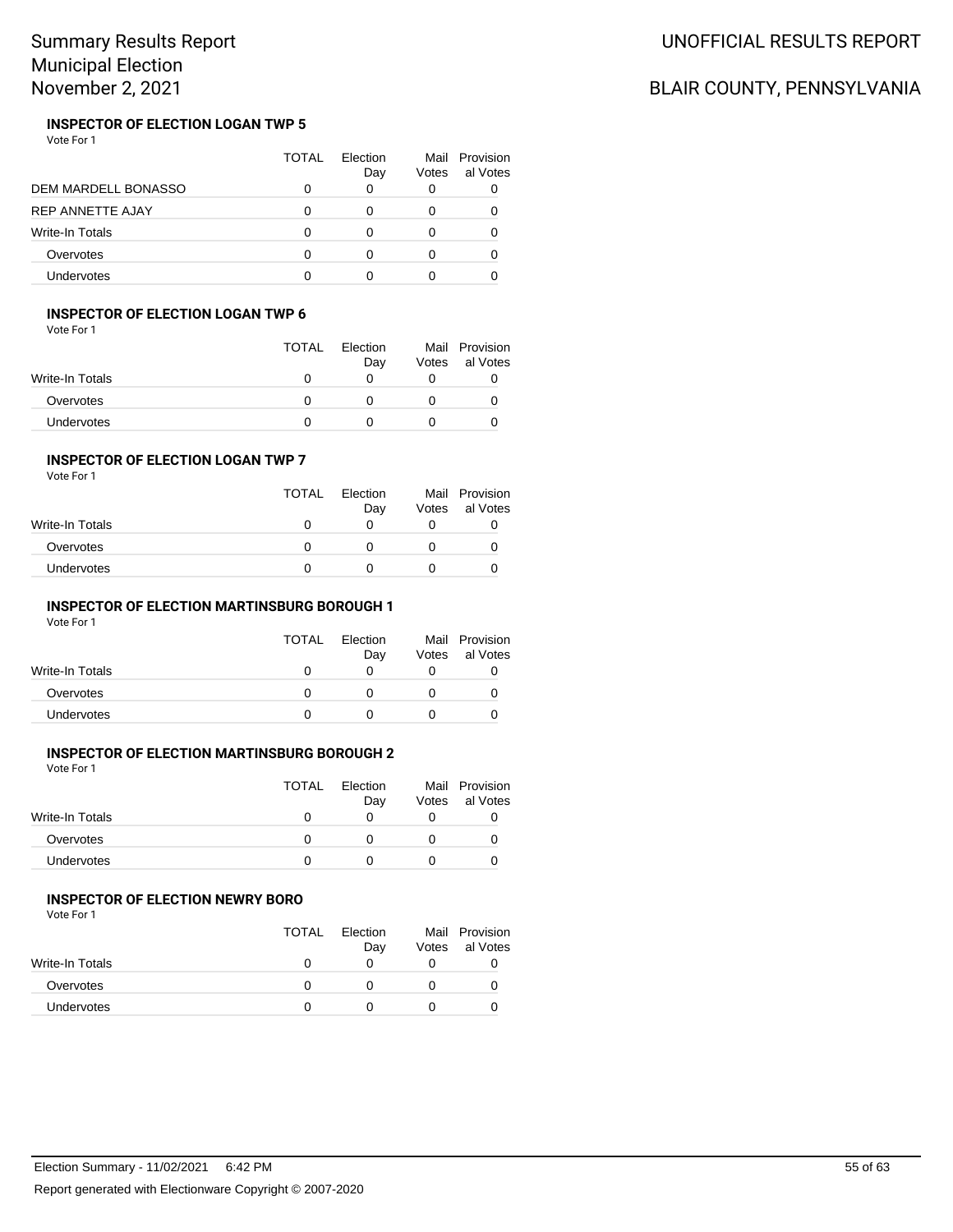### INSPECTOR OF ELECTION LOGAN TWP 5

Vote For 1

| | TOTAL | Election Day | Mail Votes | Provisional Votes |
|---|---|---|---|---|
| DEM MARDELL BONASSO | 0 | 0 | 0 | 0 |
| REP ANNETTE AJAY | 0 | 0 | 0 | 0 |
| Write-In Totals | 0 | 0 | 0 | 0 |
| Overvotes | 0 | 0 | 0 | 0 |
| Undervotes | 0 | 0 | 0 | 0 |

### INSPECTOR OF ELECTION LOGAN TWP 6

Vote For 1

| | TOTAL | Election Day | Mail Votes | Provisional Votes |
|---|---|---|---|---|
| Write-In Totals | 0 | 0 | 0 | 0 |
| Overvotes | 0 | 0 | 0 | 0 |
| Undervotes | 0 | 0 | 0 | 0 |

### INSPECTOR OF ELECTION LOGAN TWP 7

Vote For 1

| | TOTAL | Election Day | Mail Votes | Provisional Votes |
|---|---|---|---|---|
| Write-In Totals | 0 | 0 | 0 | 0 |
| Overvotes | 0 | 0 | 0 | 0 |
| Undervotes | 0 | 0 | 0 | 0 |

### INSPECTOR OF ELECTION MARTINSBURG BOROUGH 1

Vote For 1

| | TOTAL | Election Day | Mail Votes | Provisional Votes |
|---|---|---|---|---|
| Write-In Totals | 0 | 0 | 0 | 0 |
| Overvotes | 0 | 0 | 0 | 0 |
| Undervotes | 0 | 0 | 0 | 0 |

### INSPECTOR OF ELECTION MARTINSBURG BOROUGH 2

Vote For 1

| | TOTAL | Election Day | Mail Votes | Provisional Votes |
|---|---|---|---|---|
| Write-In Totals | 0 | 0 | 0 | 0 |
| Overvotes | 0 | 0 | 0 | 0 |
| Undervotes | 0 | 0 | 0 | 0 |

### INSPECTOR OF ELECTION NEWRY BORO

Vote For 1

| | TOTAL | Election Day | Mail Votes | Provisional Votes |
|---|---|---|---|---|
| Write-In Totals | 0 | 0 | 0 | 0 |
| Overvotes | 0 | 0 | 0 | 0 |
| Undervotes | 0 | 0 | 0 | 0 |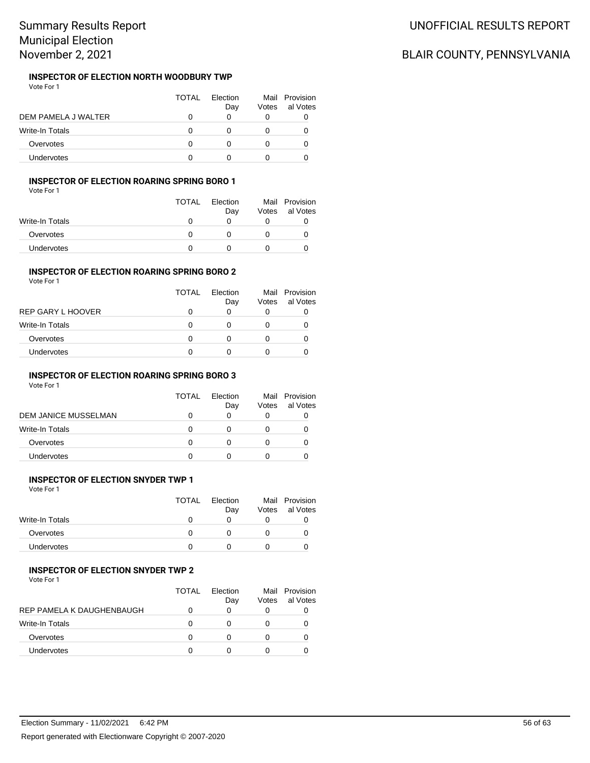#### INSPECTOR OF ELECTION NORTH WOODBURY TWP

Vote For 1

| | TOTAL | Election Day | Mail Votes | Provisional Votes |
|---|---|---|---|---|
| DEM PAMELA J WALTER | 0 | 0 | 0 | 0 |
| Write-In Totals | 0 | 0 | 0 | 0 |
| Overvotes | 0 | 0 | 0 | 0 |
| Undervotes | 0 | 0 | 0 | 0 |

#### INSPECTOR OF ELECTION ROARING SPRING BORO 1

Vote For 1

| | TOTAL | Election Day | Mail Votes | Provisional Votes |
|---|---|---|---|---|
| Write-In Totals | 0 | 0 | 0 | 0 |
| Overvotes | 0 | 0 | 0 | 0 |
| Undervotes | 0 | 0 | 0 | 0 |

#### INSPECTOR OF ELECTION ROARING SPRING BORO 2

Vote For 1

| | TOTAL | Election Day | Mail Votes | Provisional Votes |
|---|---|---|---|---|
| REP GARY L HOOVER | 0 | 0 | 0 | 0 |
| Write-In Totals | 0 | 0 | 0 | 0 |
| Overvotes | 0 | 0 | 0 | 0 |
| Undervotes | 0 | 0 | 0 | 0 |

#### INSPECTOR OF ELECTION ROARING SPRING BORO 3

Vote For 1

| | TOTAL | Election Day | Mail Votes | Provisional Votes |
|---|---|---|---|---|
| DEM JANICE MUSSELMAN | 0 | 0 | 0 | 0 |
| Write-In Totals | 0 | 0 | 0 | 0 |
| Overvotes | 0 | 0 | 0 | 0 |
| Undervotes | 0 | 0 | 0 | 0 |

#### INSPECTOR OF ELECTION SNYDER TWP 1

Vote For 1

| | TOTAL | Election Day | Mail Votes | Provisional Votes |
|---|---|---|---|---|
| Write-In Totals | 0 | 0 | 0 | 0 |
| Overvotes | 0 | 0 | 0 | 0 |
| Undervotes | 0 | 0 | 0 | 0 |

#### INSPECTOR OF ELECTION SNYDER TWP 2

Vote For 1

| | TOTAL | Election Day | Mail Votes | Provisional Votes |
|---|---|---|---|---|
| REP PAMELA K DAUGHENBAUGH | 0 | 0 | 0 | 0 |
| Write-In Totals | 0 | 0 | 0 | 0 |
| Overvotes | 0 | 0 | 0 | 0 |
| Undervotes | 0 | 0 | 0 | 0 |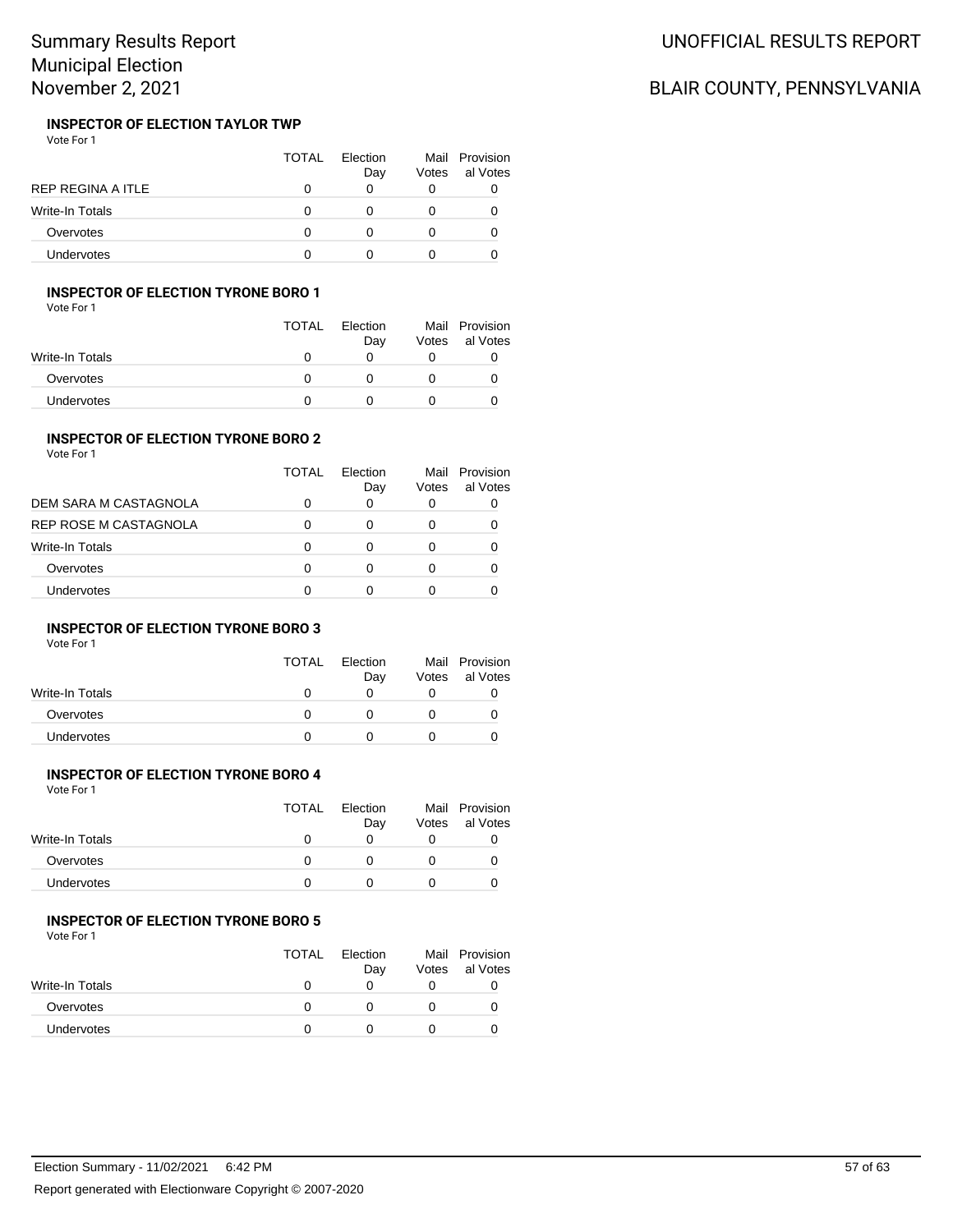# Summary Results Report
# Municipal Election
# November 2, 2021

UNOFFICIAL RESULTS REPORT

BLAIR COUNTY, PENNSYLVANIA

### INSPECTOR OF ELECTION TAYLOR TWP

Vote For 1

| | TOTAL | Election Day | Mail Votes | Provisional Votes |
|---|---|---|---|---|
| REP REGINA A ITLE | 0 | 0 | 0 | 0 |
| Write-In Totals | 0 | 0 | 0 | 0 |
| Overvotes | 0 | 0 | 0 | 0 |
| Undervotes | 0 | 0 | 0 | 0 |

### INSPECTOR OF ELECTION TYRONE BORO 1

Vote For 1

| | TOTAL | Election Day | Mail Votes | Provisional Votes |
|---|---|---|---|---|
| Write-In Totals | 0 | 0 | 0 | 0 |
| Overvotes | 0 | 0 | 0 | 0 |
| Undervotes | 0 | 0 | 0 | 0 |

### INSPECTOR OF ELECTION TYRONE BORO 2

Vote For 1

| | TOTAL | Election Day | Mail Votes | Provisional Votes |
|---|---|---|---|---|
| DEM SARA M CASTAGNOLA | 0 | 0 | 0 | 0 |
| REP ROSE M CASTAGNOLA | 0 | 0 | 0 | 0 |
| Write-In Totals | 0 | 0 | 0 | 0 |
| Overvotes | 0 | 0 | 0 | 0 |
| Undervotes | 0 | 0 | 0 | 0 |

### INSPECTOR OF ELECTION TYRONE BORO 3

Vote For 1

| | TOTAL | Election Day | Mail Votes | Provisional Votes |
|---|---|---|---|---|
| Write-In Totals | 0 | 0 | 0 | 0 |
| Overvotes | 0 | 0 | 0 | 0 |
| Undervotes | 0 | 0 | 0 | 0 |

### INSPECTOR OF ELECTION TYRONE BORO 4

Vote For 1

| | TOTAL | Election Day | Mail Votes | Provisional Votes |
|---|---|---|---|---|
| Write-In Totals | 0 | 0 | 0 | 0 |
| Overvotes | 0 | 0 | 0 | 0 |
| Undervotes | 0 | 0 | 0 | 0 |

### INSPECTOR OF ELECTION TYRONE BORO 5

Vote For 1

| | TOTAL | Election Day | Mail Votes | Provisional Votes |
|---|---|---|---|---|
| Write-In Totals | 0 | 0 | 0 | 0 |
| Overvotes | 0 | 0 | 0 | 0 |
| Undervotes | 0 | 0 | 0 | 0 |

Election Summary - 11/02/2021 6:42 PM

Report generated with Electionware Copyright © 2007-2020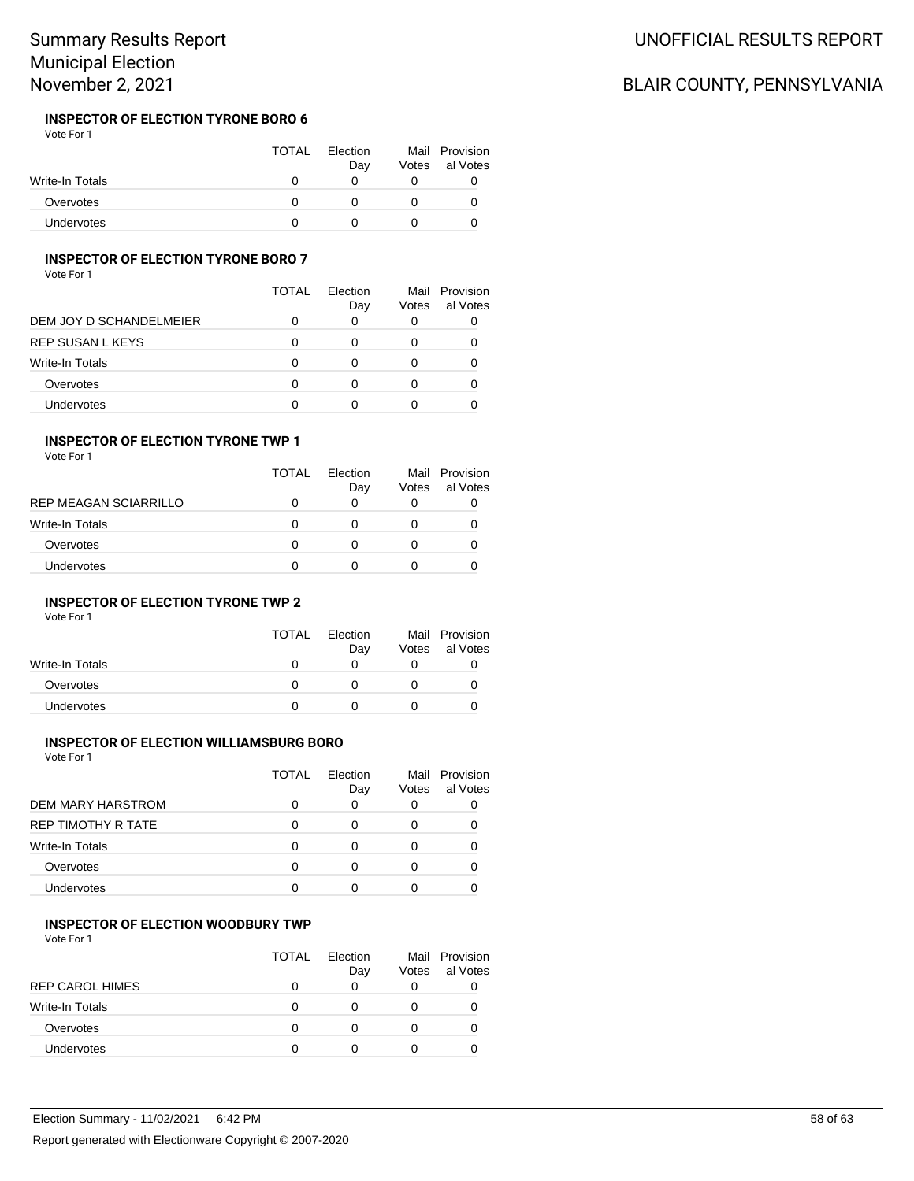Summary Results Report
Municipal Election
November 2, 2021

UNOFFICIAL RESULTS REPORT

BLAIR COUNTY, PENNSYLVANIA

#### INSPECTOR OF ELECTION TYRONE BORO 6

Vote For 1

| | TOTAL | Election Day | Mail Votes | Provisional Votes |
|---|---|---|---|---|
| Write-In Totals | 0 | 0 | 0 | 0 |
| Overvotes | 0 | 0 | 0 | 0 |
| Undervotes | 0 | 0 | 0 | 0 |

#### INSPECTOR OF ELECTION TYRONE BORO 7

Vote For 1

| | TOTAL | Election Day | Mail Votes | Provisional Votes |
|---|---|---|---|---|
| DEM JOY D SCHANDELMEIER | 0 | 0 | 0 | 0 |
| REP SUSAN L KEYS | 0 | 0 | 0 | 0 |
| Write-In Totals | 0 | 0 | 0 | 0 |
| Overvotes | 0 | 0 | 0 | 0 |
| Undervotes | 0 | 0 | 0 | 0 |

#### INSPECTOR OF ELECTION TYRONE TWP 1

Vote For 1

| | TOTAL | Election Day | Mail Votes | Provisional Votes |
|---|---|---|---|---|
| REP MEAGAN SCIARRILLO | 0 | 0 | 0 | 0 |
| Write-In Totals | 0 | 0 | 0 | 0 |
| Overvotes | 0 | 0 | 0 | 0 |
| Undervotes | 0 | 0 | 0 | 0 |

#### INSPECTOR OF ELECTION TYRONE TWP 2

Vote For 1

| | TOTAL | Election Day | Mail Votes | Provisional Votes |
|---|---|---|---|---|
| Write-In Totals | 0 | 0 | 0 | 0 |
| Overvotes | 0 | 0 | 0 | 0 |
| Undervotes | 0 | 0 | 0 | 0 |

#### INSPECTOR OF ELECTION WILLIAMSBURG BORO

Vote For 1

| | TOTAL | Election Day | Mail Votes | Provisional Votes |
|---|---|---|---|---|
| DEM MARY HARSTROM | 0 | 0 | 0 | 0 |
| REP TIMOTHY R TATE | 0 | 0 | 0 | 0 |
| Write-In Totals | 0 | 0 | 0 | 0 |
| Overvotes | 0 | 0 | 0 | 0 |
| Undervotes | 0 | 0 | 0 | 0 |

#### INSPECTOR OF ELECTION WOODBURY TWP

Vote For 1

| | TOTAL | Election Day | Mail Votes | Provisional Votes |
|---|---|---|---|---|
| REP CAROL HIMES | 0 | 0 | 0 | 0 |
| Write-In Totals | 0 | 0 | 0 | 0 |
| Overvotes | 0 | 0 | 0 | 0 |
| Undervotes | 0 | 0 | 0 | 0 |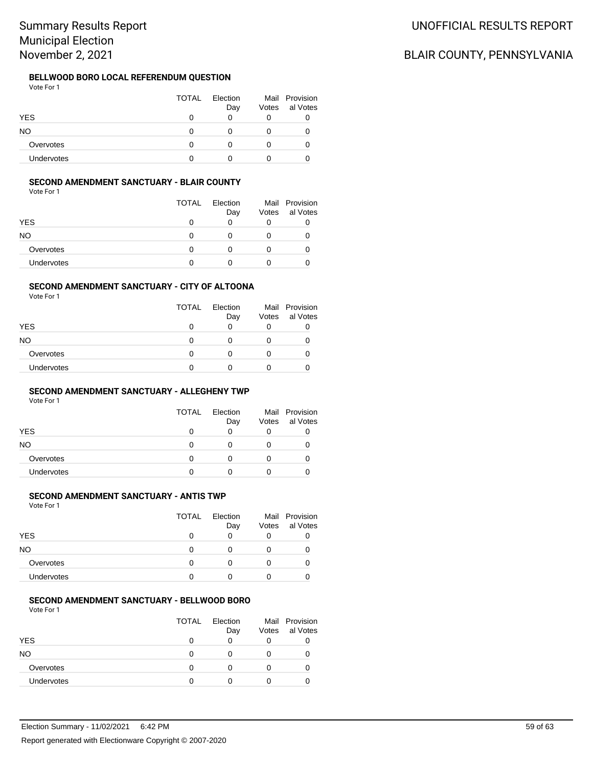# Summary Results Report
# Municipal Election
# November 2, 2021

UNOFFICIAL RESULTS REPORT

BLAIR COUNTY, PENNSYLVANIA

### BELLWOOD BORO LOCAL REFERENDUM QUESTION

Vote For 1

| | TOTAL | Election Day | Mail Votes | Provisional Votes |
|---|---|---|---|---|
| YES | 0 | 0 | 0 | 0 |
| NO | 0 | 0 | 0 | 0 |
| Overvotes | 0 | 0 | 0 | 0 |
| Undervotes | 0 | 0 | 0 | 0 |

### SECOND AMENDMENT SANCTUARY - BLAIR COUNTY

Vote For 1

| | TOTAL | Election Day | Mail Votes | Provisional Votes |
|---|---|---|---|---|
| YES | 0 | 0 | 0 | 0 |
| NO | 0 | 0 | 0 | 0 |
| Overvotes | 0 | 0 | 0 | 0 |
| Undervotes | 0 | 0 | 0 | 0 |

### SECOND AMENDMENT SANCTUARY - CITY OF ALTOONA

Vote For 1

| | TOTAL | Election Day | Mail Votes | Provisional Votes |
|---|---|---|---|---|
| YES | 0 | 0 | 0 | 0 |
| NO | 0 | 0 | 0 | 0 |
| Overvotes | 0 | 0 | 0 | 0 |
| Undervotes | 0 | 0 | 0 | 0 |

### SECOND AMENDMENT SANCTUARY - ALLEGHENY TWP

Vote For 1

| | TOTAL | Election Day | Mail Votes | Provisional Votes |
|---|---|---|---|---|
| YES | 0 | 0 | 0 | 0 |
| NO | 0 | 0 | 0 | 0 |
| Overvotes | 0 | 0 | 0 | 0 |
| Undervotes | 0 | 0 | 0 | 0 |

### SECOND AMENDMENT SANCTUARY - ANTIS TWP

Vote For 1

| | TOTAL | Election Day | Mail Votes | Provisional Votes |
|---|---|---|---|---|
| YES | 0 | 0 | 0 | 0 |
| NO | 0 | 0 | 0 | 0 |
| Overvotes | 0 | 0 | 0 | 0 |
| Undervotes | 0 | 0 | 0 | 0 |

### SECOND AMENDMENT SANCTUARY - BELLWOOD BORO

Vote For 1

| | TOTAL | Election Day | Mail Votes | Provisional Votes |
|---|---|---|---|---|
| YES | 0 | 0 | 0 | 0 |
| NO | 0 | 0 | 0 | 0 |
| Overvotes | 0 | 0 | 0 | 0 |
| Undervotes | 0 | 0 | 0 | 0 |

Election Summary - 11/02/2021 6:42 PM

Report generated with Electionware Copyright © 2007-2020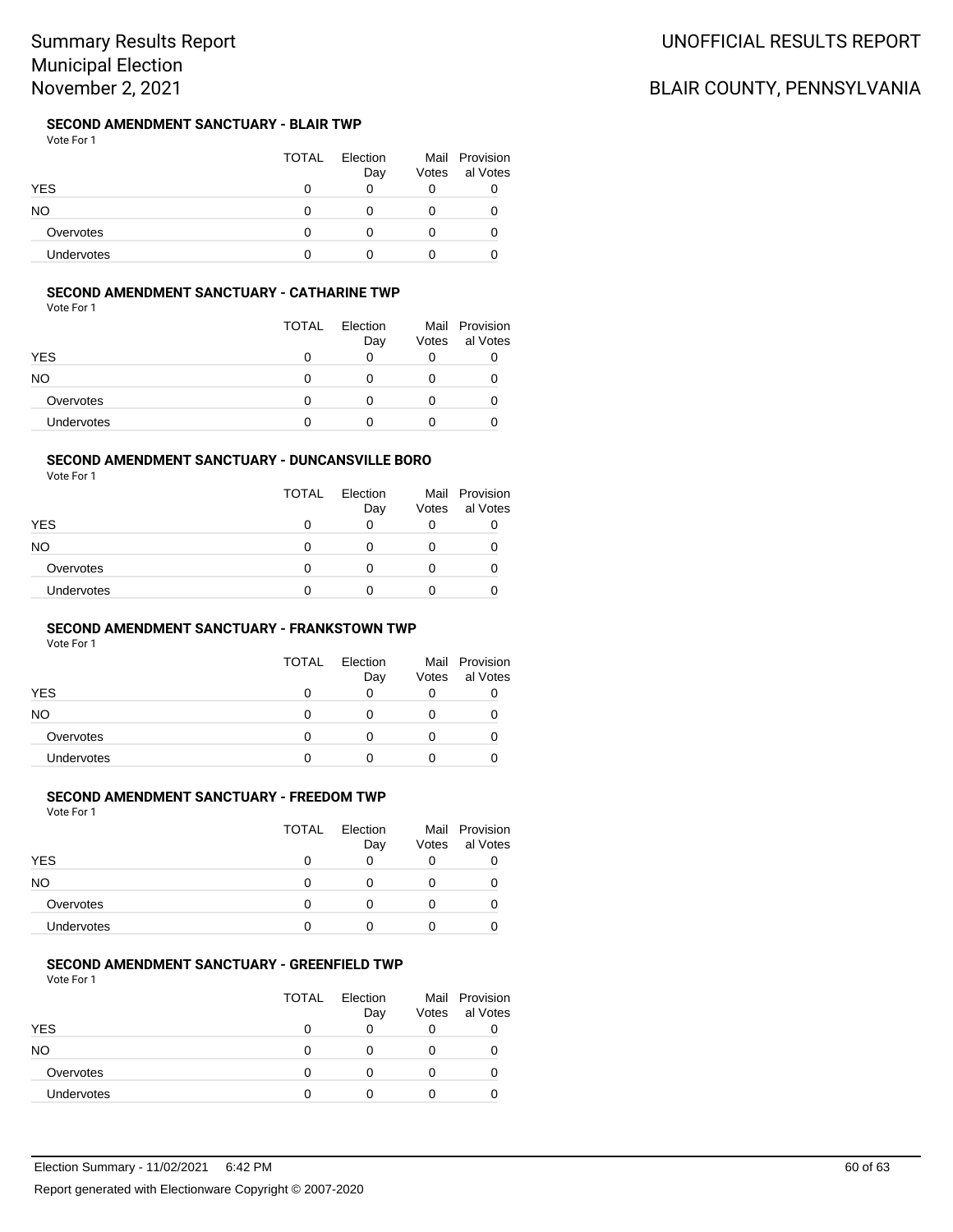## SECOND AMENDMENT SANCTUARY - BLAIR TWP

Vote For 1

| | TOTAL | Election Day | Mail Votes | Provisional Votes |
|---|---|---|---|---|
| YES | 0 | 0 | 0 | 0 |
| NO | 0 | 0 | 0 | 0 |
| Overvotes | 0 | 0 | 0 | 0 |
| Undervotes | 0 | 0 | 0 | 0 |

## SECOND AMENDMENT SANCTUARY - CATHARINE TWP

Vote For 1

| | TOTAL | Election Day | Mail Votes | Provisional Votes |
|---|---|---|---|---|
| YES | 0 | 0 | 0 | 0 |
| NO | 0 | 0 | 0 | 0 |
| Overvotes | 0 | 0 | 0 | 0 |
| Undervotes | 0 | 0 | 0 | 0 |

## SECOND AMENDMENT SANCTUARY - DUNCANSVILLE BORO

Vote For 1

| | TOTAL | Election Day | Mail Votes | Provisional Votes |
|---|---|---|---|---|
| YES | 0 | 0 | 0 | 0 |
| NO | 0 | 0 | 0 | 0 |
| Overvotes | 0 | 0 | 0 | 0 |
| Undervotes | 0 | 0 | 0 | 0 |

## SECOND AMENDMENT SANCTUARY - FRANKSTOWN TWP

Vote For 1

| | TOTAL | Election Day | Mail Votes | Provisional Votes |
|---|---|---|---|---|
| YES | 0 | 0 | 0 | 0 |
| NO | 0 | 0 | 0 | 0 |
| Overvotes | 0 | 0 | 0 | 0 |
| Undervotes | 0 | 0 | 0 | 0 |

## SECOND AMENDMENT SANCTUARY - FREEDOM TWP

Vote For 1

| | TOTAL | Election Day | Mail Votes | Provisional Votes |
|---|---|---|---|---|
| YES | 0 | 0 | 0 | 0 |
| NO | 0 | 0 | 0 | 0 |
| Overvotes | 0 | 0 | 0 | 0 |
| Undervotes | 0 | 0 | 0 | 0 |

## SECOND AMENDMENT SANCTUARY - GREENFIELD TWP

Vote For 1

| | TOTAL | Election Day | Mail Votes | Provisional Votes |
|---|---|---|---|---|
| YES | 0 | 0 | 0 | 0 |
| NO | 0 | 0 | 0 | 0 |
| Overvotes | 0 | 0 | 0 | 0 |
| Undervotes | 0 | 0 | 0 | 0 |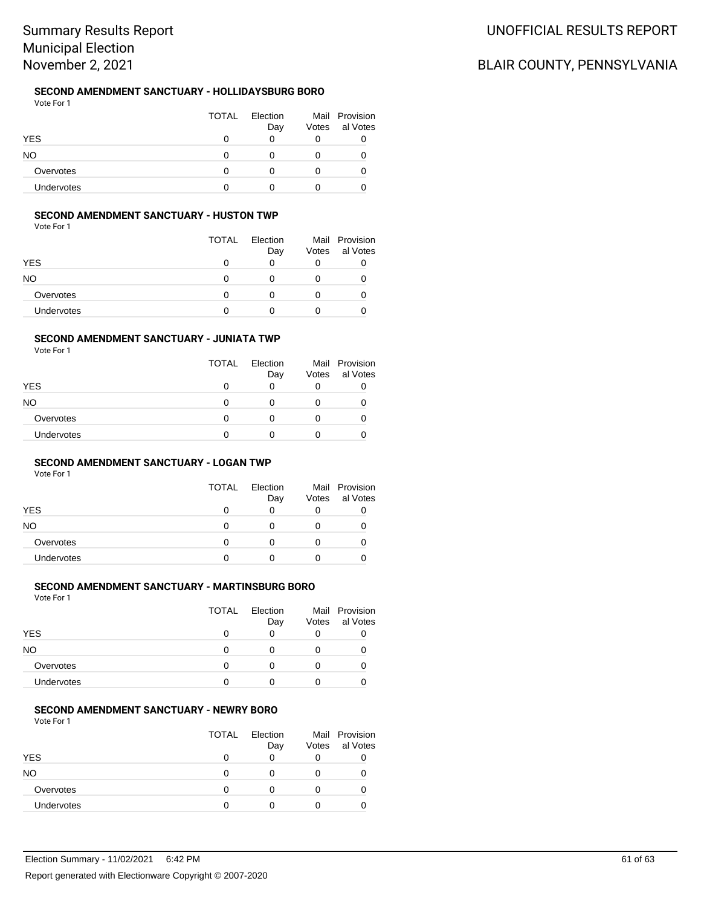# Summary Results Report
# Municipal Election
# November 2, 2021

## UNOFFICIAL RESULTS REPORT
## BLAIR COUNTY, PENNSYLVANIA

### SECOND AMENDMENT SANCTUARY - HOLLIDAYSBURG BORO

Vote For 1

| | TOTAL | Election Day | Mail Votes | Provisional Votes |
|---|---|---|---|---|
| YES | 0 | 0 | 0 | 0 |
| NO | 0 | 0 | 0 | 0 |
| Overvotes | 0 | 0 | 0 | 0 |
| Undervotes | 0 | 0 | 0 | 0 |

### SECOND AMENDMENT SANCTUARY - HUSTON TWP

Vote For 1

| | TOTAL | Election Day | Mail Votes | Provisional Votes |
|---|---|---|---|---|
| YES | 0 | 0 | 0 | 0 |
| NO | 0 | 0 | 0 | 0 |
| Overvotes | 0 | 0 | 0 | 0 |
| Undervotes | 0 | 0 | 0 | 0 |

### SECOND AMENDMENT SANCTUARY - JUNIATA TWP

Vote For 1

| | TOTAL | Election Day | Mail Votes | Provisional Votes |
|---|---|---|---|---|
| YES | 0 | 0 | 0 | 0 |
| NO | 0 | 0 | 0 | 0 |
| Overvotes | 0 | 0 | 0 | 0 |
| Undervotes | 0 | 0 | 0 | 0 |

### SECOND AMENDMENT SANCTUARY - LOGAN TWP

Vote For 1

| | TOTAL | Election Day | Mail Votes | Provisional Votes |
|---|---|---|---|---|
| YES | 0 | 0 | 0 | 0 |
| NO | 0 | 0 | 0 | 0 |
| Overvotes | 0 | 0 | 0 | 0 |
| Undervotes | 0 | 0 | 0 | 0 |

### SECOND AMENDMENT SANCTUARY - MARTINSBURG BORO

Vote For 1

| | TOTAL | Election Day | Mail Votes | Provisional Votes |
|---|---|---|---|---|
| YES | 0 | 0 | 0 | 0 |
| NO | 0 | 0 | 0 | 0 |
| Overvotes | 0 | 0 | 0 | 0 |
| Undervotes | 0 | 0 | 0 | 0 |

### SECOND AMENDMENT SANCTUARY - NEWRY BORO

Vote For 1

| | TOTAL | Election Day | Mail Votes | Provisional Votes |
|---|---|---|---|---|
| YES | 0 | 0 | 0 | 0 |
| NO | 0 | 0 | 0 | 0 |
| Overvotes | 0 | 0 | 0 | 0 |
| Undervotes | 0 | 0 | 0 | 0 |

Election Summary - 11/02/2021 6:42 PM

Report generated with Electionware Copyright © 2007-2020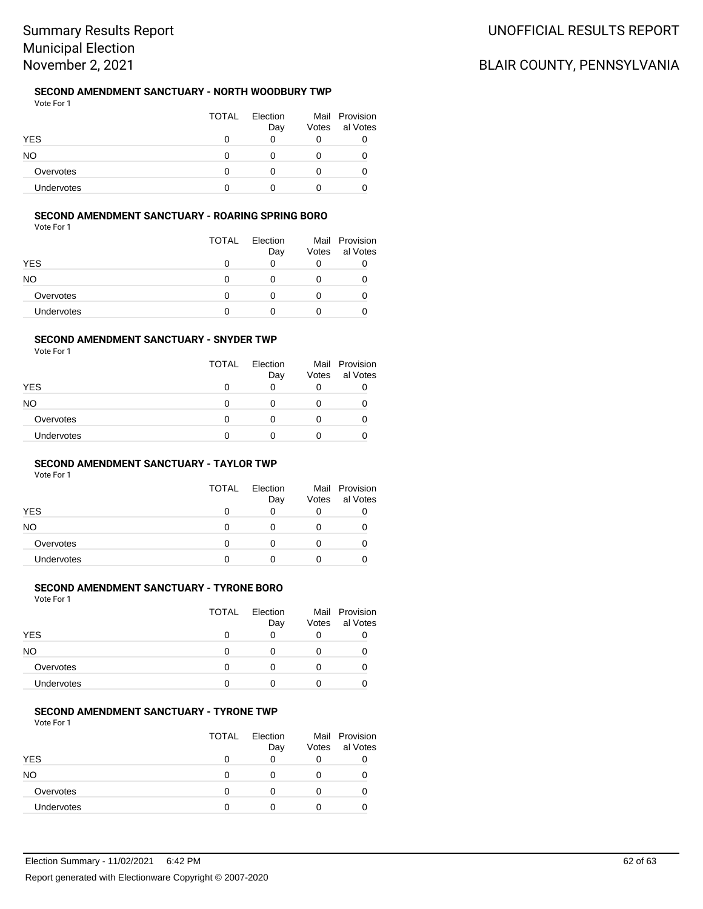### SECOND AMENDMENT SANCTUARY - NORTH WOODBURY TWP

Vote For 1

| | TOTAL | Election Day | Mail Votes | Provisional Votes |
|---|---|---|---|---|
| YES | 0 | 0 | 0 | 0 |
| NO | 0 | 0 | 0 | 0 |
| Overvotes | 0 | 0 | 0 | 0 |
| Undervotes | 0 | 0 | 0 | 0 |

### SECOND AMENDMENT SANCTUARY - ROARING SPRING BORO

Vote For 1

| | TOTAL | Election Day | Mail Votes | Provisional Votes |
|---|---|---|---|---|
| YES | 0 | 0 | 0 | 0 |
| NO | 0 | 0 | 0 | 0 |
| Overvotes | 0 | 0 | 0 | 0 |
| Undervotes | 0 | 0 | 0 | 0 |

### SECOND AMENDMENT SANCTUARY - SNYDER TWP

Vote For 1

| | TOTAL | Election Day | Mail Votes | Provisional Votes |
|---|---|---|---|---|
| YES | 0 | 0 | 0 | 0 |
| NO | 0 | 0 | 0 | 0 |
| Overvotes | 0 | 0 | 0 | 0 |
| Undervotes | 0 | 0 | 0 | 0 |

### SECOND AMENDMENT SANCTUARY - TAYLOR TWP

Vote For 1

| | TOTAL | Election Day | Mail Votes | Provisional Votes |
|---|---|---|---|---|
| YES | 0 | 0 | 0 | 0 |
| NO | 0 | 0 | 0 | 0 |
| Overvotes | 0 | 0 | 0 | 0 |
| Undervotes | 0 | 0 | 0 | 0 |

### SECOND AMENDMENT SANCTUARY - TYRONE BORO

Vote For 1

| | TOTAL | Election Day | Mail Votes | Provisional Votes |
|---|---|---|---|---|
| YES | 0 | 0 | 0 | 0 |
| NO | 0 | 0 | 0 | 0 |
| Overvotes | 0 | 0 | 0 | 0 |
| Undervotes | 0 | 0 | 0 | 0 |

### SECOND AMENDMENT SANCTUARY - TYRONE TWP

Vote For 1

| | TOTAL | Election Day | Mail Votes | Provisional Votes |
|---|---|---|---|---|
| YES | 0 | 0 | 0 | 0 |
| NO | 0 | 0 | 0 | 0 |
| Overvotes | 0 | 0 | 0 | 0 |
| Undervotes | 0 | 0 | 0 | 0 |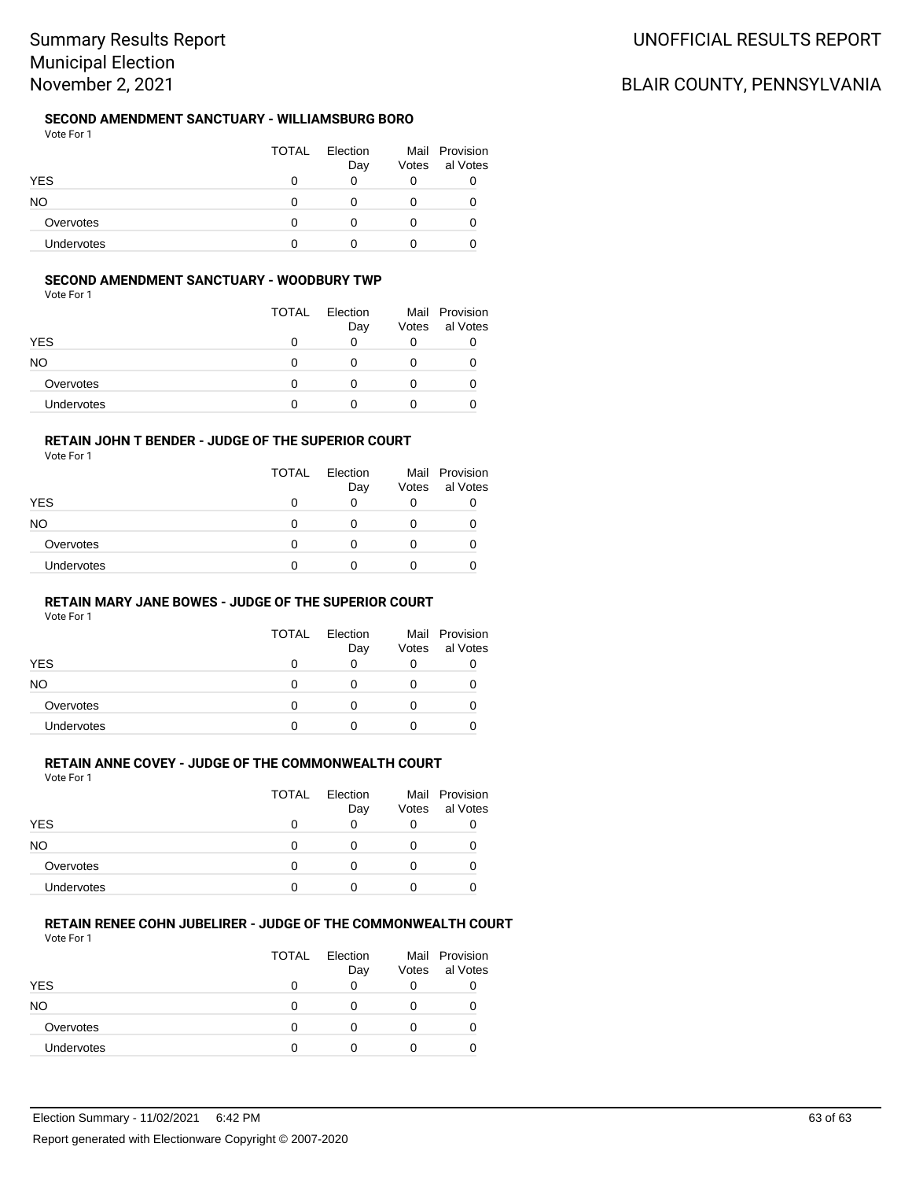### SECOND AMENDMENT SANCTUARY - WILLIAMSBURG BORO

Vote For 1

| | TOTAL | Election Day | Mail Votes | Provisional Votes |
|---|---|---|---|---|
| YES | 0 | 0 | 0 | 0 |
| NO | 0 | 0 | 0 | 0 |
| Overvotes | 0 | 0 | 0 | 0 |
| Undervotes | 0 | 0 | 0 | 0 |

### SECOND AMENDMENT SANCTUARY - WOODBURY TWP

Vote For 1

| | TOTAL | Election Day | Mail Votes | Provisional Votes |
|---|---|---|---|---|
| YES | 0 | 0 | 0 | 0 |
| NO | 0 | 0 | 0 | 0 |
| Overvotes | 0 | 0 | 0 | 0 |
| Undervotes | 0 | 0 | 0 | 0 |

### RETAIN JOHN T BENDER - JUDGE OF THE SUPERIOR COURT

Vote For 1

| | TOTAL | Election Day | Mail Votes | Provisional Votes |
|---|---|---|---|---|
| YES | 0 | 0 | 0 | 0 |
| NO | 0 | 0 | 0 | 0 |
| Overvotes | 0 | 0 | 0 | 0 |
| Undervotes | 0 | 0 | 0 | 0 |

### RETAIN MARY JANE BOWES - JUDGE OF THE SUPERIOR COURT

Vote For 1

| | TOTAL | Election Day | Mail Votes | Provisional Votes |
|---|---|---|---|---|
| YES | 0 | 0 | 0 | 0 |
| NO | 0 | 0 | 0 | 0 |
| Overvotes | 0 | 0 | 0 | 0 |
| Undervotes | 0 | 0 | 0 | 0 |

### RETAIN ANNE COVEY - JUDGE OF THE COMMONWEALTH COURT

Vote For 1

| | TOTAL | Election Day | Mail Votes | Provisional Votes |
|---|---|---|---|---|
| YES | 0 | 0 | 0 | 0 |
| NO | 0 | 0 | 0 | 0 |
| Overvotes | 0 | 0 | 0 | 0 |
| Undervotes | 0 | 0 | 0 | 0 |

### RETAIN RENEE COHN JUBELIRER - JUDGE OF THE COMMONWEALTH COURT

Vote For 1

| | TOTAL | Election Day | Mail Votes | Provisional Votes |
|---|---|---|---|---|
| YES | 0 | 0 | 0 | 0 |
| NO | 0 | 0 | 0 | 0 |
| Overvotes | 0 | 0 | 0 | 0 |
| Undervotes | 0 | 0 | 0 | 0 |